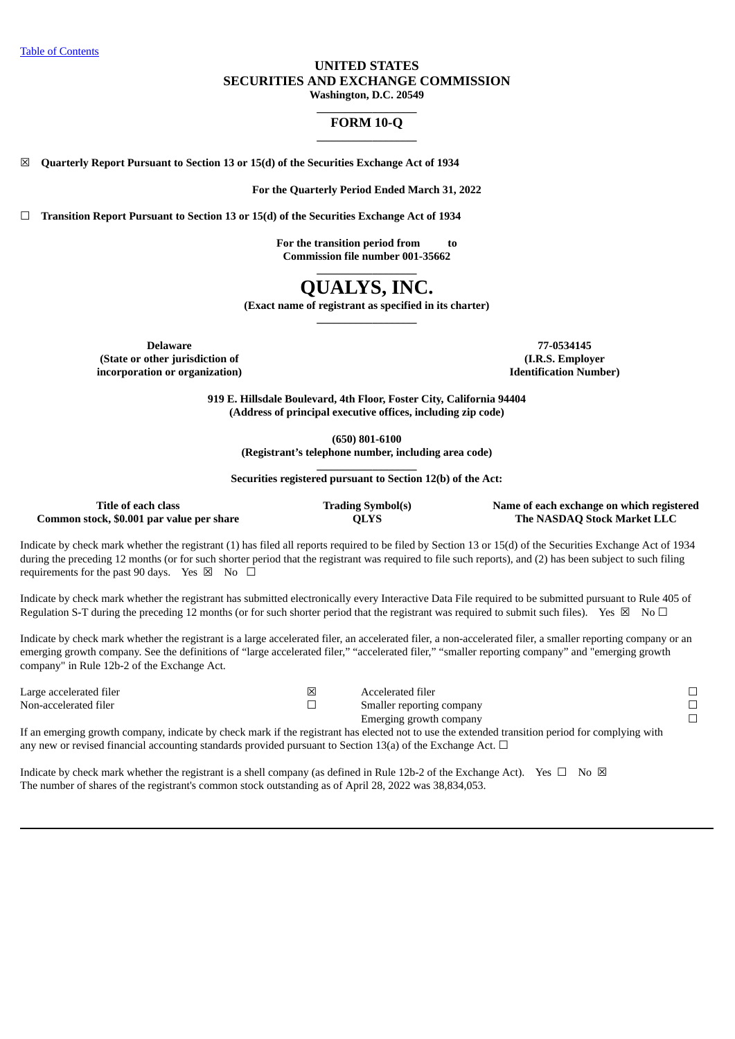[Table of Contents](#)

**UNITED STATES**
**SECURITIES AND EXCHANGE COMMISSION**
**Washington, D.C. 20549**

# FORM 10-Q

☒ **Quarterly Report Pursuant to Section 13 or 15(d) of the Securities Exchange Act of 1934**

**For the Quarterly Period Ended March 31, 2022**

☐ **Transition Report Pursuant to Section 13 or 15(d) of the Securities Exchange Act of 1934**

**For the transition period from to**
**Commission file number 001-35662**

# QUALYS, INC.

**(Exact name of registrant as specified in its charter)**

| **Delaware** | **77-0534145** |
|---|---|
| **(State or other jurisdiction of incorporation or organization)** | **(I.R.S. Employer Identification Number)** |

**919 E. Hillsdale Boulevard, 4th Floor, Foster City, California 94404**
**(Address of principal executive offices, including zip code)**

**(650) 801-6100**
**(Registrant's telephone number, including area code)**

**Securities registered pursuant to Section 12(b) of the Act:**

| Title of each class | Trading Symbol(s) | Name of each exchange on which registered |
|---|---|---|
| Common stock, $0.001 par value per share | QLYS | The NASDAQ Stock Market LLC |

Indicate by check mark whether the registrant (1) has filed all reports required to be filed by Section 13 or 15(d) of the Securities Exchange Act of 1934 during the preceding 12 months (or for such shorter period that the registrant was required to file such reports), and (2) has been subject to such filing requirements for the past 90 days. Yes ☒ No ☐

Indicate by check mark whether the registrant has submitted electronically every Interactive Data File required to be submitted pursuant to Rule 405 of Regulation S-T during the preceding 12 months (or for such shorter period that the registrant was required to submit such files). Yes ☒ No ☐

Indicate by check mark whether the registrant is a large accelerated filer, an accelerated filer, a non-accelerated filer, a smaller reporting company or an emerging growth company. See the definitions of "large accelerated filer," "accelerated filer," "smaller reporting company" and "emerging growth company" in Rule 12b-2 of the Exchange Act.

| | | | |
|---|---|---|---|
| Large accelerated filer | ☒ | Accelerated filer | ☐ |
| Non-accelerated filer | ☐ | Smaller reporting company | ☐ |
| | | Emerging growth company | ☐ |

If an emerging growth company, indicate by check mark if the registrant has elected not to use the extended transition period for complying with any new or revised financial accounting standards provided pursuant to Section 13(a) of the Exchange Act. ☐

Indicate by check mark whether the registrant is a shell company (as defined in Rule 12b-2 of the Exchange Act). Yes ☐ No ☒
The number of shares of the registrant's common stock outstanding as of April 28, 2022 was 38,834,053.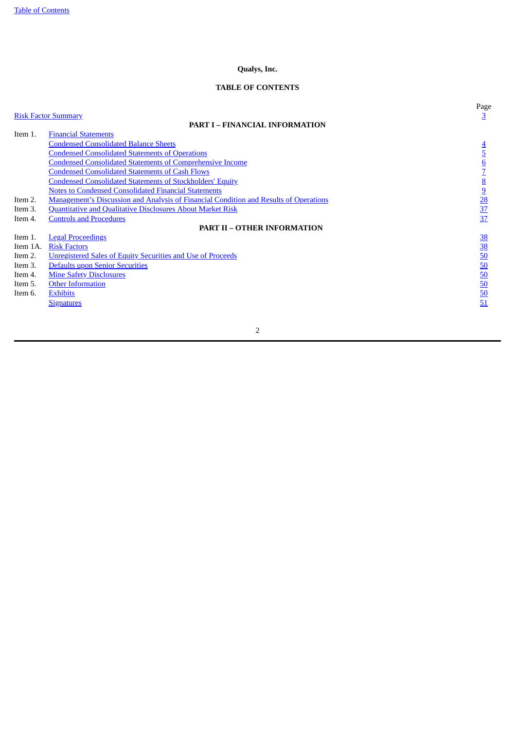**Qualys, Inc.**

**TABLE OF CONTENTS**

| | | Page |
|---|---|---|
| Risk Factor Summary | | 3 |
| | **PART I – FINANCIAL INFORMATION** | |
| Item 1. | Financial Statements | |
| | Condensed Consolidated Balance Sheets | 4 |
| | Condensed Consolidated Statements of Operations | 5 |
| | Condensed Consolidated Statements of Comprehensive Income | 6 |
| | Condensed Consolidated Statements of Cash Flows | 7 |
| | Condensed Consolidated Statements of Stockholders' Equity | 8 |
| | Notes to Condensed Consolidated Financial Statements | 9 |
| Item 2. | Management's Discussion and Analysis of Financial Condition and Results of Operations | 28 |
| Item 3. | Quantitative and Qualitative Disclosures About Market Risk | 37 |
| Item 4. | Controls and Procedures | 37 |
| | **PART II – OTHER INFORMATION** | |
| Item 1. | Legal Proceedings | 38 |
| Item 1A. | Risk Factors | 38 |
| Item 2. | Unregistered Sales of Equity Securities and Use of Proceeds | 50 |
| Item 3. | Defaults upon Senior Securities | 50 |
| Item 4. | Mine Safety Disclosures | 50 |
| Item 5. | Other Information | 50 |
| Item 6. | Exhibits | 50 |
| | Signatures | 51 |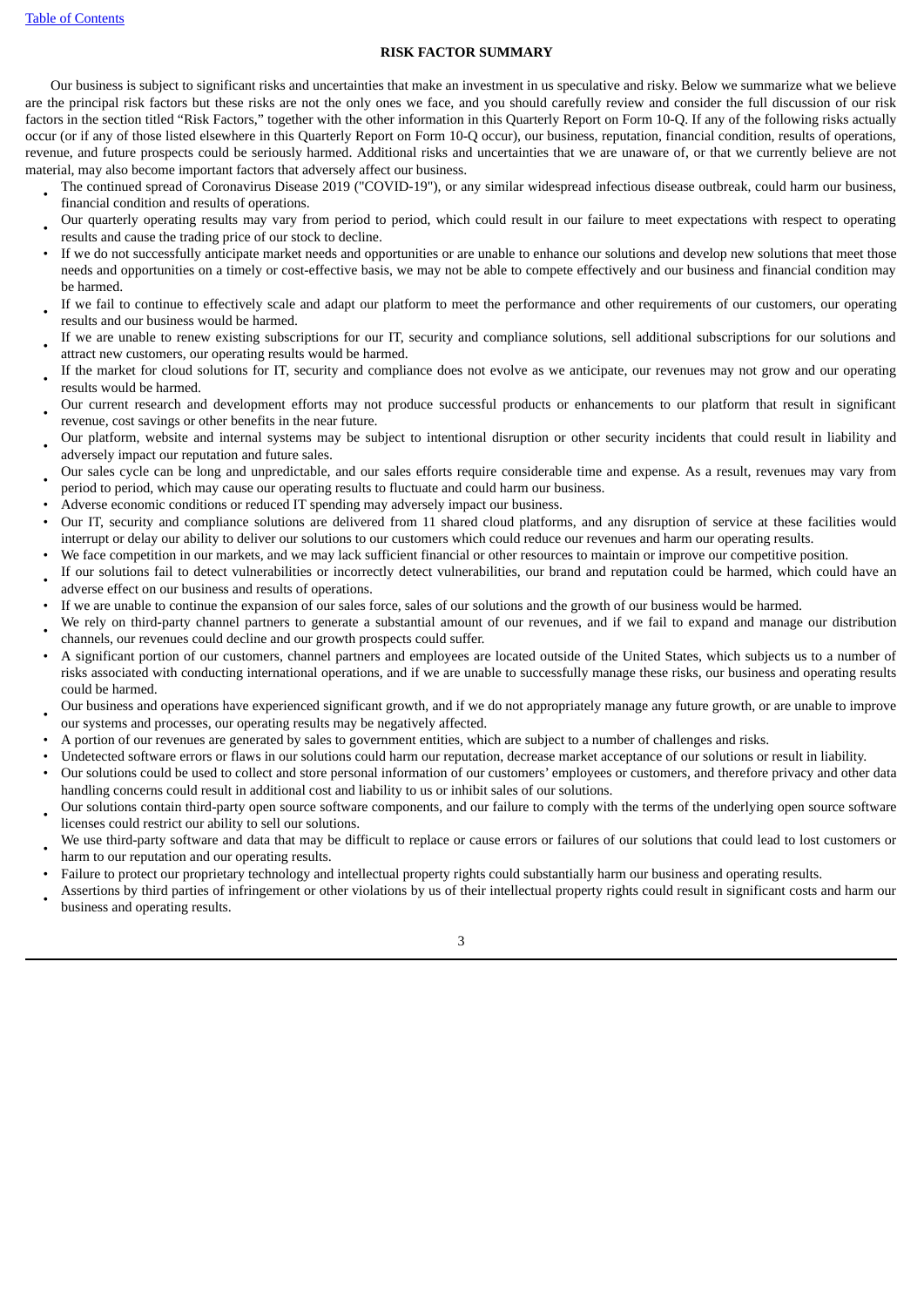## RISK FACTOR SUMMARY

Our business is subject to significant risks and uncertainties that make an investment in us speculative and risky. Below we summarize what we believe are the principal risk factors but these risks are not the only ones we face, and you should carefully review and consider the full discussion of our risk factors in the section titled "Risk Factors," together with the other information in this Quarterly Report on Form 10-Q. If any of the following risks actually occur (or if any of those listed elsewhere in this Quarterly Report on Form 10-Q occur), our business, reputation, financial condition, results of operations, revenue, and future prospects could be seriously harmed. Additional risks and uncertainties that we are unaware of, or that we currently believe are not material, may also become important factors that adversely affect our business.

- The continued spread of Coronavirus Disease 2019 ("COVID-19"), or any similar widespread infectious disease outbreak, could harm our business, financial condition and results of operations.
- Our quarterly operating results may vary from period to period, which could result in our failure to meet expectations with respect to operating results and cause the trading price of our stock to decline.
- If we do not successfully anticipate market needs and opportunities or are unable to enhance our solutions and develop new solutions that meet those needs and opportunities on a timely or cost-effective basis, we may not be able to compete effectively and our business and financial condition may be harmed.
- If we fail to continue to effectively scale and adapt our platform to meet the performance and other requirements of our customers, our operating results and our business would be harmed.
- If we are unable to renew existing subscriptions for our IT, security and compliance solutions, sell additional subscriptions for our solutions and attract new customers, our operating results would be harmed.
- If the market for cloud solutions for IT, security and compliance does not evolve as we anticipate, our revenues may not grow and our operating results would be harmed.
- Our current research and development efforts may not produce successful products or enhancements to our platform that result in significant revenue, cost savings or other benefits in the near future.
- Our platform, website and internal systems may be subject to intentional disruption or other security incidents that could result in liability and adversely impact our reputation and future sales.
- Our sales cycle can be long and unpredictable, and our sales efforts require considerable time and expense. As a result, revenues may vary from period to period, which may cause our operating results to fluctuate and could harm our business.
- Adverse economic conditions or reduced IT spending may adversely impact our business.
- Our IT, security and compliance solutions are delivered from 11 shared cloud platforms, and any disruption of service at these facilities would interrupt or delay our ability to deliver our solutions to our customers which could reduce our revenues and harm our operating results.
- We face competition in our markets, and we may lack sufficient financial or other resources to maintain or improve our competitive position.
- If our solutions fail to detect vulnerabilities or incorrectly detect vulnerabilities, our brand and reputation could be harmed, which could have an adverse effect on our business and results of operations.
- If we are unable to continue the expansion of our sales force, sales of our solutions and the growth of our business would be harmed.
- We rely on third-party channel partners to generate a substantial amount of our revenues, and if we fail to expand and manage our distribution channels, our revenues could decline and our growth prospects could suffer.
- A significant portion of our customers, channel partners and employees are located outside of the United States, which subjects us to a number of risks associated with conducting international operations, and if we are unable to successfully manage these risks, our business and operating results could be harmed.
- Our business and operations have experienced significant growth, and if we do not appropriately manage any future growth, or are unable to improve our systems and processes, our operating results may be negatively affected.
- A portion of our revenues are generated by sales to government entities, which are subject to a number of challenges and risks.
- Undetected software errors or flaws in our solutions could harm our reputation, decrease market acceptance of our solutions or result in liability.
- Our solutions could be used to collect and store personal information of our customers' employees or customers, and therefore privacy and other data handling concerns could result in additional cost and liability to us or inhibit sales of our solutions.
- Our solutions contain third-party open source software components, and our failure to comply with the terms of the underlying open source software licenses could restrict our ability to sell our solutions.
- We use third-party software and data that may be difficult to replace or cause errors or failures of our solutions that could lead to lost customers or harm to our reputation and our operating results.
- Failure to protect our proprietary technology and intellectual property rights could substantially harm our business and operating results.
- Assertions by third parties of infringement or other violations by us of their intellectual property rights could result in significant costs and harm our business and operating results.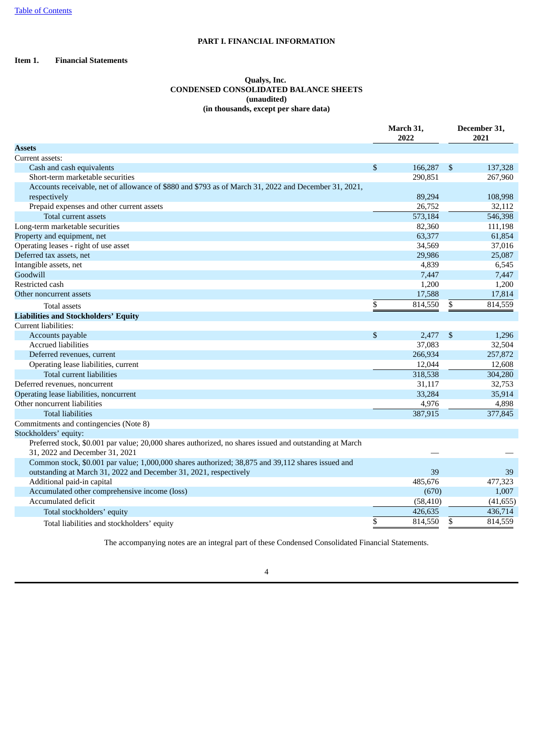# PART I. FINANCIAL INFORMATION

## Item 1. Financial Statements

### Qualys, Inc.
### CONDENSED CONSOLIDATED BALANCE SHEETS
### (unaudited)
### (in thousands, except per share data)

| | March 31, 2022 | December 31, 2021 |
|---|---|---|
| **Assets** | | |
| Current assets: | | |
| Cash and cash equivalents | $ 166,287 | $ 137,328 |
| Short-term marketable securities | 290,851 | 267,960 |
| Accounts receivable, net of allowance of $880 and $793 as of March 31, 2022 and December 31, 2021, respectively | 89,294 | 108,998 |
| Prepaid expenses and other current assets | 26,752 | 32,112 |
| Total current assets | 573,184 | 546,398 |
| Long-term marketable securities | 82,360 | 111,198 |
| Property and equipment, net | 63,377 | 61,854 |
| Operating leases - right of use asset | 34,569 | 37,016 |
| Deferred tax assets, net | 29,986 | 25,087 |
| Intangible assets, net | 4,839 | 6,545 |
| Goodwill | 7,447 | 7,447 |
| Restricted cash | 1,200 | 1,200 |
| Other noncurrent assets | 17,588 | 17,814 |
| Total assets | $ 814,550 | $ 814,559 |
| **Liabilities and Stockholders' Equity** | | |
| Current liabilities: | | |
| Accounts payable | $ 2,477 | $ 1,296 |
| Accrued liabilities | 37,083 | 32,504 |
| Deferred revenues, current | 266,934 | 257,872 |
| Operating lease liabilities, current | 12,044 | 12,608 |
| Total current liabilities | 318,538 | 304,280 |
| Deferred revenues, noncurrent | 31,117 | 32,753 |
| Operating lease liabilities, noncurrent | 33,284 | 35,914 |
| Other noncurrent liabilities | 4,976 | 4,898 |
| Total liabilities | 387,915 | 377,845 |
| Commitments and contingencies (Note 8) | | |
| Stockholders' equity: | | |
| Preferred stock, $0.001 par value; 20,000 shares authorized, no shares issued and outstanding at March 31, 2022 and December 31, 2021 | — | — |
| Common stock, $0.001 par value; 1,000,000 shares authorized; 38,875 and 39,112 shares issued and outstanding at March 31, 2022 and December 31, 2021, respectively | 39 | 39 |
| Additional paid-in capital | 485,676 | 477,323 |
| Accumulated other comprehensive income (loss) | (670) | 1,007 |
| Accumulated deficit | (58,410) | (41,655) |
| Total stockholders' equity | 426,635 | 436,714 |
| Total liabilities and stockholders' equity | $ 814,550 | $ 814,559 |

The accompanying notes are an integral part of these Condensed Consolidated Financial Statements.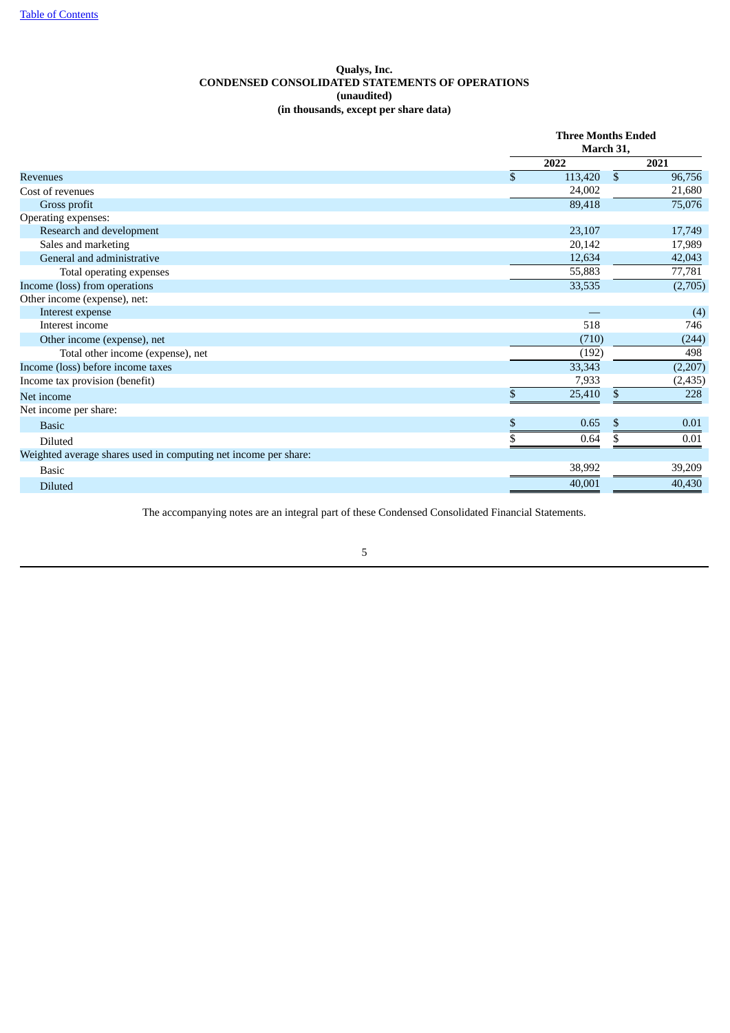Table of Contents

**Qualys, Inc.**
**CONDENSED CONSOLIDATED STATEMENTS OF OPERATIONS**
**(unaudited)**
**(in thousands, except per share data)**

| | Three Months Ended March 31, | |
|---|---|---|
| | 2022 | 2021 |
| Revenues | $ 113,420 | $ 96,756 |
| Cost of revenues | 24,002 | 21,680 |
| Gross profit | 89,418 | 75,076 |
| Operating expenses: | | |
| Research and development | 23,107 | 17,749 |
| Sales and marketing | 20,142 | 17,989 |
| General and administrative | 12,634 | 42,043 |
| Total operating expenses | 55,883 | 77,781 |
| Income (loss) from operations | 33,535 | (2,705) |
| Other income (expense), net: | | |
| Interest expense | — | (4) |
| Interest income | 518 | 746 |
| Other income (expense), net | (710) | (244) |
| Total other income (expense), net | (192) | 498 |
| Income (loss) before income taxes | 33,343 | (2,207) |
| Income tax provision (benefit) | 7,933 | (2,435) |
| Net income | $ 25,410 | $ 228 |
| Net income per share: | | |
| Basic | $ 0.65 | $ 0.01 |
| Diluted | $ 0.64 | $ 0.01 |
| Weighted average shares used in computing net income per share: | | |
| Basic | 38,992 | 39,209 |
| Diluted | 40,001 | 40,430 |

The accompanying notes are an integral part of these Condensed Consolidated Financial Statements.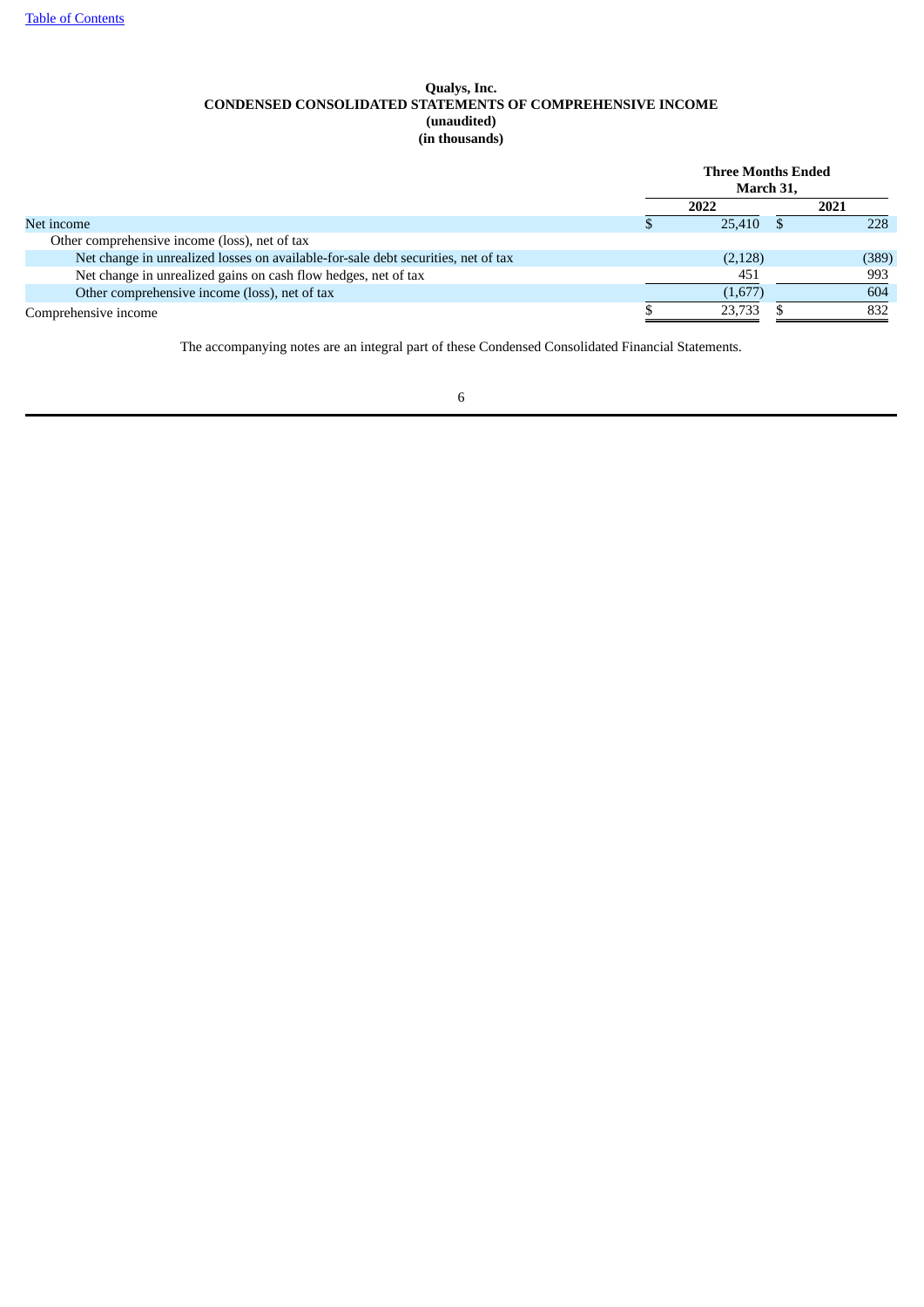**Qualys, Inc.**
**CONDENSED CONSOLIDATED STATEMENTS OF COMPREHENSIVE INCOME**
**(unaudited)**
**(in thousands)**

| | Three Months Ended March 31, | |
|---|---|---|
| | 2022 | 2021 |
| Net income | $ 25,410 | $ 228 |
| Other comprehensive income (loss), net of tax | | |
| Net change in unrealized losses on available-for-sale debt securities, net of tax | (2,128) | (389) |
| Net change in unrealized gains on cash flow hedges, net of tax | 451 | 993 |
| Other comprehensive income (loss), net of tax | (1,677) | 604 |
| Comprehensive income | $ 23,733 | $ 832 |

The accompanying notes are an integral part of these Condensed Consolidated Financial Statements.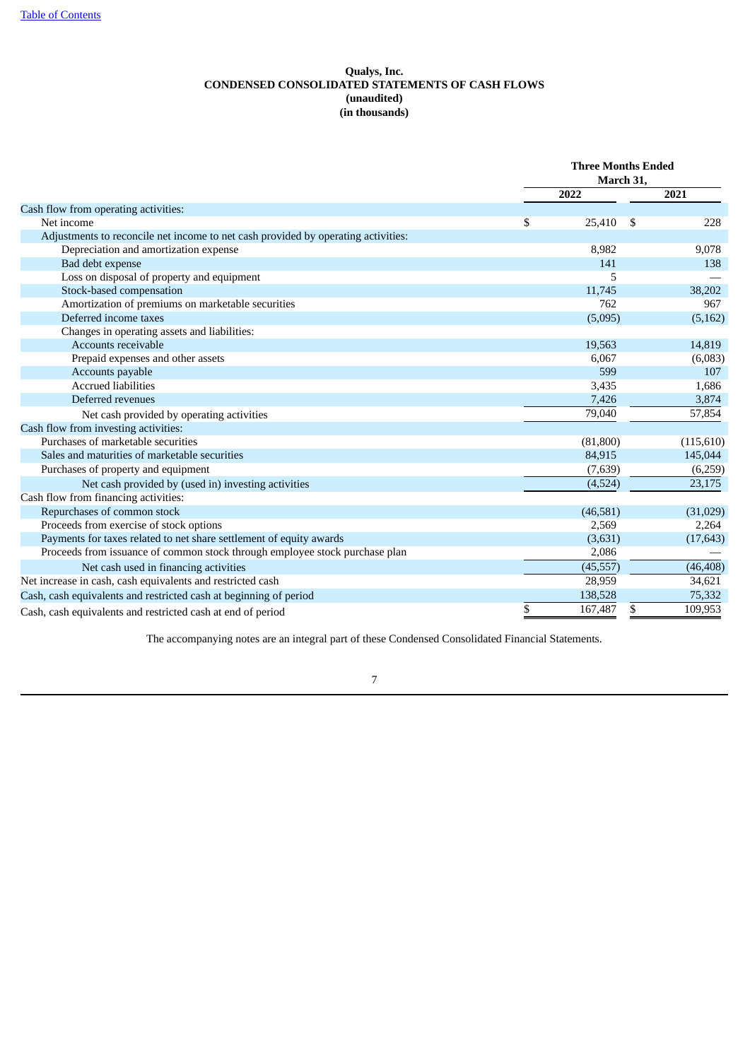**Qualys, Inc.**
**CONDENSED CONSOLIDATED STATEMENTS OF CASH FLOWS**
**(unaudited)**
**(in thousands)**

| | Three Months Ended March 31, | |
|---|---|---|
| | 2022 | 2021 |
| Cash flow from operating activities: | | |
| Net income | $ 25,410 | $ 228 |
| Adjustments to reconcile net income to net cash provided by operating activities: | | |
| Depreciation and amortization expense | 8,982 | 9,078 |
| Bad debt expense | 141 | 138 |
| Loss on disposal of property and equipment | 5 | — |
| Stock-based compensation | 11,745 | 38,202 |
| Amortization of premiums on marketable securities | 762 | 967 |
| Deferred income taxes | (5,095) | (5,162) |
| Changes in operating assets and liabilities: | | |
| Accounts receivable | 19,563 | 14,819 |
| Prepaid expenses and other assets | 6,067 | (6,083) |
| Accounts payable | 599 | 107 |
| Accrued liabilities | 3,435 | 1,686 |
| Deferred revenues | 7,426 | 3,874 |
| Net cash provided by operating activities | 79,040 | 57,854 |
| Cash flow from investing activities: | | |
| Purchases of marketable securities | (81,800) | (115,610) |
| Sales and maturities of marketable securities | 84,915 | 145,044 |
| Purchases of property and equipment | (7,639) | (6,259) |
| Net cash provided by (used in) investing activities | (4,524) | 23,175 |
| Cash flow from financing activities: | | |
| Repurchases of common stock | (46,581) | (31,029) |
| Proceeds from exercise of stock options | 2,569 | 2,264 |
| Payments for taxes related to net share settlement of equity awards | (3,631) | (17,643) |
| Proceeds from issuance of common stock through employee stock purchase plan | 2,086 | — |
| Net cash used in financing activities | (45,557) | (46,408) |
| Net increase in cash, cash equivalents and restricted cash | 28,959 | 34,621 |
| Cash, cash equivalents and restricted cash at beginning of period | 138,528 | 75,332 |
| Cash, cash equivalents and restricted cash at end of period | $ 167,487 | $ 109,953 |

The accompanying notes are an integral part of these Condensed Consolidated Financial Statements.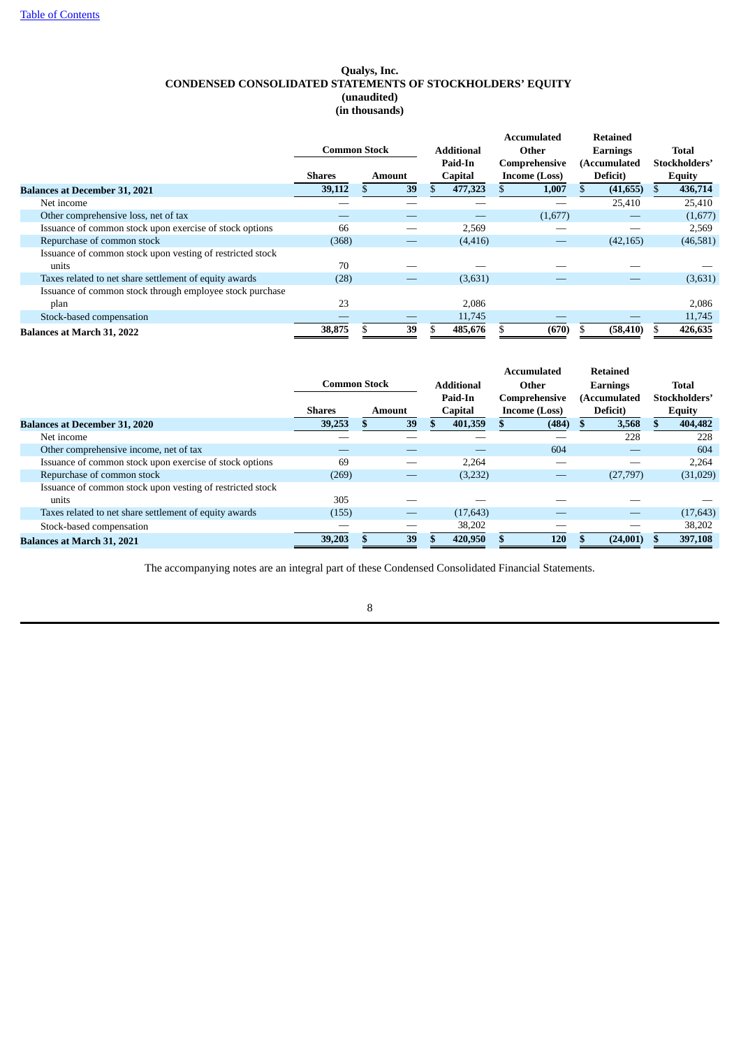[Table of Contents](#)

# Qualys, Inc.
## CONDENSED CONSOLIDATED STATEMENTS OF STOCKHOLDERS' EQUITY
### (unaudited)
### (in thousands)

| | Common Stock | | Additional Paid-In Capital | Accumulated Other Comprehensive Income (Loss) | Retained Earnings (Accumulated Deficit) | Total Stockholders' Equity |
|---|---|---|---|---|---|---|
| | Shares | Amount | | | | |
| **Balances at December 31, 2021** | **39,112** | **$ 39** | **$ 477,323** | **$ 1,007** | **$ (41,655)** | **$ 436,714** |
| Net income | — | — | — | — | 25,410 | 25,410 |
| Other comprehensive loss, net of tax | — | — | — | (1,677) | — | (1,677) |
| Issuance of common stock upon exercise of stock options | 66 | — | 2,569 | — | — | 2,569 |
| Repurchase of common stock | (368) | — | (4,416) | — | (42,165) | (46,581) |
| Issuance of common stock upon vesting of restricted stock units | 70 | — | — | — | — | — |
| Taxes related to net share settlement of equity awards | (28) | — | (3,631) | — | — | (3,631) |
| Issuance of common stock through employee stock purchase plan | 23 | | 2,086 | | | 2,086 |
| Stock-based compensation | — | — | 11,745 | — | — | 11,745 |
| **Balances at March 31, 2022** | **38,875** | **$ 39** | **$ 485,676** | **$ (670)** | **$ (58,410)** | **$ 426,635** |

| | Common Stock | | Additional Paid-In Capital | Accumulated Other Comprehensive Income (Loss) | Retained Earnings (Accumulated Deficit) | Total Stockholders' Equity |
|---|---|---|---|---|---|---|
| | Shares | Amount | | | | |
| **Balances at December 31, 2020** | **39,253** | **$ 39** | **$ 401,359** | **$ (484)** | **$ 3,568** | **$ 404,482** |
| Net income | — | — | — | — | 228 | 228 |
| Other comprehensive income, net of tax | — | — | — | 604 | — | 604 |
| Issuance of common stock upon exercise of stock options | 69 | — | 2,264 | — | — | 2,264 |
| Repurchase of common stock | (269) | — | (3,232) | — | (27,797) | (31,029) |
| Issuance of common stock upon vesting of restricted stock units | 305 | — | — | — | — | — |
| Taxes related to net share settlement of equity awards | (155) | — | (17,643) | — | — | (17,643) |
| Stock-based compensation | — | — | 38,202 | — | — | 38,202 |
| **Balances at March 31, 2021** | **39,203** | **$ 39** | **$ 420,950** | **$ 120** | **$ (24,001)** | **$ 397,108** |

The accompanying notes are an integral part of these Condensed Consolidated Financial Statements.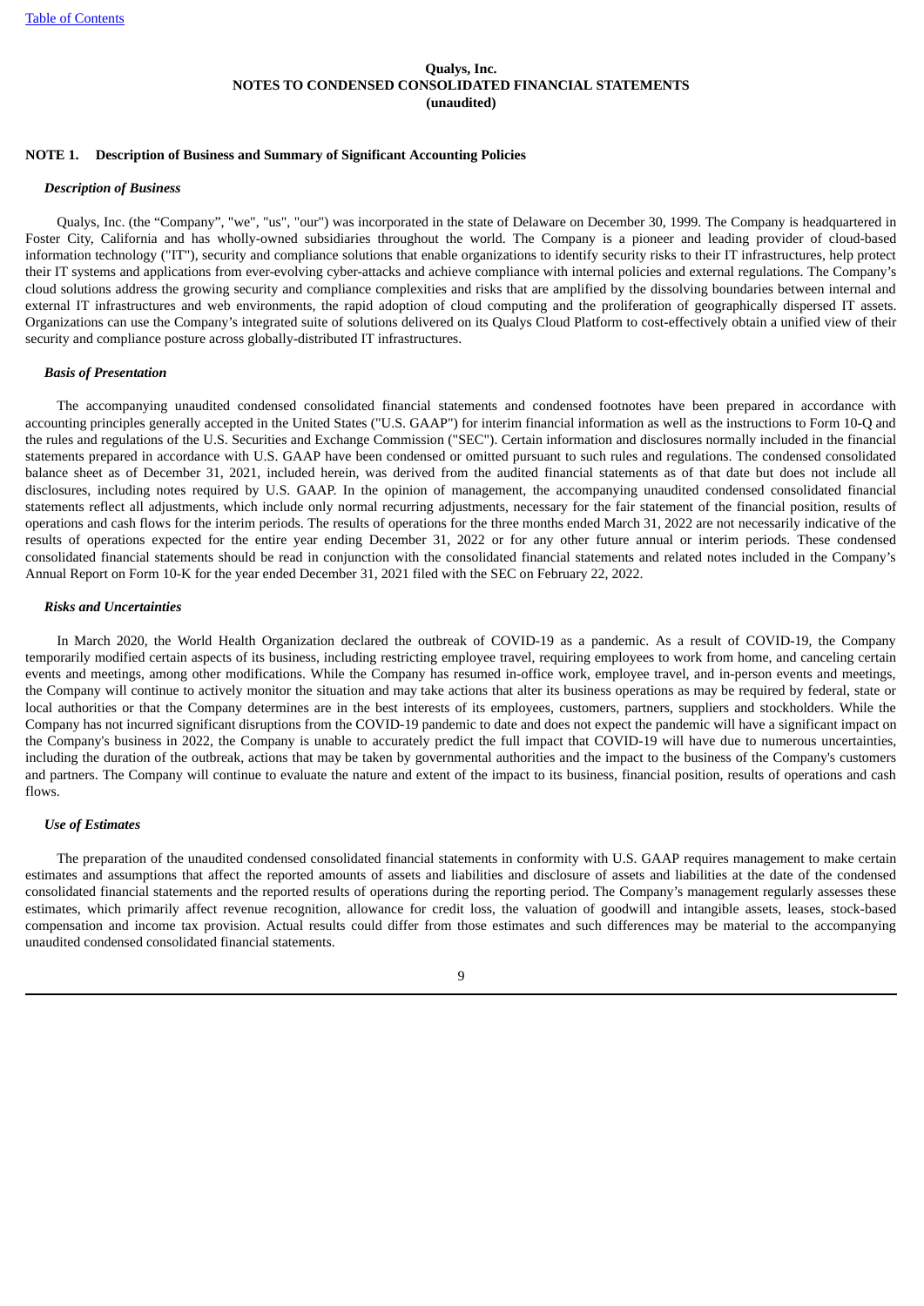# Qualys, Inc.
## NOTES TO CONDENSED CONSOLIDATED FINANCIAL STATEMENTS
## (unaudited)

### NOTE 1. Description of Business and Summary of Significant Accounting Policies

***Description of Business***

Qualys, Inc. (the "Company", "we", "us", "our") was incorporated in the state of Delaware on December 30, 1999. The Company is headquartered in Foster City, California and has wholly-owned subsidiaries throughout the world. The Company is a pioneer and leading provider of cloud-based information technology ("IT"), security and compliance solutions that enable organizations to identify security risks to their IT infrastructures, help protect their IT systems and applications from ever-evolving cyber-attacks and achieve compliance with internal policies and external regulations. The Company's cloud solutions address the growing security and compliance complexities and risks that are amplified by the dissolving boundaries between internal and external IT infrastructures and web environments, the rapid adoption of cloud computing and the proliferation of geographically dispersed IT assets. Organizations can use the Company's integrated suite of solutions delivered on its Qualys Cloud Platform to cost-effectively obtain a unified view of their security and compliance posture across globally-distributed IT infrastructures.

***Basis of Presentation***

The accompanying unaudited condensed consolidated financial statements and condensed footnotes have been prepared in accordance with accounting principles generally accepted in the United States ("U.S. GAAP") for interim financial information as well as the instructions to Form 10-Q and the rules and regulations of the U.S. Securities and Exchange Commission ("SEC"). Certain information and disclosures normally included in the financial statements prepared in accordance with U.S. GAAP have been condensed or omitted pursuant to such rules and regulations. The condensed consolidated balance sheet as of December 31, 2021, included herein, was derived from the audited financial statements as of that date but does not include all disclosures, including notes required by U.S. GAAP. In the opinion of management, the accompanying unaudited condensed consolidated financial statements reflect all adjustments, which include only normal recurring adjustments, necessary for the fair statement of the financial position, results of operations and cash flows for the interim periods. The results of operations for the three months ended March 31, 2022 are not necessarily indicative of the results of operations expected for the entire year ending December 31, 2022 or for any other future annual or interim periods. These condensed consolidated financial statements should be read in conjunction with the consolidated financial statements and related notes included in the Company's Annual Report on Form 10-K for the year ended December 31, 2021 filed with the SEC on February 22, 2022.

***Risks and Uncertainties***

In March 2020, the World Health Organization declared the outbreak of COVID-19 as a pandemic. As a result of COVID-19, the Company temporarily modified certain aspects of its business, including restricting employee travel, requiring employees to work from home, and canceling certain events and meetings, among other modifications. While the Company has resumed in-office work, employee travel, and in-person events and meetings, the Company will continue to actively monitor the situation and may take actions that alter its business operations as may be required by federal, state or local authorities or that the Company determines are in the best interests of its employees, customers, partners, suppliers and stockholders. While the Company has not incurred significant disruptions from the COVID-19 pandemic to date and does not expect the pandemic will have a significant impact on the Company's business in 2022, the Company is unable to accurately predict the full impact that COVID-19 will have due to numerous uncertainties, including the duration of the outbreak, actions that may be taken by governmental authorities and the impact to the business of the Company's customers and partners. The Company will continue to evaluate the nature and extent of the impact to its business, financial position, results of operations and cash flows.

***Use of Estimates***

The preparation of the unaudited condensed consolidated financial statements in conformity with U.S. GAAP requires management to make certain estimates and assumptions that affect the reported amounts of assets and liabilities and disclosure of assets and liabilities at the date of the condensed consolidated financial statements and the reported results of operations during the reporting period. The Company's management regularly assesses these estimates, which primarily affect revenue recognition, allowance for credit loss, the valuation of goodwill and intangible assets, leases, stock-based compensation and income tax provision. Actual results could differ from those estimates and such differences may be material to the accompanying unaudited condensed consolidated financial statements.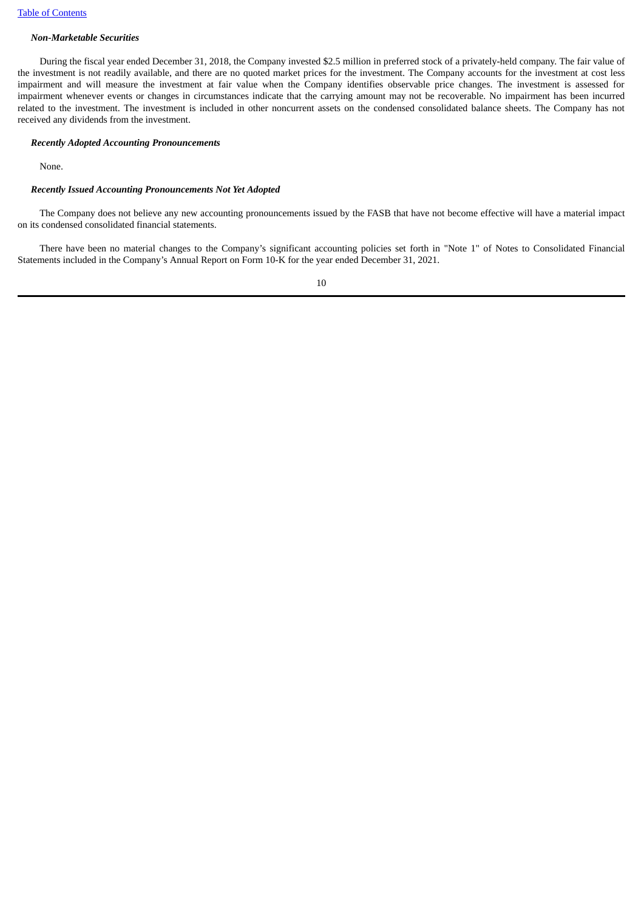***Non-Marketable Securities***

During the fiscal year ended December 31, 2018, the Company invested $2.5 million in preferred stock of a privately-held company. The fair value of the investment is not readily available, and there are no quoted market prices for the investment. The Company accounts for the investment at cost less impairment and will measure the investment at fair value when the Company identifies observable price changes. The investment is assessed for impairment whenever events or changes in circumstances indicate that the carrying amount may not be recoverable. No impairment has been incurred related to the investment. The investment is included in other noncurrent assets on the condensed consolidated balance sheets. The Company has not received any dividends from the investment.

***Recently Adopted Accounting Pronouncements***

None.

***Recently Issued Accounting Pronouncements Not Yet Adopted***

The Company does not believe any new accounting pronouncements issued by the FASB that have not become effective will have a material impact on its condensed consolidated financial statements.

There have been no material changes to the Company's significant accounting policies set forth in "Note 1" of Notes to Consolidated Financial Statements included in the Company's Annual Report on Form 10-K for the year ended December 31, 2021.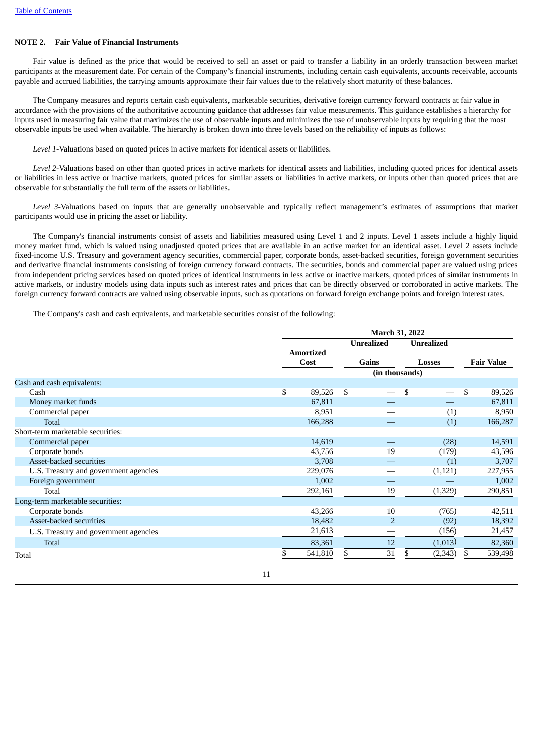## NOTE 2. Fair Value of Financial Instruments

Fair value is defined as the price that would be received to sell an asset or paid to transfer a liability in an orderly transaction between market participants at the measurement date. For certain of the Company's financial instruments, including certain cash equivalents, accounts receivable, accounts payable and accrued liabilities, the carrying amounts approximate their fair values due to the relatively short maturity of these balances.

The Company measures and reports certain cash equivalents, marketable securities, derivative foreign currency forward contracts at fair value in accordance with the provisions of the authoritative accounting guidance that addresses fair value measurements. This guidance establishes a hierarchy for inputs used in measuring fair value that maximizes the use of observable inputs and minimizes the use of unobservable inputs by requiring that the most observable inputs be used when available. The hierarchy is broken down into three levels based on the reliability of inputs as follows:

*Level 1*-Valuations based on quoted prices in active markets for identical assets or liabilities.

*Level 2*-Valuations based on other than quoted prices in active markets for identical assets and liabilities, including quoted prices for identical assets or liabilities in less active or inactive markets, quoted prices for similar assets or liabilities in active markets, or inputs other than quoted prices that are observable for substantially the full term of the assets or liabilities.

*Level 3*-Valuations based on inputs that are generally unobservable and typically reflect management's estimates of assumptions that market participants would use in pricing the asset or liability.

The Company's financial instruments consist of assets and liabilities measured using Level 1 and 2 inputs. Level 1 assets include a highly liquid money market fund, which is valued using unadjusted quoted prices that are available in an active market for an identical asset. Level 2 assets include fixed-income U.S. Treasury and government agency securities, commercial paper, corporate bonds, asset-backed securities, foreign government securities and derivative financial instruments consisting of foreign currency forward contracts. The securities, bonds and commercial paper are valued using prices from independent pricing services based on quoted prices of identical instruments in less active or inactive markets, quoted prices of similar instruments in active markets, or industry models using data inputs such as interest rates and prices that can be directly observed or corroborated in active markets. The foreign currency forward contracts are valued using observable inputs, such as quotations on forward foreign exchange points and foreign interest rates.

The Company's cash and cash equivalents, and marketable securities consist of the following:

| | March 31, 2022 | | | |
|---|---|---|---|---|
| | Amortized Cost | Unrealized Gains | Unrealized Losses | Fair Value |
| | (in thousands) | | | |
| Cash and cash equivalents: | | | | |
| Cash | $ 89,526 | $ — | $ — | $ 89,526 |
| Money market funds | 67,811 | — | — | 67,811 |
| Commercial paper | 8,951 | — | (1) | 8,950 |
| Total | 166,288 | — | (1) | 166,287 |
| Short-term marketable securities: | | | | |
| Commercial paper | 14,619 | — | (28) | 14,591 |
| Corporate bonds | 43,756 | 19 | (179) | 43,596 |
| Asset-backed securities | 3,708 | — | (1) | 3,707 |
| U.S. Treasury and government agencies | 229,076 | — | (1,121) | 227,955 |
| Foreign government | 1,002 | — | — | 1,002 |
| Total | 292,161 | 19 | (1,329) | 290,851 |
| Long-term marketable securities: | | | | |
| Corporate bonds | 43,266 | 10 | (765) | 42,511 |
| Asset-backed securities | 18,482 | 2 | (92) | 18,392 |
| U.S. Treasury and government agencies | 21,613 | — | (156) | 21,457 |
| Total | 83,361 | 12 | (1,013) | 82,360 |
| Total | $ 541,810 | $ 31 | $ (2,343) | $ 539,498 |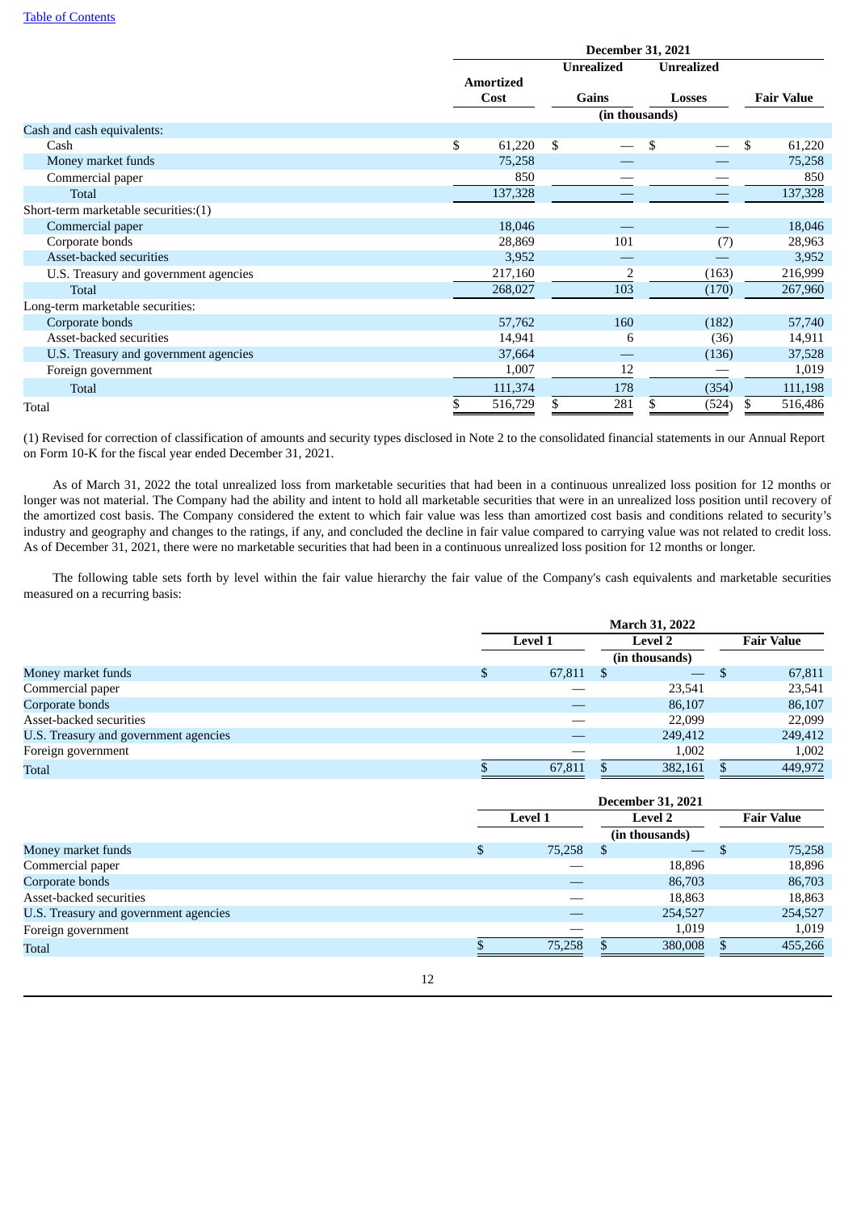| | December 31, 2021 | | | |
|---|---|---|---|---|
| | Amortized Cost | Unrealized Gains | Unrealized Losses | Fair Value |
| | (in thousands) | | | |
| Cash and cash equivalents: | | | | |
| Cash | $ 61,220 | $ — | $ — | $ 61,220 |
| Money market funds | 75,258 | — | — | 75,258 |
| Commercial paper | 850 | — | — | 850 |
| Total | 137,328 | — | — | 137,328 |
| Short-term marketable securities:(1) | | | | |
| Commercial paper | 18,046 | — | — | 18,046 |
| Corporate bonds | 28,869 | 101 | (7) | 28,963 |
| Asset-backed securities | 3,952 | — | — | 3,952 |
| U.S. Treasury and government agencies | 217,160 | 2 | (163) | 216,999 |
| Total | 268,027 | 103 | (170) | 267,960 |
| Long-term marketable securities: | | | | |
| Corporate bonds | 57,762 | 160 | (182) | 57,740 |
| Asset-backed securities | 14,941 | 6 | (36) | 14,911 |
| U.S. Treasury and government agencies | 37,664 | — | (136) | 37,528 |
| Foreign government | 1,007 | 12 | — | 1,019 |
| Total | 111,374 | 178 | (354) | 111,198 |
| Total | $ 516,729 | $ 281 | $ (524) | $ 516,486 |

(1) Revised for correction of classification of amounts and security types disclosed in Note 2 to the consolidated financial statements in our Annual Report on Form 10-K for the fiscal year ended December 31, 2021.

As of March 31, 2022 the total unrealized loss from marketable securities that had been in a continuous unrealized loss position for 12 months or longer was not material. The Company had the ability and intent to hold all marketable securities that were in an unrealized loss position until recovery of the amortized cost basis. The Company considered the extent to which fair value was less than amortized cost basis and conditions related to security's industry and geography and changes to the ratings, if any, and concluded the decline in fair value compared to carrying value was not related to credit loss. As of December 31, 2021, there were no marketable securities that had been in a continuous unrealized loss position for 12 months or longer.

The following table sets forth by level within the fair value hierarchy the fair value of the Company's cash equivalents and marketable securities measured on a recurring basis:

| | March 31, 2022 | | |
|---|---|---|---|
| | Level 1 | Level 2 | Fair Value |
| | (in thousands) | | |
| Money market funds | $ 67,811 | $ — | $ 67,811 |
| Commercial paper | — | 23,541 | 23,541 |
| Corporate bonds | — | 86,107 | 86,107 |
| Asset-backed securities | — | 22,099 | 22,099 |
| U.S. Treasury and government agencies | — | 249,412 | 249,412 |
| Foreign government | — | 1,002 | 1,002 |
| Total | $ 67,811 | $ 382,161 | $ 449,972 |

| | December 31, 2021 | | |
|---|---|---|---|
| | Level 1 | Level 2 | Fair Value |
| | (in thousands) | | |
| Money market funds | $ 75,258 | $ — | $ 75,258 |
| Commercial paper | — | 18,896 | 18,896 |
| Corporate bonds | — | 86,703 | 86,703 |
| Asset-backed securities | — | 18,863 | 18,863 |
| U.S. Treasury and government agencies | — | 254,527 | 254,527 |
| Foreign government | — | 1,019 | 1,019 |
| Total | $ 75,258 | $ 380,008 | $ 455,266 |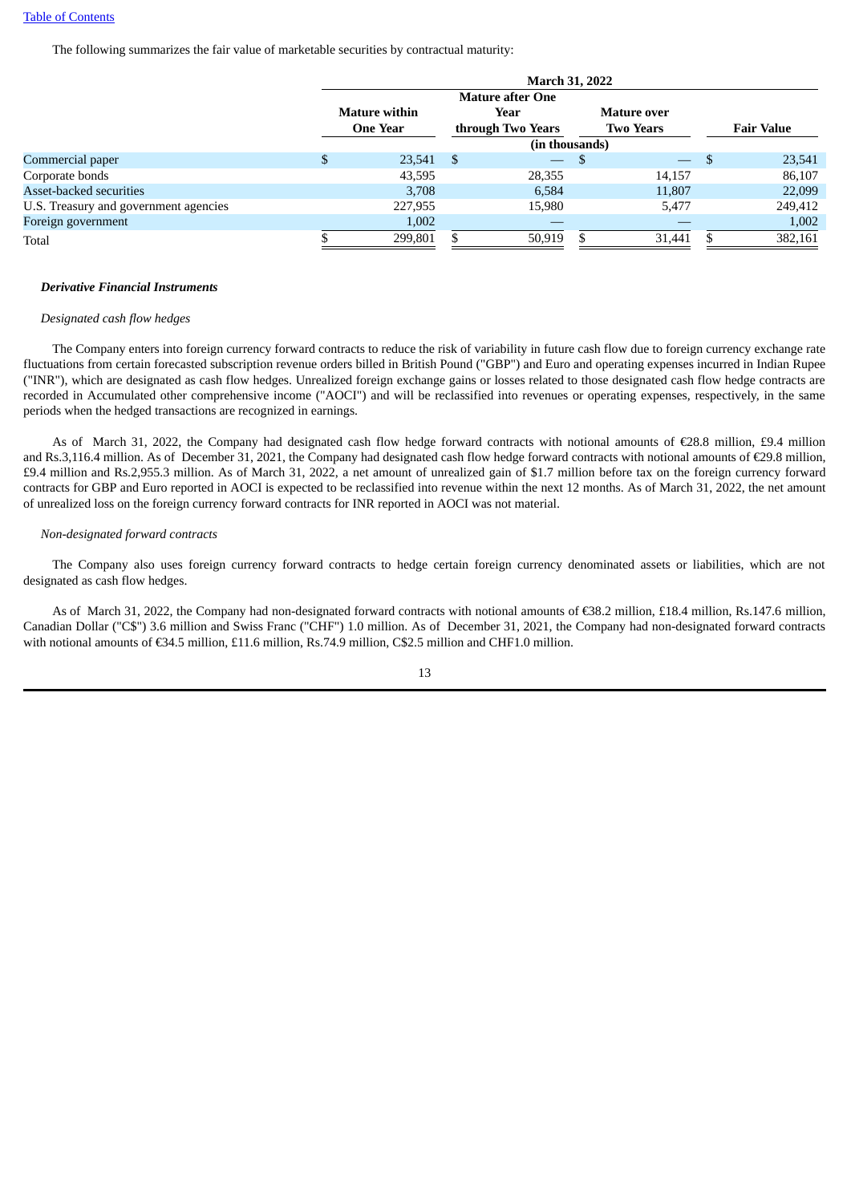The following summarizes the fair value of marketable securities by contractual maturity:

| | March 31, 2022 | | | |
|---|---|---|---|---|
| | Mature within One Year | Mature after One Year through Two Years | Mature over Two Years | Fair Value |
| | (in thousands) | | | |
| Commercial paper | $ 23,541 | $ — | $ — | $ 23,541 |
| Corporate bonds | 43,595 | 28,355 | 14,157 | 86,107 |
| Asset-backed securities | 3,708 | 6,584 | 11,807 | 22,099 |
| U.S. Treasury and government agencies | 227,955 | 15,980 | 5,477 | 249,412 |
| Foreign government | 1,002 | — | — | 1,002 |
| Total | $ 299,801 | $ 50,919 | $ 31,441 | $ 382,161 |

***Derivative Financial Instruments***

*Designated cash flow hedges*

The Company enters into foreign currency forward contracts to reduce the risk of variability in future cash flow due to foreign currency exchange rate fluctuations from certain forecasted subscription revenue orders billed in British Pound ("GBP") and Euro and operating expenses incurred in Indian Rupee ("INR"), which are designated as cash flow hedges. Unrealized foreign exchange gains or losses related to those designated cash flow hedge contracts are recorded in Accumulated other comprehensive income ("AOCI") and will be reclassified into revenues or operating expenses, respectively, in the same periods when the hedged transactions are recognized in earnings.

As of March 31, 2022, the Company had designated cash flow hedge forward contracts with notional amounts of €28.8 million, £9.4 million and Rs.3,116.4 million. As of December 31, 2021, the Company had designated cash flow hedge forward contracts with notional amounts of €29.8 million, £9.4 million and Rs.2,955.3 million. As of March 31, 2022, a net amount of unrealized gain of $1.7 million before tax on the foreign currency forward contracts for GBP and Euro reported in AOCI is expected to be reclassified into revenue within the next 12 months. As of March 31, 2022, the net amount of unrealized loss on the foreign currency forward contracts for INR reported in AOCI was not material.

*Non-designated forward contracts*

The Company also uses foreign currency forward contracts to hedge certain foreign currency denominated assets or liabilities, which are not designated as cash flow hedges.

As of March 31, 2022, the Company had non-designated forward contracts with notional amounts of €38.2 million, £18.4 million, Rs.147.6 million, Canadian Dollar ("C$") 3.6 million and Swiss Franc ("CHF") 1.0 million. As of December 31, 2021, the Company had non-designated forward contracts with notional amounts of €34.5 million, £11.6 million, Rs.74.9 million, C$2.5 million and CHF1.0 million.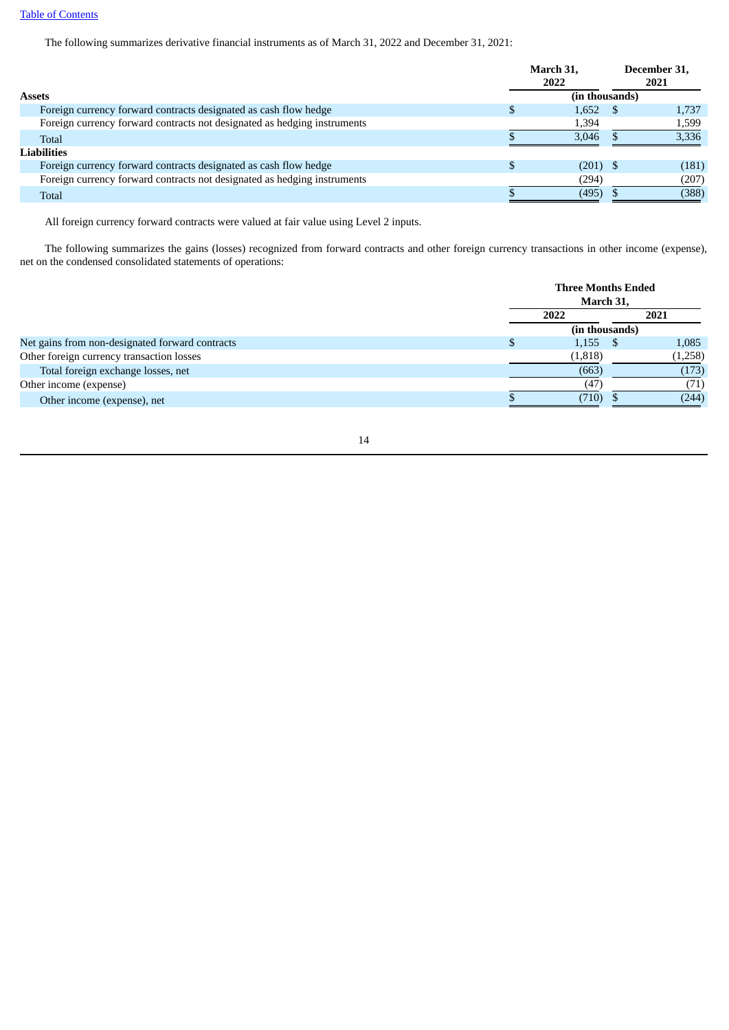The following summarizes derivative financial instruments as of March 31, 2022 and December 31, 2021:

| | March 31, 2022 | December 31, 2021 |
|---|---|---|
| **Assets** | (in thousands) | |
| Foreign currency forward contracts designated as cash flow hedge | $ 1,652 | $ 1,737 |
| Foreign currency forward contracts not designated as hedging instruments | 1,394 | 1,599 |
| Total | $ 3,046 | $ 3,336 |
| **Liabilities** | | |
| Foreign currency forward contracts designated as cash flow hedge | $ (201) | $ (181) |
| Foreign currency forward contracts not designated as hedging instruments | (294) | (207) |
| Total | $ (495) | $ (388) |

All foreign currency forward contracts were valued at fair value using Level 2 inputs.

The following summarizes the gains (losses) recognized from forward contracts and other foreign currency transactions in other income (expense), net on the condensed consolidated statements of operations:

| | Three Months Ended March 31, | |
|---|---|---|
| | 2022 | 2021 |
| | (in thousands) | |
| Net gains from non-designated forward contracts | $ 1,155 | $ 1,085 |
| Other foreign currency transaction losses | (1,818) | (1,258) |
| Total foreign exchange losses, net | (663) | (173) |
| Other income (expense) | (47) | (71) |
| Other income (expense), net | $ (710) | $ (244) |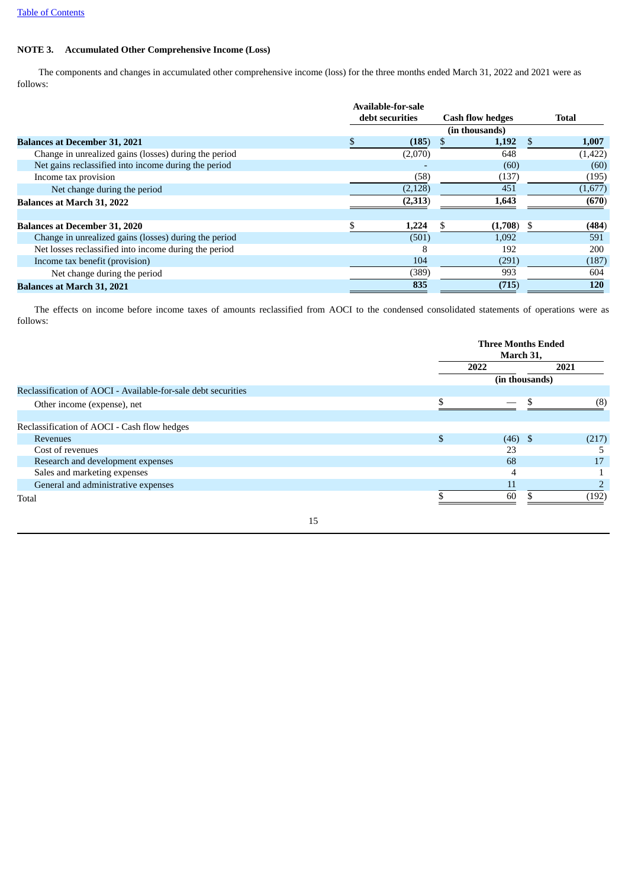Table of Contents

## NOTE 3. Accumulated Other Comprehensive Income (Loss)

The components and changes in accumulated other comprehensive income (loss) for the three months ended March 31, 2022 and 2021 were as follows:

| | Available-for-sale debt securities | Cash flow hedges | Total |
|---|---|---|---|
| | (in thousands) | | |
| **Balances at December 31, 2021** | $ **(185)** | $ **1,192** | $ **1,007** |
| Change in unrealized gains (losses) during the period | (2,070) | 648 | (1,422) |
| Net gains reclassified into income during the period | - | (60) | (60) |
| Income tax provision | (58) | (137) | (195) |
| Net change during the period | (2,128) | 451 | (1,677) |
| **Balances at March 31, 2022** | **(2,313)** | **1,643** | **(670)** |
| | | | |
| **Balances at December 31, 2020** | $ **1,224** | $ **(1,708)** | $ **(484)** |
| Change in unrealized gains (losses) during the period | (501) | 1,092 | 591 |
| Net losses reclassified into income during the period | 8 | 192 | 200 |
| Income tax benefit (provision) | 104 | (291) | (187) |
| Net change during the period | (389) | 993 | 604 |
| **Balances at March 31, 2021** | **835** | **(715)** | **120** |

The effects on income before income taxes of amounts reclassified from AOCI to the condensed consolidated statements of operations were as follows:

| | Three Months Ended March 31, | |
|---|---|---|
| | 2022 | 2021 |
| | (in thousands) | |
| Reclassification of AOCI - Available-for-sale debt securities | | |
| Other income (expense), net | $ — | $ (8) |
| | | |
| Reclassification of AOCI - Cash flow hedges | | |
| Revenues | $ (46) | $ (217) |
| Cost of revenues | 23 | 5 |
| Research and development expenses | 68 | 17 |
| Sales and marketing expenses | 4 | 1 |
| General and administrative expenses | 11 | 2 |
| Total | $ 60 | $ (192) |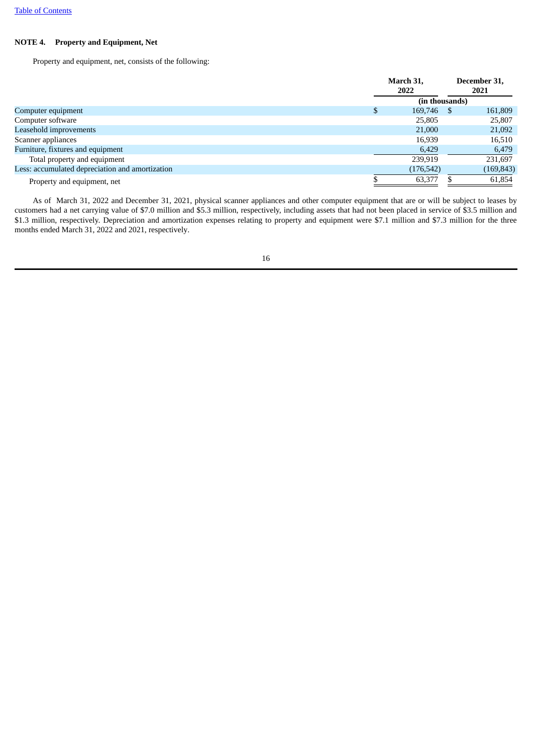[Table of Contents](#)

**NOTE 4. Property and Equipment, Net**

Property and equipment, net, consists of the following:

| | March 31, 2022 | December 31, 2021 |
|---|---|---|
| | (in thousands) | |
| Computer equipment | $ 169,746 | $ 161,809 |
| Computer software | 25,805 | 25,807 |
| Leasehold improvements | 21,000 | 21,092 |
| Scanner appliances | 16,939 | 16,510 |
| Furniture, fixtures and equipment | 6,429 | 6,479 |
| Total property and equipment | 239,919 | 231,697 |
| Less: accumulated depreciation and amortization | (176,542) | (169,843) |
| Property and equipment, net | $ 63,377 | $ 61,854 |

As of March 31, 2022 and December 31, 2021, physical scanner appliances and other computer equipment that are or will be subject to leases by customers had a net carrying value of $7.0 million and $5.3 million, respectively, including assets that had not been placed in service of $3.5 million and $1.3 million, respectively. Depreciation and amortization expenses relating to property and equipment were $7.1 million and $7.3 million for the three months ended March 31, 2022 and 2021, respectively.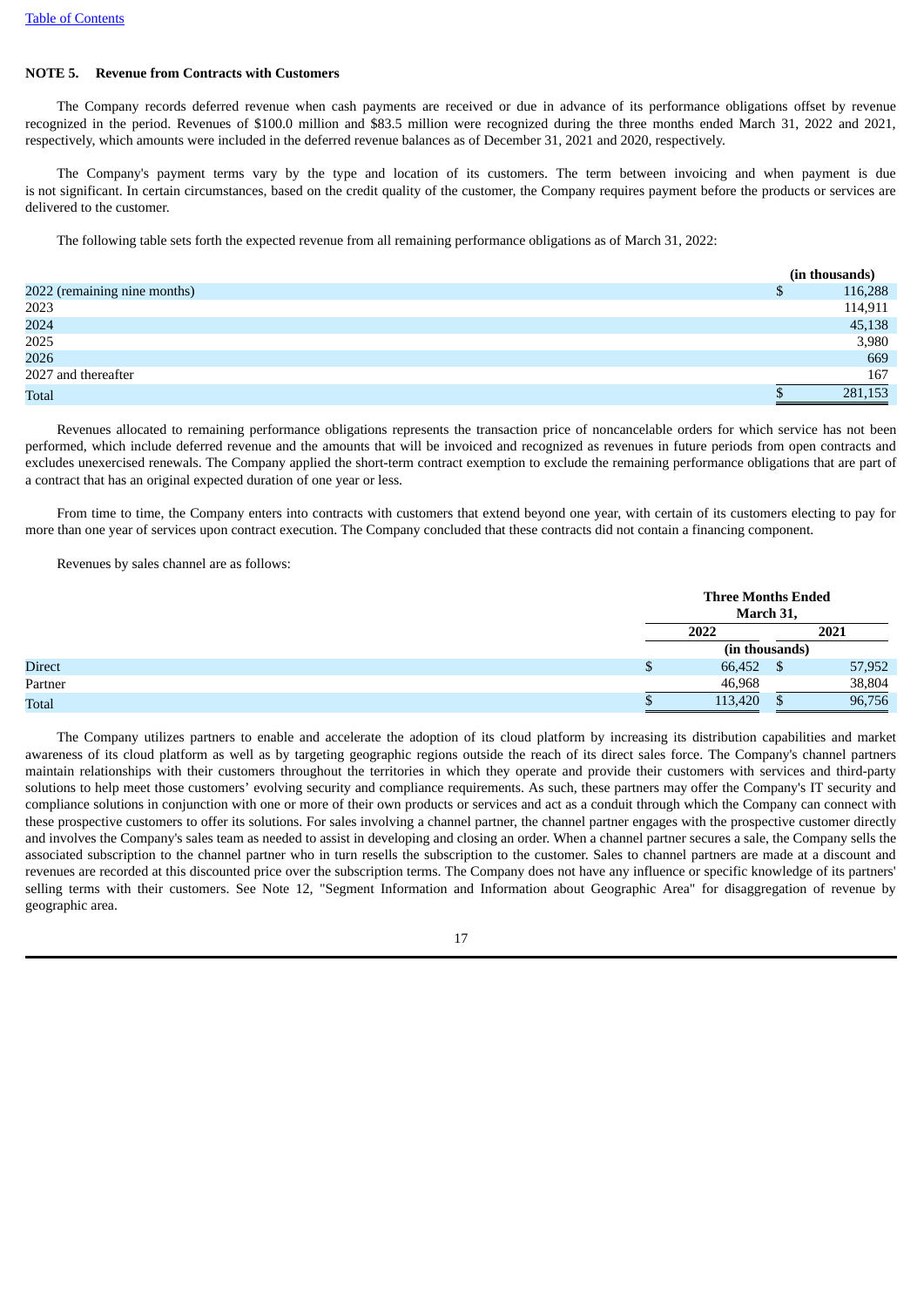Table of Contents

## NOTE 5. Revenue from Contracts with Customers

The Company records deferred revenue when cash payments are received or due in advance of its performance obligations offset by revenue recognized in the period. Revenues of $100.0 million and $83.5 million were recognized during the three months ended March 31, 2022 and 2021, respectively, which amounts were included in the deferred revenue balances as of December 31, 2021 and 2020, respectively.

The Company's payment terms vary by the type and location of its customers. The term between invoicing and when payment is due is not significant. In certain circumstances, based on the credit quality of the customer, the Company requires payment before the products or services are delivered to the customer.

The following table sets forth the expected revenue from all remaining performance obligations as of March 31, 2022:

| | (in thousands) |
|---|---|
| 2022 (remaining nine months) | $ 116,288 |
| 2023 | 114,911 |
| 2024 | 45,138 |
| 2025 | 3,980 |
| 2026 | 669 |
| 2027 and thereafter | 167 |
| Total | $ 281,153 |

Revenues allocated to remaining performance obligations represents the transaction price of noncancelable orders for which service has not been performed, which include deferred revenue and the amounts that will be invoiced and recognized as revenues in future periods from open contracts and excludes unexercised renewals. The Company applied the short-term contract exemption to exclude the remaining performance obligations that are part of a contract that has an original expected duration of one year or less.

From time to time, the Company enters into contracts with customers that extend beyond one year, with certain of its customers electing to pay for more than one year of services upon contract execution. The Company concluded that these contracts did not contain a financing component.

Revenues by sales channel are as follows:

| | Three Months Ended March 31, | |
|---|---|---|
| | 2022 | 2021 |
| | (in thousands) | |
| Direct | $ 66,452 | $ 57,952 |
| Partner | 46,968 | 38,804 |
| Total | $ 113,420 | $ 96,756 |

The Company utilizes partners to enable and accelerate the adoption of its cloud platform by increasing its distribution capabilities and market awareness of its cloud platform as well as by targeting geographic regions outside the reach of its direct sales force. The Company's channel partners maintain relationships with their customers throughout the territories in which they operate and provide their customers with services and third-party solutions to help meet those customers' evolving security and compliance requirements. As such, these partners may offer the Company's IT security and compliance solutions in conjunction with one or more of their own products or services and act as a conduit through which the Company can connect with these prospective customers to offer its solutions. For sales involving a channel partner, the channel partner engages with the prospective customer directly and involves the Company's sales team as needed to assist in developing and closing an order. When a channel partner secures a sale, the Company sells the associated subscription to the channel partner who in turn resells the subscription to the customer. Sales to channel partners are made at a discount and revenues are recorded at this discounted price over the subscription terms. The Company does not have any influence or specific knowledge of its partners' selling terms with their customers. See Note 12, "Segment Information and Information about Geographic Area" for disaggregation of revenue by geographic area.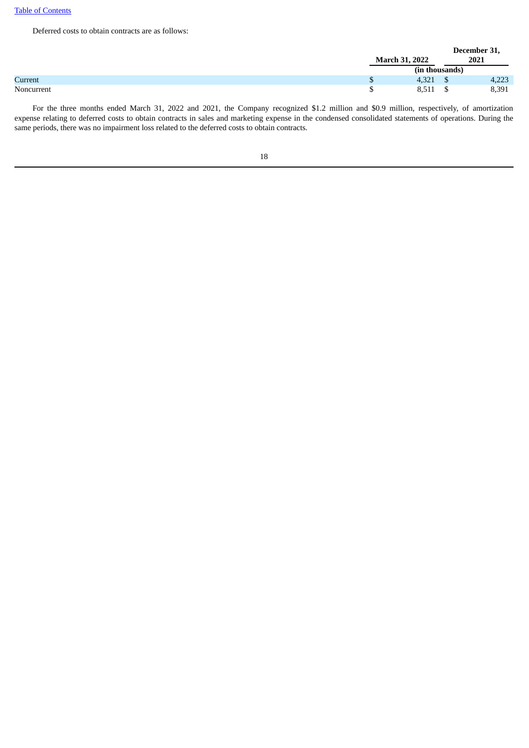Deferred costs to obtain contracts are as follows:

| | March 31, 2022 | December 31, 2021 |
|---|---|---|
| | (in thousands) | |
| Current | $ 4,321 | $ 4,223 |
| Noncurrent | $ 8,511 | $ 8,391 |

For the three months ended March 31, 2022 and 2021, the Company recognized $1.2 million and $0.9 million, respectively, of amortization expense relating to deferred costs to obtain contracts in sales and marketing expense in the condensed consolidated statements of operations. During the same periods, there was no impairment loss related to the deferred costs to obtain contracts.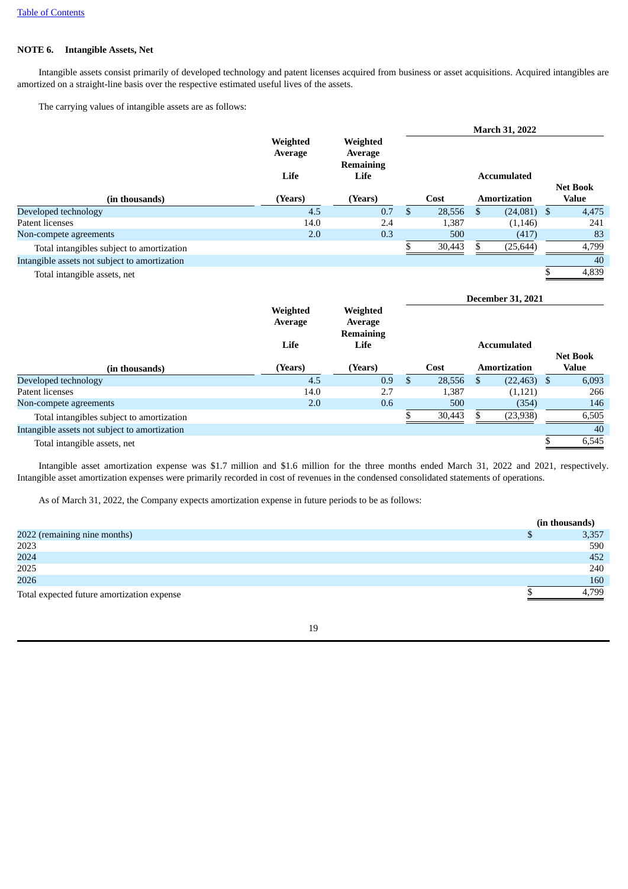**NOTE 6. Intangible Assets, Net**

Intangible assets consist primarily of developed technology and patent licenses acquired from business or asset acquisitions. Acquired intangibles are amortized on a straight-line basis over the respective estimated useful lives of the assets.

The carrying values of intangible assets are as follows:

| | | | March 31, 2022 | | |
|---|---|---|---|---|---|
| (in thousands) | Weighted Average Life (Years) | Weighted Average Remaining Life (Years) | Cost | Accumulated Amortization | Net Book Value |
| Developed technology | 4.5 | 0.7 | $ 28,556 | $ (24,081) | $ 4,475 |
| Patent licenses | 14.0 | 2.4 | 1,387 | (1,146) | 241 |
| Non-compete agreements | 2.0 | 0.3 | 500 | (417) | 83 |
| Total intangibles subject to amortization | | | $ 30,443 | $ (25,644) | 4,799 |
| Intangible assets not subject to amortization | | | | | 40 |
| Total intangible assets, net | | | | | $ 4,839 |

| | | | December 31, 2021 | | |
|---|---|---|---|---|---|
| (in thousands) | Weighted Average Life (Years) | Weighted Average Remaining Life (Years) | Cost | Accumulated Amortization | Net Book Value |
| Developed technology | 4.5 | 0.9 | $ 28,556 | $ (22,463) | $ 6,093 |
| Patent licenses | 14.0 | 2.7 | 1,387 | (1,121) | 266 |
| Non-compete agreements | 2.0 | 0.6 | 500 | (354) | 146 |
| Total intangibles subject to amortization | | | $ 30,443 | $ (23,938) | 6,505 |
| Intangible assets not subject to amortization | | | | | 40 |
| Total intangible assets, net | | | | | $ 6,545 |

Intangible asset amortization expense was $1.7 million and $1.6 million for the three months ended March 31, 2022 and 2021, respectively. Intangible asset amortization expenses were primarily recorded in cost of revenues in the condensed consolidated statements of operations.

As of March 31, 2022, the Company expects amortization expense in future periods to be as follows:

| | (in thousands) |
|---|---|
| 2022 (remaining nine months) | $ 3,357 |
| 2023 | 590 |
| 2024 | 452 |
| 2025 | 240 |
| 2026 | 160 |
| Total expected future amortization expense | $ 4,799 |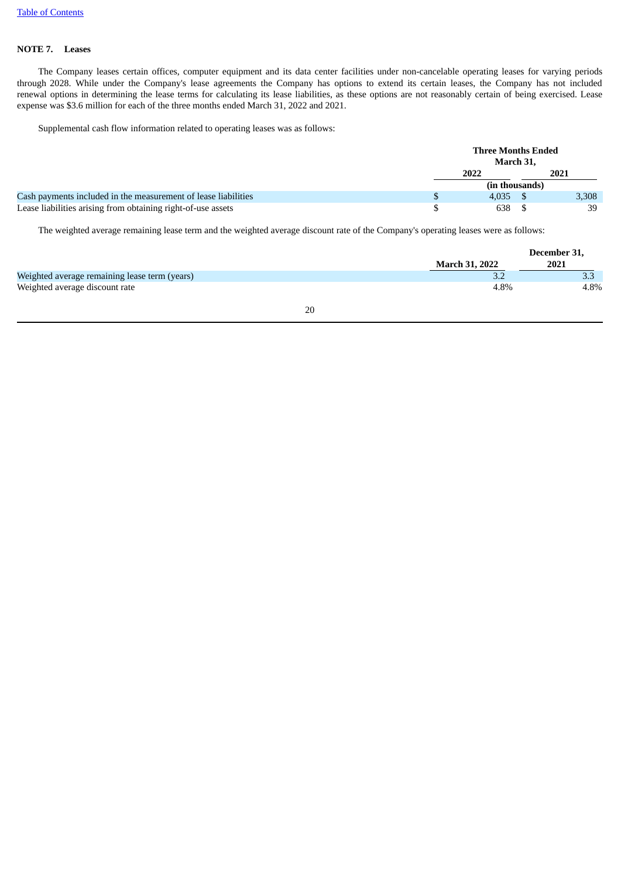[Table of Contents](#)

### NOTE 7. Leases

The Company leases certain offices, computer equipment and its data center facilities under non-cancelable operating leases for varying periods through 2028. While under the Company's lease agreements the Company has options to extend its certain leases, the Company has not included renewal options in determining the lease terms for calculating its lease liabilities, as these options are not reasonably certain of being exercised. Lease expense was $3.6 million for each of the three months ended March 31, 2022 and 2021.

Supplemental cash flow information related to operating leases was as follows:

| | Three Months Ended March 31, | |
|---|---|---|
| | 2022 | 2021 |
| | (in thousands) | |
| Cash payments included in the measurement of lease liabilities | $ 4,035 | $ 3,308 |
| Lease liabilities arising from obtaining right-of-use assets | $ 638 | $ 39 |

The weighted average remaining lease term and the weighted average discount rate of the Company's operating leases were as follows:

| | March 31, 2022 | December 31, 2021 |
|---|---|---|
| Weighted average remaining lease term (years) | 3.2 | 3.3 |
| Weighted average discount rate | 4.8% | 4.8% |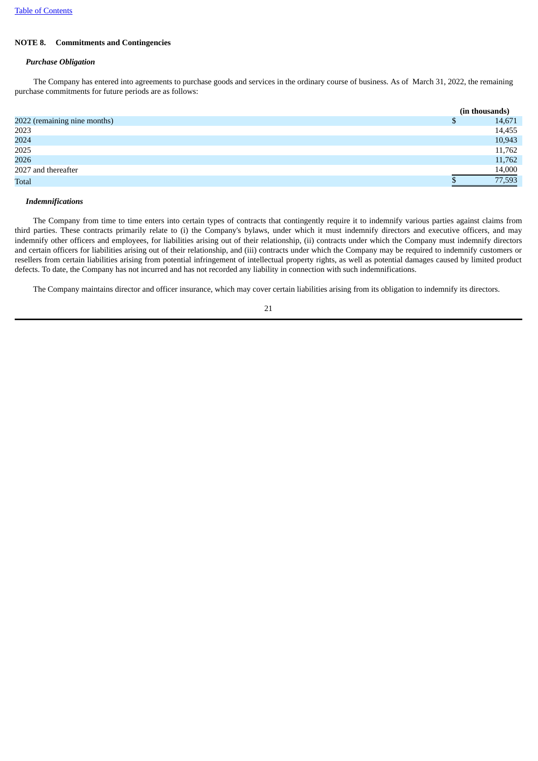## NOTE 8. Commitments and Contingencies

### *Purchase Obligation*

The Company has entered into agreements to purchase goods and services in the ordinary course of business. As of March 31, 2022, the remaining purchase commitments for future periods are as follows:

| | (in thousands) |
|---|---|
| 2022 (remaining nine months) | $ 14,671 |
| 2023 | 14,455 |
| 2024 | 10,943 |
| 2025 | 11,762 |
| 2026 | 11,762 |
| 2027 and thereafter | 14,000 |
| Total | $ 77,593 |

### *Indemnifications*

The Company from time to time enters into certain types of contracts that contingently require it to indemnify various parties against claims from third parties. These contracts primarily relate to (i) the Company's bylaws, under which it must indemnify directors and executive officers, and may indemnify other officers and employees, for liabilities arising out of their relationship, (ii) contracts under which the Company must indemnify directors and certain officers for liabilities arising out of their relationship, and (iii) contracts under which the Company may be required to indemnify customers or resellers from certain liabilities arising from potential infringement of intellectual property rights, as well as potential damages caused by limited product defects. To date, the Company has not incurred and has not recorded any liability in connection with such indemnifications.

The Company maintains director and officer insurance, which may cover certain liabilities arising from its obligation to indemnify its directors.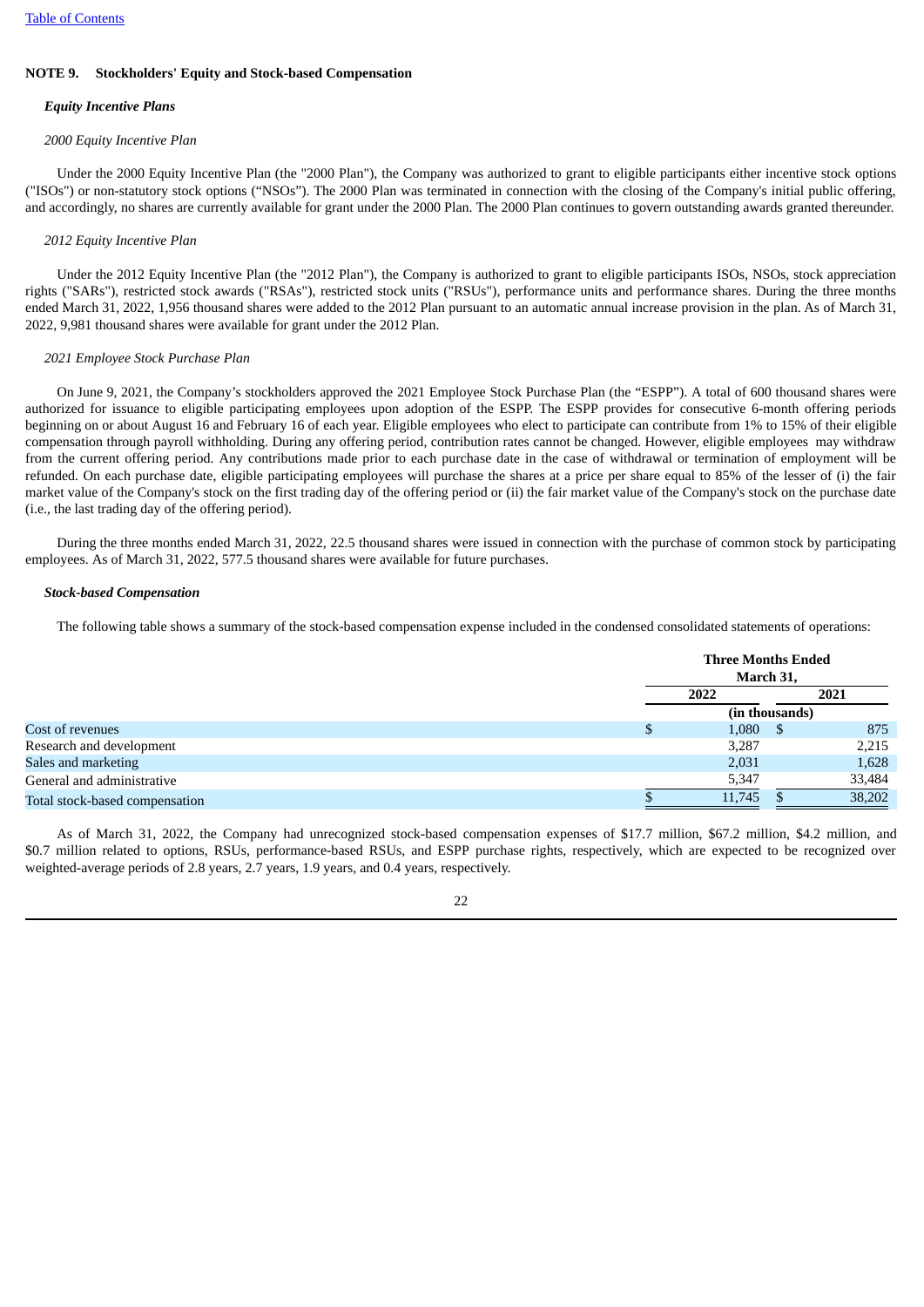## NOTE 9. Stockholders' Equity and Stock-based Compensation

### *Equity Incentive Plans*

*2000 Equity Incentive Plan*

Under the 2000 Equity Incentive Plan (the "2000 Plan"), the Company was authorized to grant to eligible participants either incentive stock options ("ISOs") or non-statutory stock options ("NSOs"). The 2000 Plan was terminated in connection with the closing of the Company's initial public offering, and accordingly, no shares are currently available for grant under the 2000 Plan. The 2000 Plan continues to govern outstanding awards granted thereunder.

*2012 Equity Incentive Plan*

Under the 2012 Equity Incentive Plan (the "2012 Plan"), the Company is authorized to grant to eligible participants ISOs, NSOs, stock appreciation rights ("SARs"), restricted stock awards ("RSAs"), restricted stock units ("RSUs"), performance units and performance shares. During the three months ended March 31, 2022, 1,956 thousand shares were added to the 2012 Plan pursuant to an automatic annual increase provision in the plan. As of March 31, 2022, 9,981 thousand shares were available for grant under the 2012 Plan.

*2021 Employee Stock Purchase Plan*

On June 9, 2021, the Company's stockholders approved the 2021 Employee Stock Purchase Plan (the "ESPP"). A total of 600 thousand shares were authorized for issuance to eligible participating employees upon adoption of the ESPP. The ESPP provides for consecutive 6-month offering periods beginning on or about August 16 and February 16 of each year. Eligible employees who elect to participate can contribute from 1% to 15% of their eligible compensation through payroll withholding. During any offering period, contribution rates cannot be changed. However, eligible employees may withdraw from the current offering period. Any contributions made prior to each purchase date in the case of withdrawal or termination of employment will be refunded. On each purchase date, eligible participating employees will purchase the shares at a price per share equal to 85% of the lesser of (i) the fair market value of the Company's stock on the first trading day of the offering period or (ii) the fair market value of the Company's stock on the purchase date (i.e., the last trading day of the offering period).

During the three months ended March 31, 2022, 22.5 thousand shares were issued in connection with the purchase of common stock by participating employees. As of March 31, 2022, 577.5 thousand shares were available for future purchases.

### *Stock-based Compensation*

The following table shows a summary of the stock-based compensation expense included in the condensed consolidated statements of operations:

| | Three Months Ended March 31, | |
|---|---|---|
| | 2022 | 2021 |
| | (in thousands) | |
| Cost of revenues | $ 1,080 | $ 875 |
| Research and development | 3,287 | 2,215 |
| Sales and marketing | 2,031 | 1,628 |
| General and administrative | 5,347 | 33,484 |
| Total stock-based compensation | $ 11,745 | $ 38,202 |

As of March 31, 2022, the Company had unrecognized stock-based compensation expenses of $17.7 million, $67.2 million, $4.2 million, and $0.7 million related to options, RSUs, performance-based RSUs, and ESPP purchase rights, respectively, which are expected to be recognized over weighted-average periods of 2.8 years, 2.7 years, 1.9 years, and 0.4 years, respectively.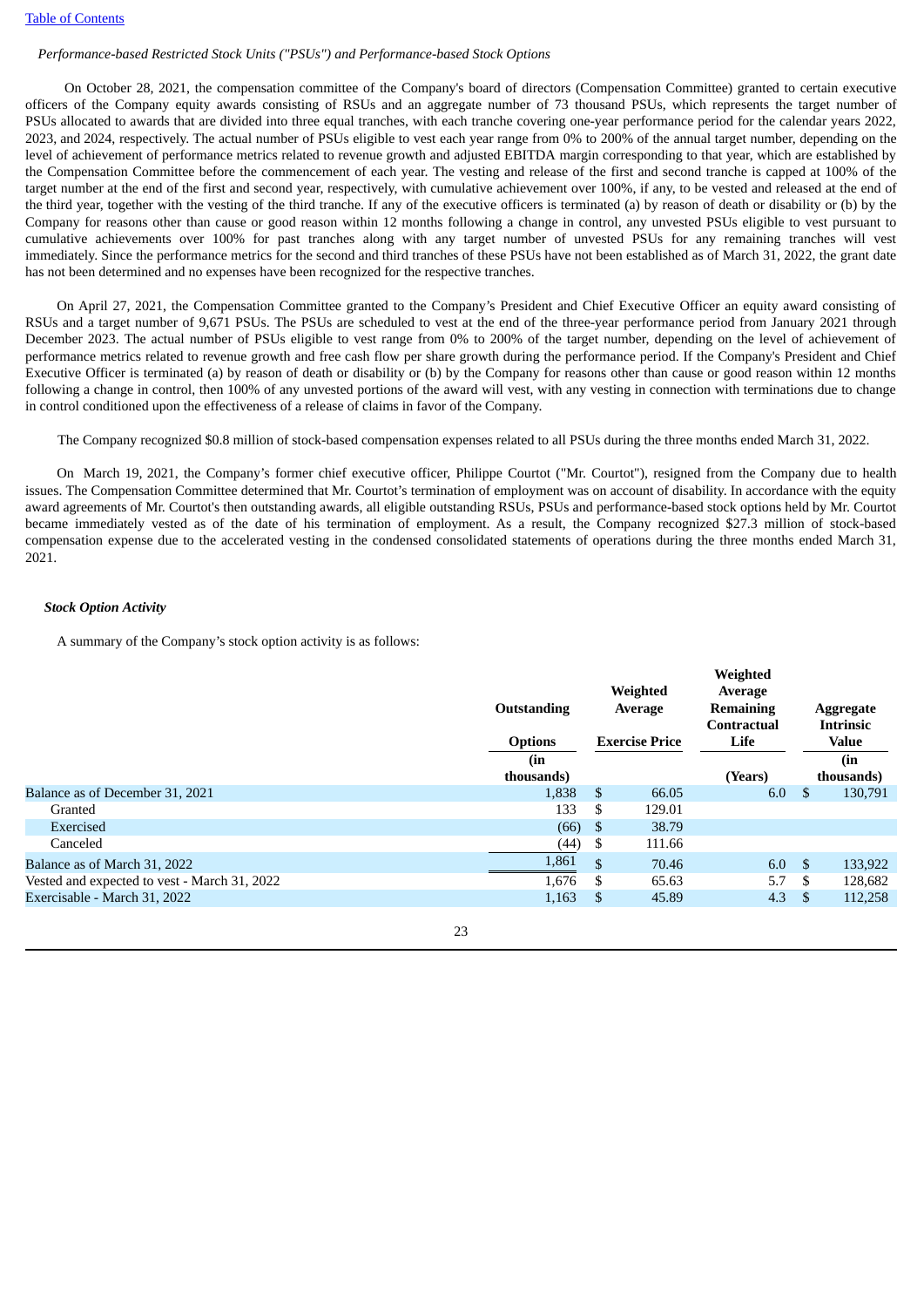*Performance-based Restricted Stock Units ("PSUs") and Performance-based Stock Options*

On October 28, 2021, the compensation committee of the Company's board of directors (Compensation Committee) granted to certain executive officers of the Company equity awards consisting of RSUs and an aggregate number of 73 thousand PSUs, which represents the target number of PSUs allocated to awards that are divided into three equal tranches, with each tranche covering one-year performance period for the calendar years 2022, 2023, and 2024, respectively. The actual number of PSUs eligible to vest each year range from 0% to 200% of the annual target number, depending on the level of achievement of performance metrics related to revenue growth and adjusted EBITDA margin corresponding to that year, which are established by the Compensation Committee before the commencement of each year. The vesting and release of the first and second tranche is capped at 100% of the target number at the end of the first and second year, respectively, with cumulative achievement over 100%, if any, to be vested and released at the end of the third year, together with the vesting of the third tranche. If any of the executive officers is terminated (a) by reason of death or disability or (b) by the Company for reasons other than cause or good reason within 12 months following a change in control, any unvested PSUs eligible to vest pursuant to cumulative achievements over 100% for past tranches along with any target number of unvested PSUs for any remaining tranches will vest immediately. Since the performance metrics for the second and third tranches of these PSUs have not been established as of March 31, 2022, the grant date has not been determined and no expenses have been recognized for the respective tranches.

On April 27, 2021, the Compensation Committee granted to the Company's President and Chief Executive Officer an equity award consisting of RSUs and a target number of 9,671 PSUs. The PSUs are scheduled to vest at the end of the three-year performance period from January 2021 through December 2023. The actual number of PSUs eligible to vest range from 0% to 200% of the target number, depending on the level of achievement of performance metrics related to revenue growth and free cash flow per share growth during the performance period. If the Company's President and Chief Executive Officer is terminated (a) by reason of death or disability or (b) by the Company for reasons other than cause or good reason within 12 months following a change in control, then 100% of any unvested portions of the award will vest, with any vesting in connection with terminations due to change in control conditioned upon the effectiveness of a release of claims in favor of the Company.

The Company recognized $0.8 million of stock-based compensation expenses related to all PSUs during the three months ended March 31, 2022.

On March 19, 2021, the Company's former chief executive officer, Philippe Courtot ("Mr. Courtot"), resigned from the Company due to health issues. The Compensation Committee determined that Mr. Courtot's termination of employment was on account of disability. In accordance with the equity award agreements of Mr. Courtot's then outstanding awards, all eligible outstanding RSUs, PSUs and performance-based stock options held by Mr. Courtot became immediately vested as of the date of his termination of employment. As a result, the Company recognized $27.3 million of stock-based compensation expense due to the accelerated vesting in the condensed consolidated statements of operations during the three months ended March 31, 2021.

***Stock Option Activity***

A summary of the Company's stock option activity is as follows:

| | Outstanding Options (in thousands) | Weighted Average Exercise Price | Weighted Average Remaining Contractual Life (Years) | Aggregate Intrinsic Value (in thousands) |
|---|---|---|---|---|
| Balance as of December 31, 2021 | 1,838 | $ 66.05 | 6.0 | $ 130,791 |
| Granted | 133 | $ 129.01 | | |
| Exercised | (66) | $ 38.79 | | |
| Canceled | (44) | $ 111.66 | | |
| Balance as of March 31, 2022 | 1,861 | $ 70.46 | 6.0 | $ 133,922 |
| Vested and expected to vest - March 31, 2022 | 1,676 | $ 65.63 | 5.7 | $ 128,682 |
| Exercisable - March 31, 2022 | 1,163 | $ 45.89 | 4.3 | $ 112,258 |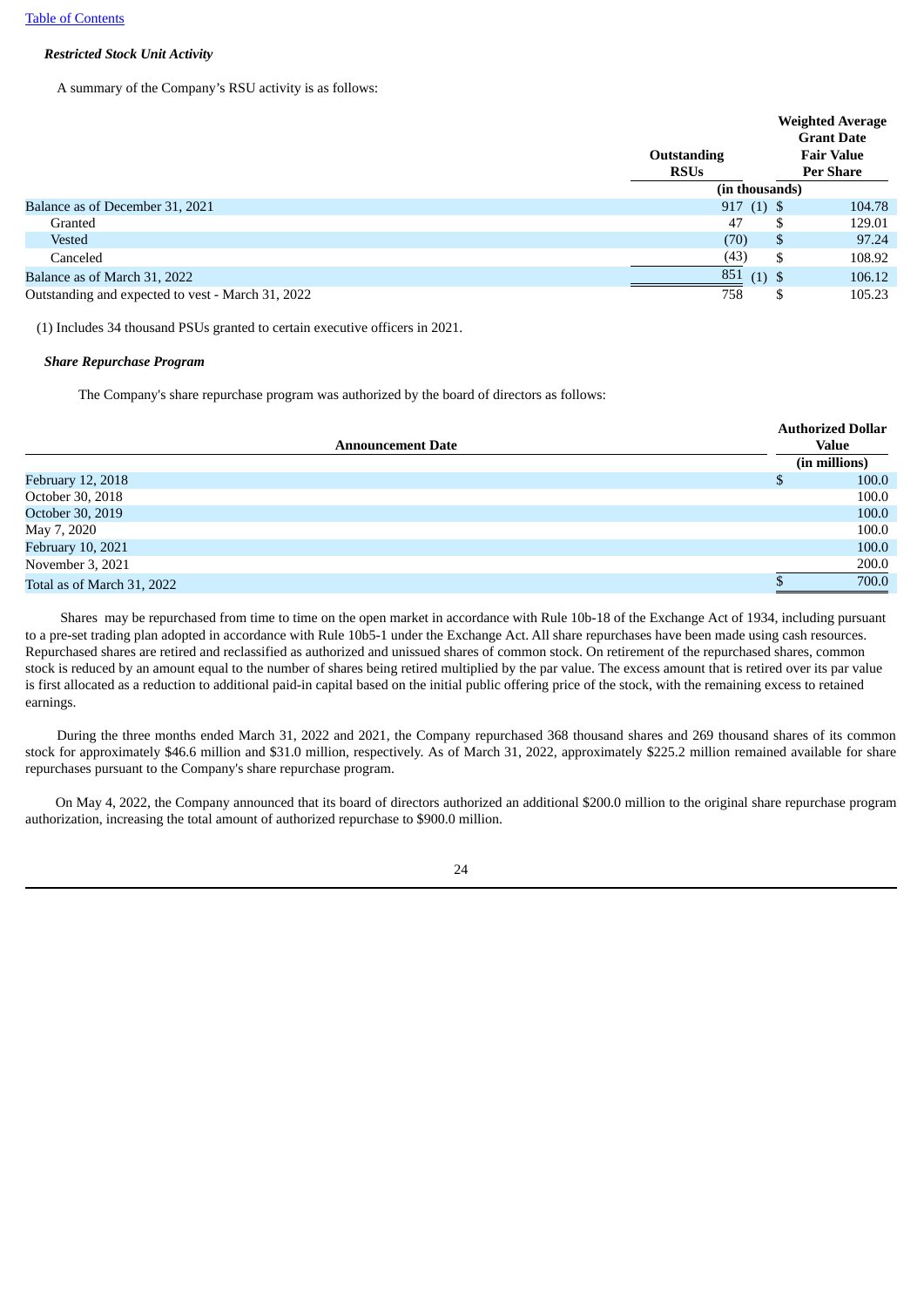***Restricted Stock Unit Activity***

A summary of the Company's RSU activity is as follows:

| | Outstanding RSUs | Weighted Average Grant Date Fair Value Per Share |
|---|---|---|
| | (in thousands) | |
| Balance as of December 31, 2021 | 917 (1) | $ 104.78 |
| Granted | 47 | $ 129.01 |
| Vested | (70) | $ 97.24 |
| Canceled | (43) | $ 108.92 |
| Balance as of March 31, 2022 | 851 (1) | $ 106.12 |
| Outstanding and expected to vest - March 31, 2022 | 758 | $ 105.23 |

(1) Includes 34 thousand PSUs granted to certain executive officers in 2021.

***Share Repurchase Program***

The Company's share repurchase program was authorized by the board of directors as follows:

| Announcement Date | Authorized Dollar Value |
|---|---|
| | (in millions) |
| February 12, 2018 | $ 100.0 |
| October 30, 2018 | 100.0 |
| October 30, 2019 | 100.0 |
| May 7, 2020 | 100.0 |
| February 10, 2021 | 100.0 |
| November 3, 2021 | 200.0 |
| Total as of March 31, 2022 | $ 700.0 |

Shares may be repurchased from time to time on the open market in accordance with Rule 10b-18 of the Exchange Act of 1934, including pursuant to a pre-set trading plan adopted in accordance with Rule 10b5-1 under the Exchange Act. All share repurchases have been made using cash resources. Repurchased shares are retired and reclassified as authorized and unissued shares of common stock. On retirement of the repurchased shares, common stock is reduced by an amount equal to the number of shares being retired multiplied by the par value. The excess amount that is retired over its par value is first allocated as a reduction to additional paid-in capital based on the initial public offering price of the stock, with the remaining excess to retained earnings.

During the three months ended March 31, 2022 and 2021, the Company repurchased 368 thousand shares and 269 thousand shares of its common stock for approximately $46.6 million and $31.0 million, respectively. As of March 31, 2022, approximately $225.2 million remained available for share repurchases pursuant to the Company's share repurchase program.

On May 4, 2022, the Company announced that its board of directors authorized an additional $200.0 million to the original share repurchase program authorization, increasing the total amount of authorized repurchase to $900.0 million.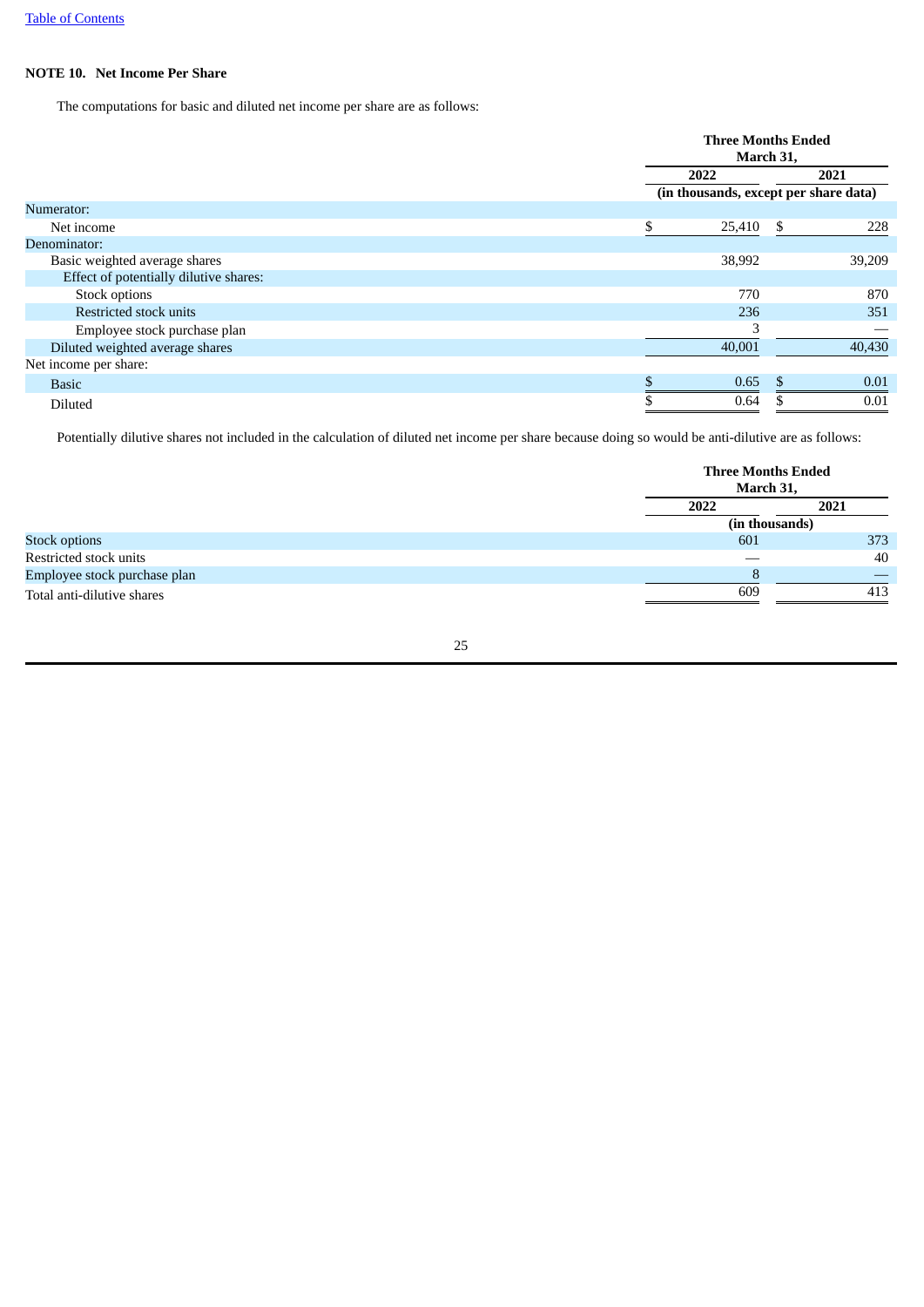### NOTE 10. Net Income Per Share

The computations for basic and diluted net income per share are as follows:

| | Three Months Ended March 31, | |
|---|---|---|
| | 2022 | 2021 |
| | (in thousands, except per share data) | |
| Numerator: | | |
| Net income | $ 25,410 | $ 228 |
| Denominator: | | |
| Basic weighted average shares | 38,992 | 39,209 |
| Effect of potentially dilutive shares: | | |
| Stock options | 770 | 870 |
| Restricted stock units | 236 | 351 |
| Employee stock purchase plan | 3 | — |
| Diluted weighted average shares | 40,001 | 40,430 |
| Net income per share: | | |
| Basic | $ 0.65 | $ 0.01 |
| Diluted | $ 0.64 | $ 0.01 |

Potentially dilutive shares not included in the calculation of diluted net income per share because doing so would be anti-dilutive are as follows:

| | Three Months Ended March 31, | |
|---|---|---|
| | 2022 | 2021 |
| | (in thousands) | |
| Stock options | 601 | 373 |
| Restricted stock units | — | 40 |
| Employee stock purchase plan | 8 | — |
| Total anti-dilutive shares | 609 | 413 |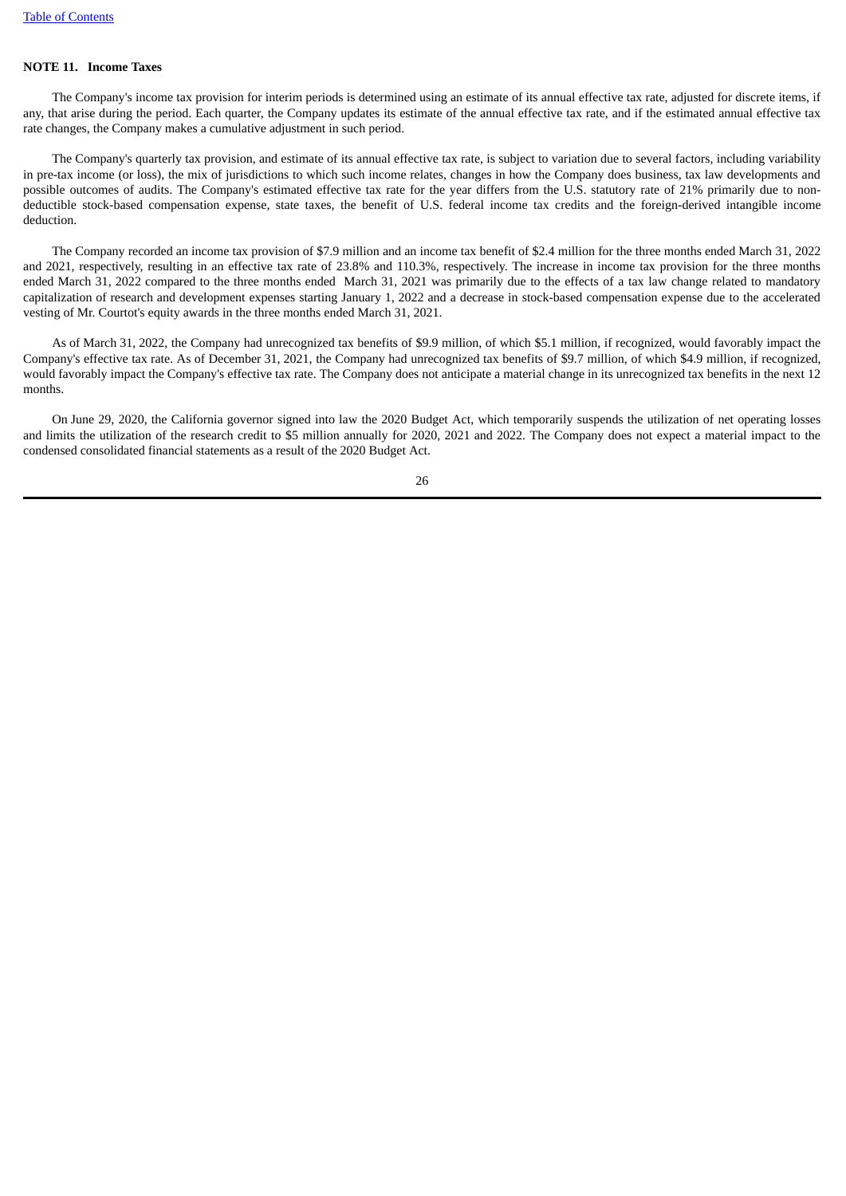**NOTE 11. Income Taxes**

The Company's income tax provision for interim periods is determined using an estimate of its annual effective tax rate, adjusted for discrete items, if any, that arise during the period. Each quarter, the Company updates its estimate of the annual effective tax rate, and if the estimated annual effective tax rate changes, the Company makes a cumulative adjustment in such period.

The Company's quarterly tax provision, and estimate of its annual effective tax rate, is subject to variation due to several factors, including variability in pre-tax income (or loss), the mix of jurisdictions to which such income relates, changes in how the Company does business, tax law developments and possible outcomes of audits. The Company's estimated effective tax rate for the year differs from the U.S. statutory rate of 21% primarily due to non-deductible stock-based compensation expense, state taxes, the benefit of U.S. federal income tax credits and the foreign-derived intangible income deduction.

The Company recorded an income tax provision of $7.9 million and an income tax benefit of $2.4 million for the three months ended March 31, 2022 and 2021, respectively, resulting in an effective tax rate of 23.8% and 110.3%, respectively. The increase in income tax provision for the three months ended March 31, 2022 compared to the three months ended March 31, 2021 was primarily due to the effects of a tax law change related to mandatory capitalization of research and development expenses starting January 1, 2022 and a decrease in stock-based compensation expense due to the accelerated vesting of Mr. Courtot's equity awards in the three months ended March 31, 2021.

As of March 31, 2022, the Company had unrecognized tax benefits of $9.9 million, of which $5.1 million, if recognized, would favorably impact the Company's effective tax rate. As of December 31, 2021, the Company had unrecognized tax benefits of $9.7 million, of which $4.9 million, if recognized, would favorably impact the Company's effective tax rate. The Company does not anticipate a material change in its unrecognized tax benefits in the next 12 months.

On June 29, 2020, the California governor signed into law the 2020 Budget Act, which temporarily suspends the utilization of net operating losses and limits the utilization of the research credit to $5 million annually for 2020, 2021 and 2022. The Company does not expect a material impact to the condensed consolidated financial statements as a result of the 2020 Budget Act.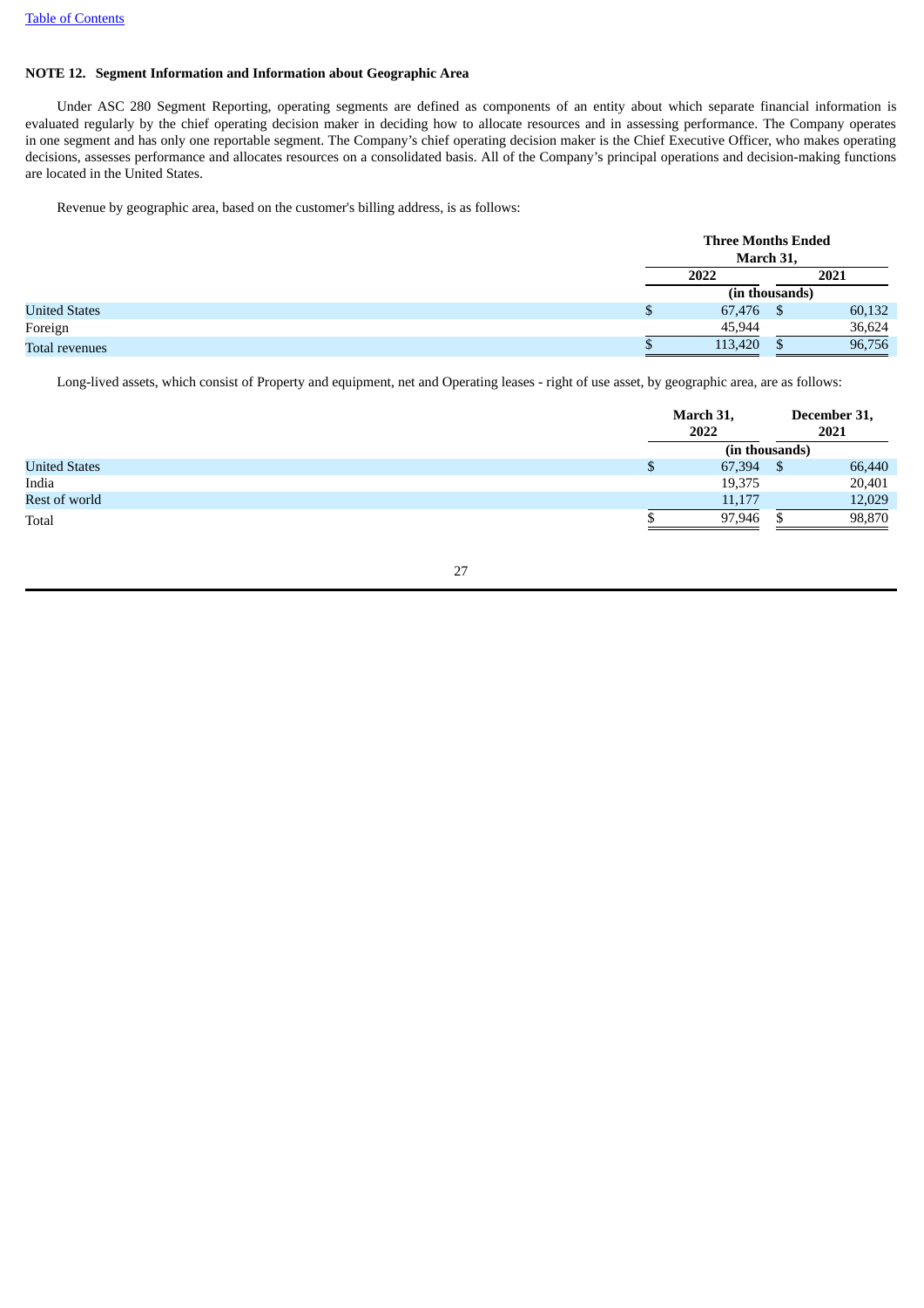**NOTE 12. Segment Information and Information about Geographic Area**

Under ASC 280 Segment Reporting, operating segments are defined as components of an entity about which separate financial information is evaluated regularly by the chief operating decision maker in deciding how to allocate resources and in assessing performance. The Company operates in one segment and has only one reportable segment. The Company's chief operating decision maker is the Chief Executive Officer, who makes operating decisions, assesses performance and allocates resources on a consolidated basis. All of the Company's principal operations and decision-making functions are located in the United States.

Revenue by geographic area, based on the customer's billing address, is as follows:

| | Three Months Ended March 31, | |
|---|---|---|
| | 2022 | 2021 |
| | (in thousands) | |
| United States | $ 67,476 | $ 60,132 |
| Foreign | 45,944 | 36,624 |
| Total revenues | $ 113,420 | $ 96,756 |

Long-lived assets, which consist of Property and equipment, net and Operating leases - right of use asset, by geographic area, are as follows:

| | March 31, 2022 | December 31, 2021 |
|---|---|---|
| | (in thousands) | |
| United States | $ 67,394 | $ 66,440 |
| India | 19,375 | 20,401 |
| Rest of world | 11,177 | 12,029 |
| Total | $ 97,946 | $ 98,870 |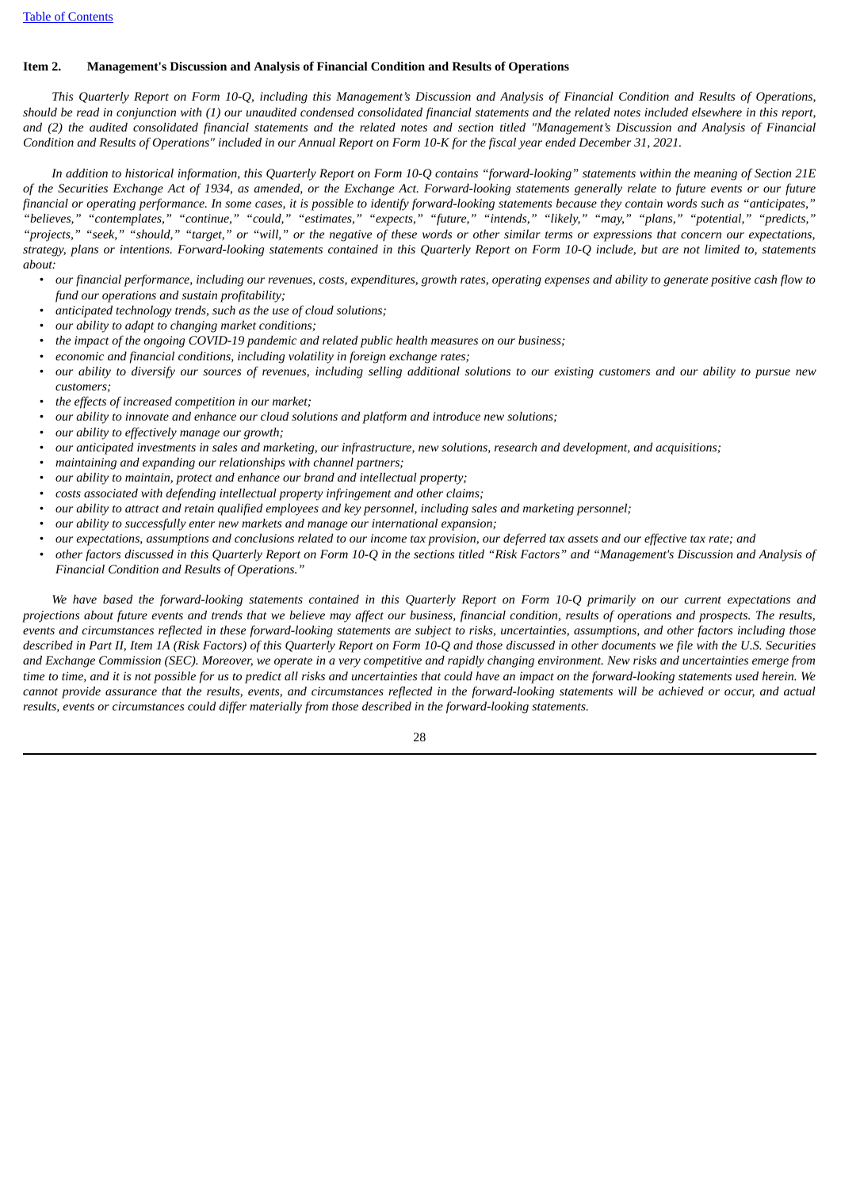## Item 2. Management's Discussion and Analysis of Financial Condition and Results of Operations

*This Quarterly Report on Form 10-Q, including this Management's Discussion and Analysis of Financial Condition and Results of Operations, should be read in conjunction with (1) our unaudited condensed consolidated financial statements and the related notes included elsewhere in this report, and (2) the audited consolidated financial statements and the related notes and section titled "Management's Discussion and Analysis of Financial Condition and Results of Operations" included in our Annual Report on Form 10-K for the fiscal year ended December 31, 2021.*

*In addition to historical information, this Quarterly Report on Form 10-Q contains "forward-looking" statements within the meaning of Section 21E of the Securities Exchange Act of 1934, as amended, or the Exchange Act. Forward-looking statements generally relate to future events or our future financial or operating performance. In some cases, it is possible to identify forward-looking statements because they contain words such as "anticipates," "believes," "contemplates," "continue," "could," "estimates," "expects," "future," "intends," "likely," "may," "plans," "potential," "predicts," "projects," "seek," "should," "target," or "will," or the negative of these words or other similar terms or expressions that concern our expectations, strategy, plans or intentions. Forward-looking statements contained in this Quarterly Report on Form 10-Q include, but are not limited to, statements about:*

- *our financial performance, including our revenues, costs, expenditures, growth rates, operating expenses and ability to generate positive cash flow to fund our operations and sustain profitability;*
- *anticipated technology trends, such as the use of cloud solutions;*
- *our ability to adapt to changing market conditions;*
- *the impact of the ongoing COVID-19 pandemic and related public health measures on our business;*
- *economic and financial conditions, including volatility in foreign exchange rates;*
- *our ability to diversify our sources of revenues, including selling additional solutions to our existing customers and our ability to pursue new customers;*
- *the effects of increased competition in our market;*
- *our ability to innovate and enhance our cloud solutions and platform and introduce new solutions;*
- *our ability to effectively manage our growth;*
- *our anticipated investments in sales and marketing, our infrastructure, new solutions, research and development, and acquisitions;*
- *maintaining and expanding our relationships with channel partners;*
- *our ability to maintain, protect and enhance our brand and intellectual property;*
- *costs associated with defending intellectual property infringement and other claims;*
- *our ability to attract and retain qualified employees and key personnel, including sales and marketing personnel;*
- *our ability to successfully enter new markets and manage our international expansion;*
- *our expectations, assumptions and conclusions related to our income tax provision, our deferred tax assets and our effective tax rate; and*
- *other factors discussed in this Quarterly Report on Form 10-Q in the sections titled "Risk Factors" and "Management's Discussion and Analysis of Financial Condition and Results of Operations."*

*We have based the forward-looking statements contained in this Quarterly Report on Form 10-Q primarily on our current expectations and projections about future events and trends that we believe may affect our business, financial condition, results of operations and prospects. The results, events and circumstances reflected in these forward-looking statements are subject to risks, uncertainties, assumptions, and other factors including those described in Part II, Item 1A (Risk Factors) of this Quarterly Report on Form 10-Q and those discussed in other documents we file with the U.S. Securities and Exchange Commission (SEC). Moreover, we operate in a very competitive and rapidly changing environment. New risks and uncertainties emerge from time to time, and it is not possible for us to predict all risks and uncertainties that could have an impact on the forward-looking statements used herein. We cannot provide assurance that the results, events, and circumstances reflected in the forward-looking statements will be achieved or occur, and actual results, events or circumstances could differ materially from those described in the forward-looking statements.*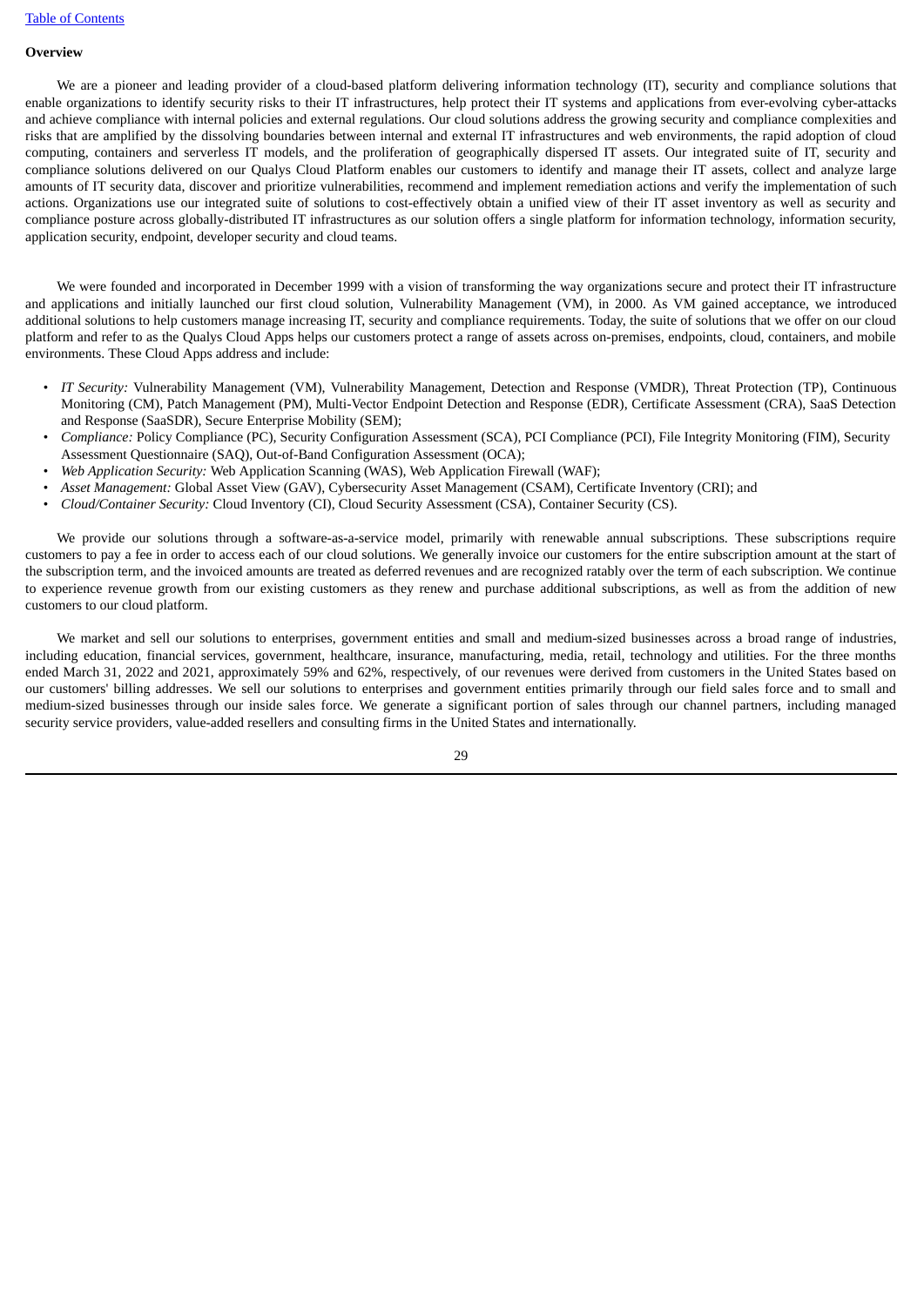## Overview

We are a pioneer and leading provider of a cloud-based platform delivering information technology (IT), security and compliance solutions that enable organizations to identify security risks to their IT infrastructures, help protect their IT systems and applications from ever-evolving cyber-attacks and achieve compliance with internal policies and external regulations. Our cloud solutions address the growing security and compliance complexities and risks that are amplified by the dissolving boundaries between internal and external IT infrastructures and web environments, the rapid adoption of cloud computing, containers and serverless IT models, and the proliferation of geographically dispersed IT assets. Our integrated suite of IT, security and compliance solutions delivered on our Qualys Cloud Platform enables our customers to identify and manage their IT assets, collect and analyze large amounts of IT security data, discover and prioritize vulnerabilities, recommend and implement remediation actions and verify the implementation of such actions. Organizations use our integrated suite of solutions to cost-effectively obtain a unified view of their IT asset inventory as well as security and compliance posture across globally-distributed IT infrastructures as our solution offers a single platform for information technology, information security, application security, endpoint, developer security and cloud teams.

We were founded and incorporated in December 1999 with a vision of transforming the way organizations secure and protect their IT infrastructure and applications and initially launched our first cloud solution, Vulnerability Management (VM), in 2000. As VM gained acceptance, we introduced additional solutions to help customers manage increasing IT, security and compliance requirements. Today, the suite of solutions that we offer on our cloud platform and refer to as the Qualys Cloud Apps helps our customers protect a range of assets across on-premises, endpoints, cloud, containers, and mobile environments. These Cloud Apps address and include:

- *IT Security:* Vulnerability Management (VM), Vulnerability Management, Detection and Response (VMDR), Threat Protection (TP), Continuous Monitoring (CM), Patch Management (PM), Multi-Vector Endpoint Detection and Response (EDR), Certificate Assessment (CRA), SaaS Detection and Response (SaaSDR), Secure Enterprise Mobility (SEM);
- *Compliance:* Policy Compliance (PC), Security Configuration Assessment (SCA), PCI Compliance (PCI), File Integrity Monitoring (FIM), Security Assessment Questionnaire (SAQ), Out-of-Band Configuration Assessment (OCA);
- *Web Application Security:* Web Application Scanning (WAS), Web Application Firewall (WAF);
- *Asset Management:* Global Asset View (GAV), Cybersecurity Asset Management (CSAM), Certificate Inventory (CRI); and
- *Cloud/Container Security:* Cloud Inventory (CI), Cloud Security Assessment (CSA), Container Security (CS).

We provide our solutions through a software-as-a-service model, primarily with renewable annual subscriptions. These subscriptions require customers to pay a fee in order to access each of our cloud solutions. We generally invoice our customers for the entire subscription amount at the start of the subscription term, and the invoiced amounts are treated as deferred revenues and are recognized ratably over the term of each subscription. We continue to experience revenue growth from our existing customers as they renew and purchase additional subscriptions, as well as from the addition of new customers to our cloud platform.

We market and sell our solutions to enterprises, government entities and small and medium-sized businesses across a broad range of industries, including education, financial services, government, healthcare, insurance, manufacturing, media, retail, technology and utilities. For the three months ended March 31, 2022 and 2021, approximately 59% and 62%, respectively, of our revenues were derived from customers in the United States based on our customers' billing addresses. We sell our solutions to enterprises and government entities primarily through our field sales force and to small and medium-sized businesses through our inside sales force. We generate a significant portion of sales through our channel partners, including managed security service providers, value-added resellers and consulting firms in the United States and internationally.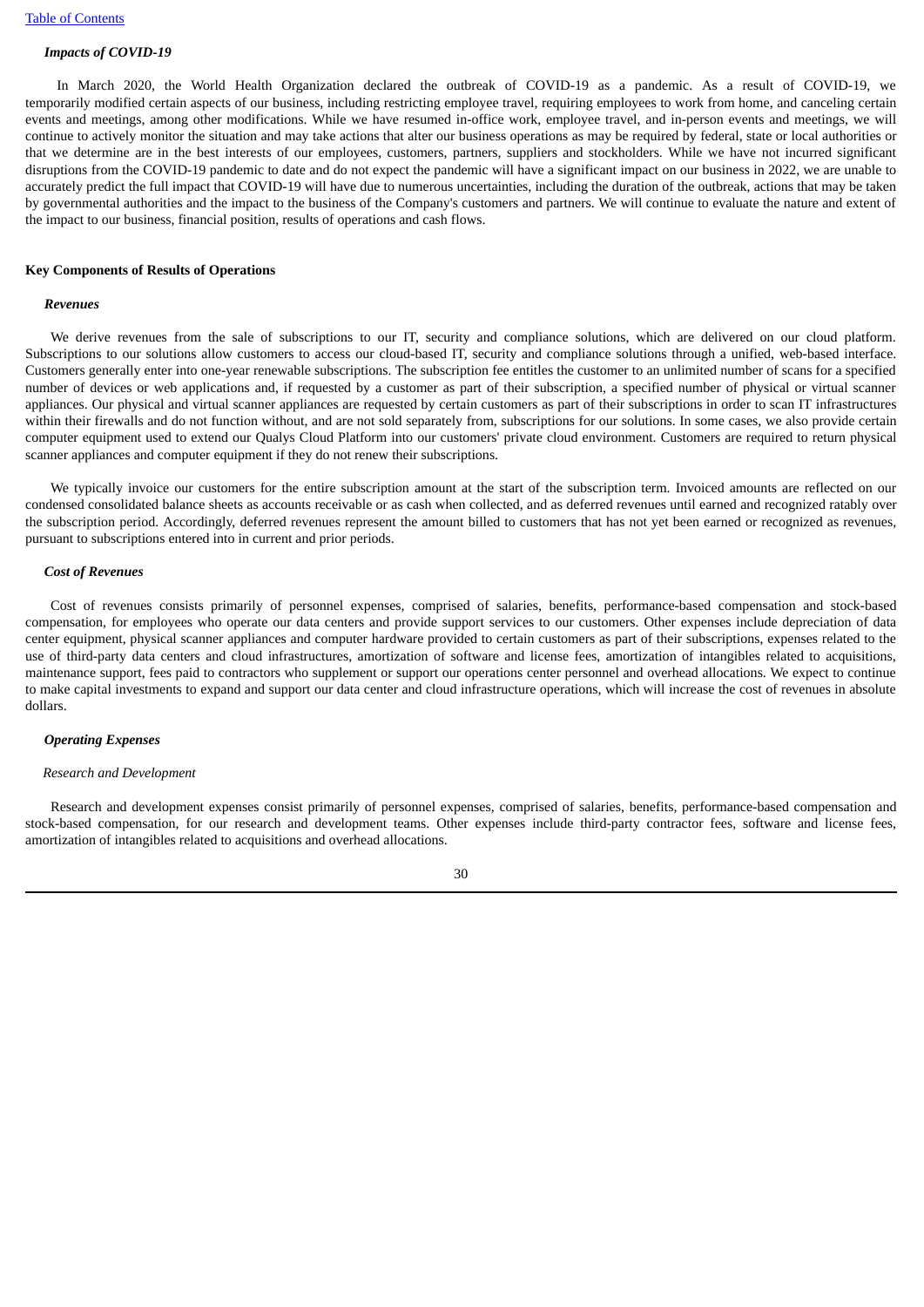### *Impacts of COVID-19*

In March 2020, the World Health Organization declared the outbreak of COVID-19 as a pandemic. As a result of COVID-19, we temporarily modified certain aspects of our business, including restricting employee travel, requiring employees to work from home, and canceling certain events and meetings, among other modifications. While we have resumed in-office work, employee travel, and in-person events and meetings, we will continue to actively monitor the situation and may take actions that alter our business operations as may be required by federal, state or local authorities or that we determine are in the best interests of our employees, customers, partners, suppliers and stockholders. While we have not incurred significant disruptions from the COVID-19 pandemic to date and do not expect the pandemic will have a significant impact on our business in 2022, we are unable to accurately predict the full impact that COVID-19 will have due to numerous uncertainties, including the duration of the outbreak, actions that may be taken by governmental authorities and the impact to the business of the Company's customers and partners. We will continue to evaluate the nature and extent of the impact to our business, financial position, results of operations and cash flows.

## Key Components of Results of Operations

### *Revenues*

We derive revenues from the sale of subscriptions to our IT, security and compliance solutions, which are delivered on our cloud platform. Subscriptions to our solutions allow customers to access our cloud-based IT, security and compliance solutions through a unified, web-based interface. Customers generally enter into one-year renewable subscriptions. The subscription fee entitles the customer to an unlimited number of scans for a specified number of devices or web applications and, if requested by a customer as part of their subscription, a specified number of physical or virtual scanner appliances. Our physical and virtual scanner appliances are requested by certain customers as part of their subscriptions in order to scan IT infrastructures within their firewalls and do not function without, and are not sold separately from, subscriptions for our solutions. In some cases, we also provide certain computer equipment used to extend our Qualys Cloud Platform into our customers' private cloud environment. Customers are required to return physical scanner appliances and computer equipment if they do not renew their subscriptions.

We typically invoice our customers for the entire subscription amount at the start of the subscription term. Invoiced amounts are reflected on our condensed consolidated balance sheets as accounts receivable or as cash when collected, and as deferred revenues until earned and recognized ratably over the subscription period. Accordingly, deferred revenues represent the amount billed to customers that has not yet been earned or recognized as revenues, pursuant to subscriptions entered into in current and prior periods.

### *Cost of Revenues*

Cost of revenues consists primarily of personnel expenses, comprised of salaries, benefits, performance-based compensation and stock-based compensation, for employees who operate our data centers and provide support services to our customers. Other expenses include depreciation of data center equipment, physical scanner appliances and computer hardware provided to certain customers as part of their subscriptions, expenses related to the use of third-party data centers and cloud infrastructures, amortization of software and license fees, amortization of intangibles related to acquisitions, maintenance support, fees paid to contractors who supplement or support our operations center personnel and overhead allocations. We expect to continue to make capital investments to expand and support our data center and cloud infrastructure operations, which will increase the cost of revenues in absolute dollars.

### *Operating Expenses*

*Research and Development*

Research and development expenses consist primarily of personnel expenses, comprised of salaries, benefits, performance-based compensation and stock-based compensation, for our research and development teams. Other expenses include third-party contractor fees, software and license fees, amortization of intangibles related to acquisitions and overhead allocations.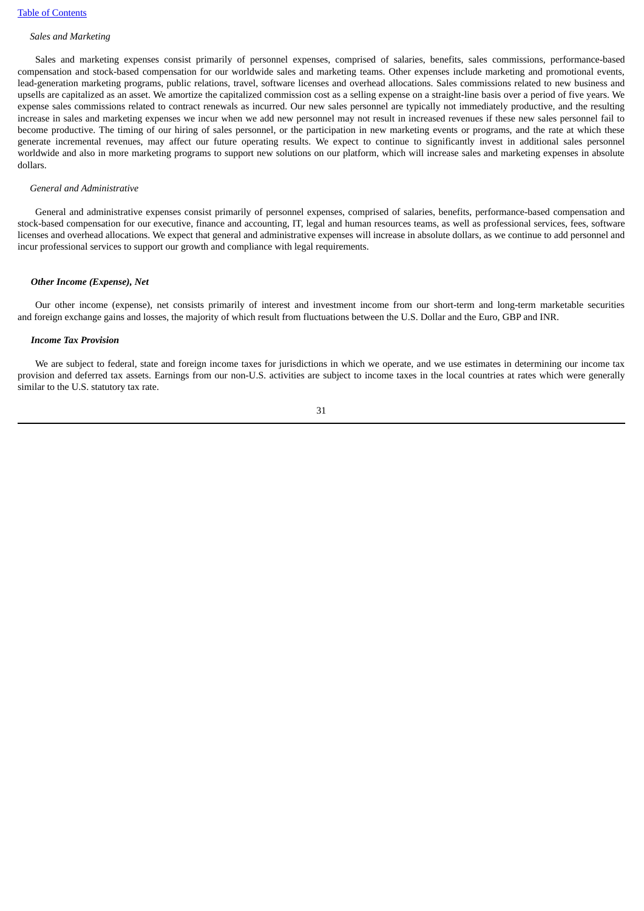*Sales and Marketing*

Sales and marketing expenses consist primarily of personnel expenses, comprised of salaries, benefits, sales commissions, performance-based compensation and stock-based compensation for our worldwide sales and marketing teams. Other expenses include marketing and promotional events, lead-generation marketing programs, public relations, travel, software licenses and overhead allocations. Sales commissions related to new business and upsells are capitalized as an asset. We amortize the capitalized commission cost as a selling expense on a straight-line basis over a period of five years. We expense sales commissions related to contract renewals as incurred. Our new sales personnel are typically not immediately productive, and the resulting increase in sales and marketing expenses we incur when we add new personnel may not result in increased revenues if these new sales personnel fail to become productive. The timing of our hiring of sales personnel, or the participation in new marketing events or programs, and the rate at which these generate incremental revenues, may affect our future operating results. We expect to continue to significantly invest in additional sales personnel worldwide and also in more marketing programs to support new solutions on our platform, which will increase sales and marketing expenses in absolute dollars.

*General and Administrative*

General and administrative expenses consist primarily of personnel expenses, comprised of salaries, benefits, performance-based compensation and stock-based compensation for our executive, finance and accounting, IT, legal and human resources teams, as well as professional services, fees, software licenses and overhead allocations. We expect that general and administrative expenses will increase in absolute dollars, as we continue to add personnel and incur professional services to support our growth and compliance with legal requirements.

***Other Income (Expense), Net***

Our other income (expense), net consists primarily of interest and investment income from our short-term and long-term marketable securities and foreign exchange gains and losses, the majority of which result from fluctuations between the U.S. Dollar and the Euro, GBP and INR.

***Income Tax Provision***

We are subject to federal, state and foreign income taxes for jurisdictions in which we operate, and we use estimates in determining our income tax provision and deferred tax assets. Earnings from our non-U.S. activities are subject to income taxes in the local countries at rates which were generally similar to the U.S. statutory tax rate.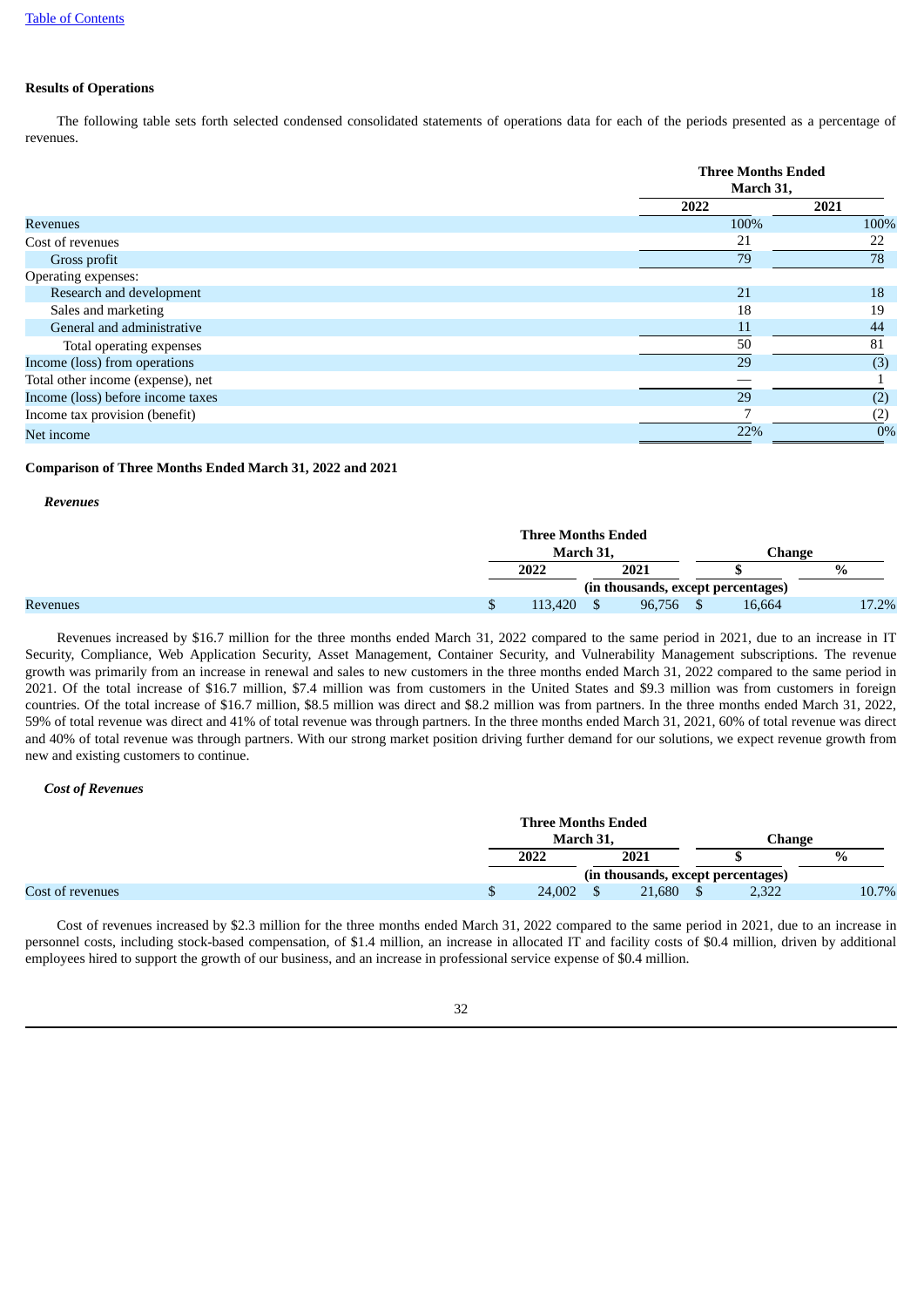**Results of Operations**

The following table sets forth selected condensed consolidated statements of operations data for each of the periods presented as a percentage of revenues.

| | Three Months Ended March 31, | |
|---|---|---|
| | 2022 | 2021 |
| Revenues | 100% | 100% |
| Cost of revenues | 21 | 22 |
| Gross profit | 79 | 78 |
| Operating expenses: | | |
| Research and development | 21 | 18 |
| Sales and marketing | 18 | 19 |
| General and administrative | 11 | 44 |
| Total operating expenses | 50 | 81 |
| Income (loss) from operations | 29 | (3) |
| Total other income (expense), net | — | 1 |
| Income (loss) before income taxes | 29 | (2) |
| Income tax provision (benefit) | 7 | (2) |
| Net income | 22% | 0% |

**Comparison of Three Months Ended March 31, 2022 and 2021**

***Revenues***

| | Three Months Ended March 31, | | Change | |
|---|---|---|---|---|
| | 2022 | 2021 | $ | % |
| | (in thousands, except percentages) | | | |
| Revenues | $ 113,420 | $ 96,756 | $ 16,664 | 17.2% |

Revenues increased by $16.7 million for the three months ended March 31, 2022 compared to the same period in 2021, due to an increase in IT Security, Compliance, Web Application Security, Asset Management, Container Security, and Vulnerability Management subscriptions. The revenue growth was primarily from an increase in renewal and sales to new customers in the three months ended March 31, 2022 compared to the same period in 2021. Of the total increase of $16.7 million, $7.4 million was from customers in the United States and $9.3 million was from customers in foreign countries. Of the total increase of $16.7 million, $8.5 million was direct and $8.2 million was from partners. In the three months ended March 31, 2022, 59% of total revenue was direct and 41% of total revenue was through partners. In the three months ended March 31, 2021, 60% of total revenue was direct and 40% of total revenue was through partners. With our strong market position driving further demand for our solutions, we expect revenue growth from new and existing customers to continue.

***Cost of Revenues***

| | Three Months Ended March 31, | | Change | |
|---|---|---|---|---|
| | 2022 | 2021 | $ | % |
| | (in thousands, except percentages) | | | |
| Cost of revenues | $ 24,002 | $ 21,680 | $ 2,322 | 10.7% |

Cost of revenues increased by $2.3 million for the three months ended March 31, 2022 compared to the same period in 2021, due to an increase in personnel costs, including stock-based compensation, of $1.4 million, an increase in allocated IT and facility costs of $0.4 million, driven by additional employees hired to support the growth of our business, and an increase in professional service expense of $0.4 million.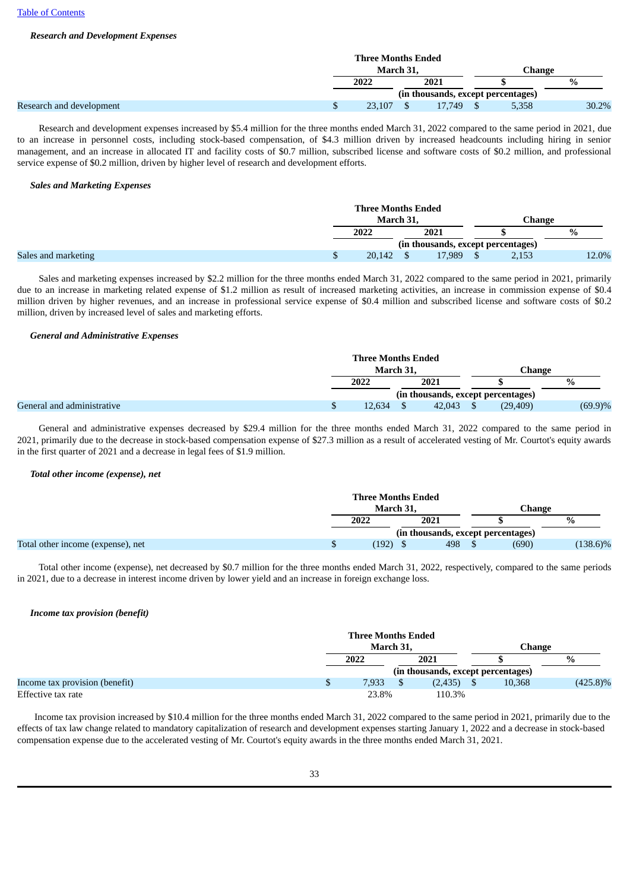*Research and Development Expenses*

| | Three Months Ended March 31, | | Change | |
|---|---|---|---|---|
| | 2022 | 2021 | $ | % |
| | (in thousands, except percentages) | | | |
| Research and development | $ 23,107 | $ 17,749 | $ 5,358 | 30.2% |

Research and development expenses increased by $5.4 million for the three months ended March 31, 2022 compared to the same period in 2021, due to an increase in personnel costs, including stock-based compensation, of $4.3 million driven by increased headcounts including hiring in senior management, and an increase in allocated IT and facility costs of $0.7 million, subscribed license and software costs of $0.2 million, and professional service expense of $0.2 million, driven by higher level of research and development efforts.

*Sales and Marketing Expenses*

| | Three Months Ended March 31, | | Change | |
|---|---|---|---|---|
| | 2022 | 2021 | $ | % |
| | (in thousands, except percentages) | | | |
| Sales and marketing | $ 20,142 | $ 17,989 | $ 2,153 | 12.0% |

Sales and marketing expenses increased by $2.2 million for the three months ended March 31, 2022 compared to the same period in 2021, primarily due to an increase in marketing related expense of $1.2 million as result of increased marketing activities, an increase in commission expense of $0.4 million driven by higher revenues, and an increase in professional service expense of $0.4 million and subscribed license and software costs of $0.2 million, driven by increased level of sales and marketing efforts.

*General and Administrative Expenses*

| | Three Months Ended March 31, | | Change | |
|---|---|---|---|---|
| | 2022 | 2021 | $ | % |
| | (in thousands, except percentages) | | | |
| General and administrative | $ 12,634 | $ 42,043 | $ (29,409) | (69.9)% |

General and administrative expenses decreased by $29.4 million for the three months ended March 31, 2022 compared to the same period in 2021, primarily due to the decrease in stock-based compensation expense of $27.3 million as a result of accelerated vesting of Mr. Courtot's equity awards in the first quarter of 2021 and a decrease in legal fees of $1.9 million.

*Total other income (expense), net*

| | Three Months Ended March 31, | | Change | |
|---|---|---|---|---|
| | 2022 | 2021 | $ | % |
| | (in thousands, except percentages) | | | |
| Total other income (expense), net | $ (192) | $ 498 | $ (690) | (138.6)% |

Total other income (expense), net decreased by $0.7 million for the three months ended March 31, 2022, respectively, compared to the same periods in 2021, due to a decrease in interest income driven by lower yield and an increase in foreign exchange loss.

*Income tax provision (benefit)*

| | Three Months Ended March 31, | | Change | |
|---|---|---|---|---|
| | 2022 | 2021 | $ | % |
| | (in thousands, except percentages) | | | |
| Income tax provision (benefit) | $ 7,933 | $ (2,435) | $ 10,368 | (425.8)% |
| Effective tax rate | 23.8% | 110.3% | | |

Income tax provision increased by $10.4 million for the three months ended March 31, 2022 compared to the same period in 2021, primarily due to the effects of tax law change related to mandatory capitalization of research and development expenses starting January 1, 2022 and a decrease in stock-based compensation expense due to the accelerated vesting of Mr. Courtot's equity awards in the three months ended March 31, 2021.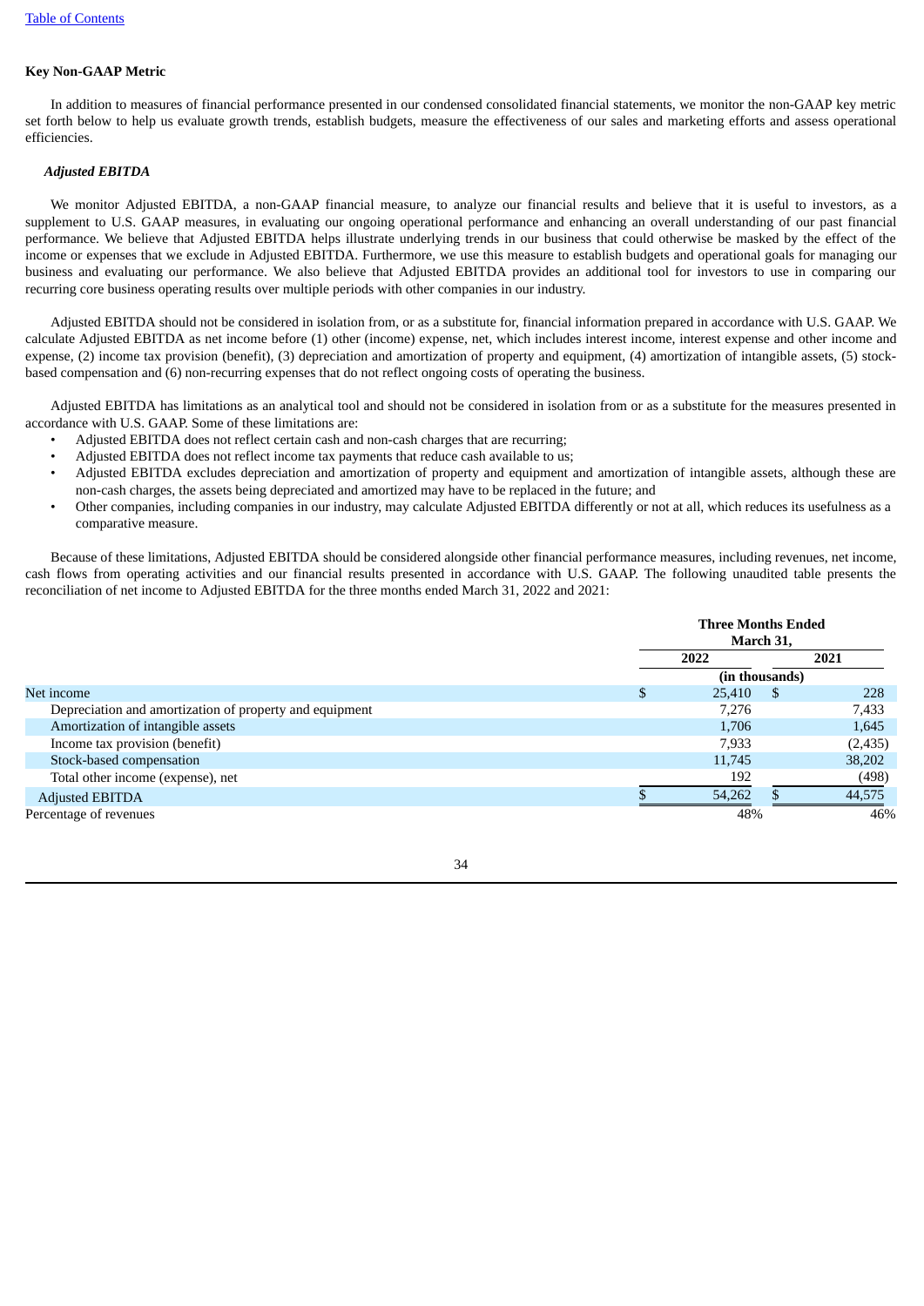[Table of Contents](#)

**Key Non-GAAP Metric**

In addition to measures of financial performance presented in our condensed consolidated financial statements, we monitor the non-GAAP key metric set forth below to help us evaluate growth trends, establish budgets, measure the effectiveness of our sales and marketing efforts and assess operational efficiencies.

***Adjusted EBITDA***

We monitor Adjusted EBITDA, a non-GAAP financial measure, to analyze our financial results and believe that it is useful to investors, as a supplement to U.S. GAAP measures, in evaluating our ongoing operational performance and enhancing an overall understanding of our past financial performance. We believe that Adjusted EBITDA helps illustrate underlying trends in our business that could otherwise be masked by the effect of the income or expenses that we exclude in Adjusted EBITDA. Furthermore, we use this measure to establish budgets and operational goals for managing our business and evaluating our performance. We also believe that Adjusted EBITDA provides an additional tool for investors to use in comparing our recurring core business operating results over multiple periods with other companies in our industry.

Adjusted EBITDA should not be considered in isolation from, or as a substitute for, financial information prepared in accordance with U.S. GAAP. We calculate Adjusted EBITDA as net income before (1) other (income) expense, net, which includes interest income, interest expense and other income and expense, (2) income tax provision (benefit), (3) depreciation and amortization of property and equipment, (4) amortization of intangible assets, (5) stock-based compensation and (6) non-recurring expenses that do not reflect ongoing costs of operating the business.

Adjusted EBITDA has limitations as an analytical tool and should not be considered in isolation from or as a substitute for the measures presented in accordance with U.S. GAAP. Some of these limitations are:

- Adjusted EBITDA does not reflect certain cash and non-cash charges that are recurring;
- Adjusted EBITDA does not reflect income tax payments that reduce cash available to us;
- Adjusted EBITDA excludes depreciation and amortization of property and equipment and amortization of intangible assets, although these are non-cash charges, the assets being depreciated and amortized may have to be replaced in the future; and
- Other companies, including companies in our industry, may calculate Adjusted EBITDA differently or not at all, which reduces its usefulness as a comparative measure.

Because of these limitations, Adjusted EBITDA should be considered alongside other financial performance measures, including revenues, net income, cash flows from operating activities and our financial results presented in accordance with U.S. GAAP. The following unaudited table presents the reconciliation of net income to Adjusted EBITDA for the three months ended March 31, 2022 and 2021:

| | Three Months Ended March 31, | |
|---|---|---|
| | 2022 | 2021 |
| | (in thousands) | |
| Net income | $ 25,410 | $ 228 |
| Depreciation and amortization of property and equipment | 7,276 | 7,433 |
| Amortization of intangible assets | 1,706 | 1,645 |
| Income tax provision (benefit) | 7,933 | (2,435) |
| Stock-based compensation | 11,745 | 38,202 |
| Total other income (expense), net | 192 | (498) |
| Adjusted EBITDA | $ 54,262 | $ 44,575 |
| Percentage of revenues | 48% | 46% |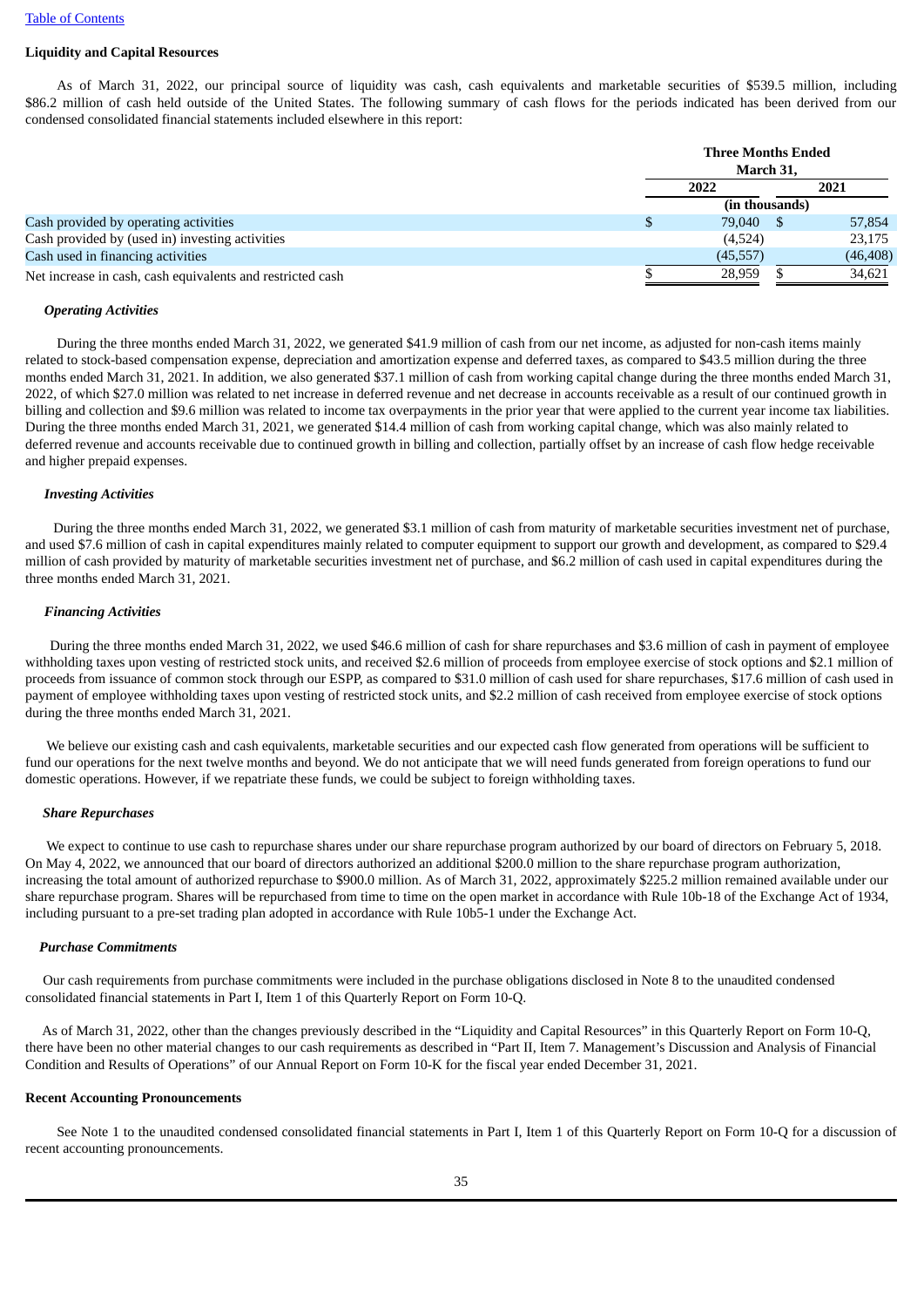[Table of Contents](#)

**Liquidity and Capital Resources**

As of March 31, 2022, our principal source of liquidity was cash, cash equivalents and marketable securities of $539.5 million, including $86.2 million of cash held outside of the United States. The following summary of cash flows for the periods indicated has been derived from our condensed consolidated financial statements included elsewhere in this report:

| | Three Months Ended March 31, | |
|---|---|---|
| | 2022 | 2021 |
| | (in thousands) | |
| Cash provided by operating activities | $ 79,040 | $ 57,854 |
| Cash provided by (used in) investing activities | (4,524) | 23,175 |
| Cash used in financing activities | (45,557) | (46,408) |
| Net increase in cash, cash equivalents and restricted cash | $ 28,959 | $ 34,621 |

***Operating Activities***

During the three months ended March 31, 2022, we generated $41.9 million of cash from our net income, as adjusted for non-cash items mainly related to stock-based compensation expense, depreciation and amortization expense and deferred taxes, as compared to $43.5 million during the three months ended March 31, 2021. In addition, we also generated $37.1 million of cash from working capital change during the three months ended March 31, 2022, of which $27.0 million was related to net increase in deferred revenue and net decrease in accounts receivable as a result of our continued growth in billing and collection and $9.6 million was related to income tax overpayments in the prior year that were applied to the current year income tax liabilities. During the three months ended March 31, 2021, we generated $14.4 million of cash from working capital change, which was also mainly related to deferred revenue and accounts receivable due to continued growth in billing and collection, partially offset by an increase of cash flow hedge receivable and higher prepaid expenses.

***Investing Activities***

During the three months ended March 31, 2022, we generated $3.1 million of cash from maturity of marketable securities investment net of purchase, and used $7.6 million of cash in capital expenditures mainly related to computer equipment to support our growth and development, as compared to $29.4 million of cash provided by maturity of marketable securities investment net of purchase, and $6.2 million of cash used in capital expenditures during the three months ended March 31, 2021.

***Financing Activities***

During the three months ended March 31, 2022, we used $46.6 million of cash for share repurchases and $3.6 million of cash in payment of employee withholding taxes upon vesting of restricted stock units, and received $2.6 million of proceeds from employee exercise of stock options and $2.1 million of proceeds from issuance of common stock through our ESPP, as compared to $31.0 million of cash used for share repurchases, $17.6 million of cash used in payment of employee withholding taxes upon vesting of restricted stock units, and $2.2 million of cash received from employee exercise of stock options during the three months ended March 31, 2021.

We believe our existing cash and cash equivalents, marketable securities and our expected cash flow generated from operations will be sufficient to fund our operations for the next twelve months and beyond. We do not anticipate that we will need funds generated from foreign operations to fund our domestic operations. However, if we repatriate these funds, we could be subject to foreign withholding taxes.

***Share Repurchases***

We expect to continue to use cash to repurchase shares under our share repurchase program authorized by our board of directors on February 5, 2018. On May 4, 2022, we announced that our board of directors authorized an additional $200.0 million to the share repurchase program authorization, increasing the total amount of authorized repurchase to $900.0 million. As of March 31, 2022, approximately $225.2 million remained available under our share repurchase program. Shares will be repurchased from time to time on the open market in accordance with Rule 10b-18 of the Exchange Act of 1934, including pursuant to a pre-set trading plan adopted in accordance with Rule 10b5-1 under the Exchange Act.

***Purchase Commitments***

Our cash requirements from purchase commitments were included in the purchase obligations disclosed in Note 8 to the unaudited condensed consolidated financial statements in Part I, Item 1 of this Quarterly Report on Form 10-Q.

As of March 31, 2022, other than the changes previously described in the "Liquidity and Capital Resources" in this Quarterly Report on Form 10-Q, there have been no other material changes to our cash requirements as described in "Part II, Item 7. Management's Discussion and Analysis of Financial Condition and Results of Operations" of our Annual Report on Form 10-K for the fiscal year ended December 31, 2021.

**Recent Accounting Pronouncements**

See Note 1 to the unaudited condensed consolidated financial statements in Part I, Item 1 of this Quarterly Report on Form 10-Q for a discussion of recent accounting pronouncements.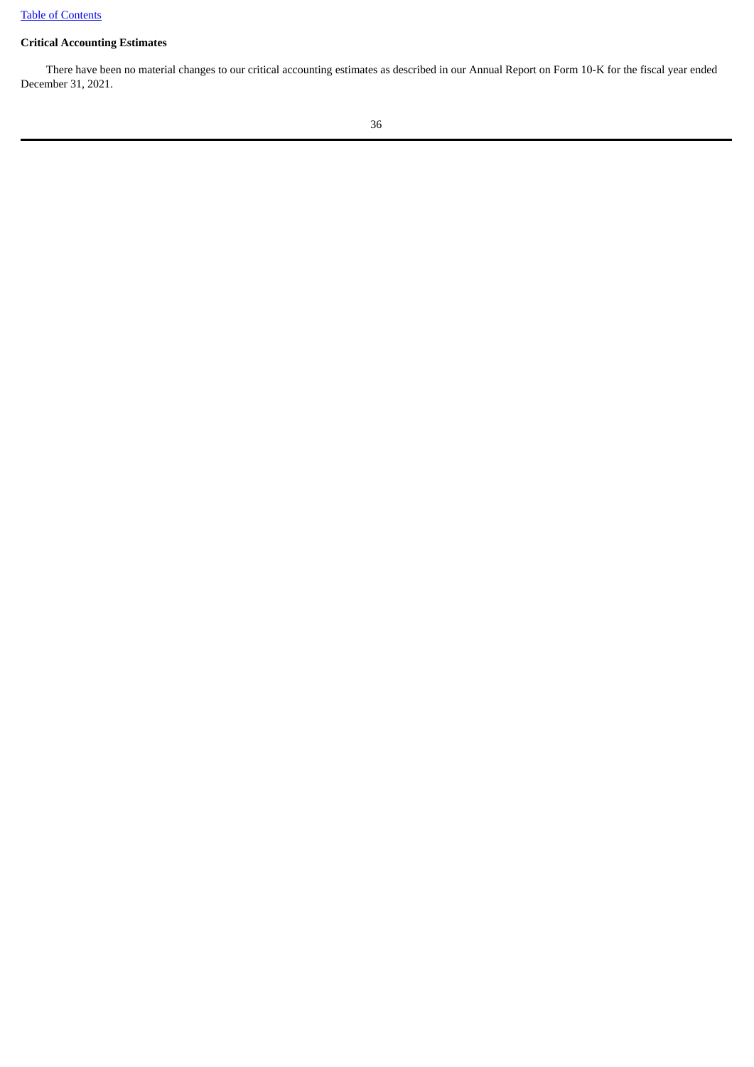**Critical Accounting Estimates**

There have been no material changes to our critical accounting estimates as described in our Annual Report on Form 10-K for the fiscal year ended December 31, 2021.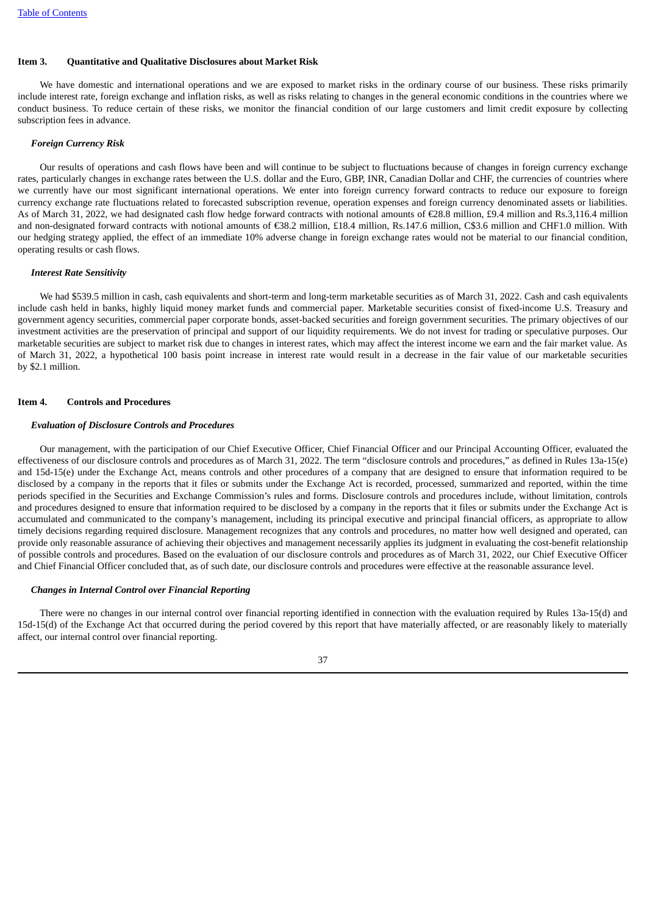## Item 3. Quantitative and Qualitative Disclosures about Market Risk

We have domestic and international operations and we are exposed to market risks in the ordinary course of our business. These risks primarily include interest rate, foreign exchange and inflation risks, as well as risks relating to changes in the general economic conditions in the countries where we conduct business. To reduce certain of these risks, we monitor the financial condition of our large customers and limit credit exposure by collecting subscription fees in advance.

### *Foreign Currency Risk*

Our results of operations and cash flows have been and will continue to be subject to fluctuations because of changes in foreign currency exchange rates, particularly changes in exchange rates between the U.S. dollar and the Euro, GBP, INR, Canadian Dollar and CHF, the currencies of countries where we currently have our most significant international operations. We enter into foreign currency forward contracts to reduce our exposure to foreign currency exchange rate fluctuations related to forecasted subscription revenue, operation expenses and foreign currency denominated assets or liabilities. As of March 31, 2022, we had designated cash flow hedge forward contracts with notional amounts of €28.8 million, £9.4 million and Rs.3,116.4 million and non-designated forward contracts with notional amounts of €38.2 million, £18.4 million, Rs.147.6 million, C$3.6 million and CHF1.0 million. With our hedging strategy applied, the effect of an immediate 10% adverse change in foreign exchange rates would not be material to our financial condition, operating results or cash flows.

### *Interest Rate Sensitivity*

We had $539.5 million in cash, cash equivalents and short-term and long-term marketable securities as of March 31, 2022. Cash and cash equivalents include cash held in banks, highly liquid money market funds and commercial paper. Marketable securities consist of fixed-income U.S. Treasury and government agency securities, commercial paper corporate bonds, asset-backed securities and foreign government securities. The primary objectives of our investment activities are the preservation of principal and support of our liquidity requirements. We do not invest for trading or speculative purposes. Our marketable securities are subject to market risk due to changes in interest rates, which may affect the interest income we earn and the fair market value. As of March 31, 2022, a hypothetical 100 basis point increase in interest rate would result in a decrease in the fair value of our marketable securities by $2.1 million.

## Item 4. Controls and Procedures

### *Evaluation of Disclosure Controls and Procedures*

Our management, with the participation of our Chief Executive Officer, Chief Financial Officer and our Principal Accounting Officer, evaluated the effectiveness of our disclosure controls and procedures as of March 31, 2022. The term "disclosure controls and procedures," as defined in Rules 13a-15(e) and 15d-15(e) under the Exchange Act, means controls and other procedures of a company that are designed to ensure that information required to be disclosed by a company in the reports that it files or submits under the Exchange Act is recorded, processed, summarized and reported, within the time periods specified in the Securities and Exchange Commission's rules and forms. Disclosure controls and procedures include, without limitation, controls and procedures designed to ensure that information required to be disclosed by a company in the reports that it files or submits under the Exchange Act is accumulated and communicated to the company's management, including its principal executive and principal financial officers, as appropriate to allow timely decisions regarding required disclosure. Management recognizes that any controls and procedures, no matter how well designed and operated, can provide only reasonable assurance of achieving their objectives and management necessarily applies its judgment in evaluating the cost-benefit relationship of possible controls and procedures. Based on the evaluation of our disclosure controls and procedures as of March 31, 2022, our Chief Executive Officer and Chief Financial Officer concluded that, as of such date, our disclosure controls and procedures were effective at the reasonable assurance level.

### *Changes in Internal Control over Financial Reporting*

There were no changes in our internal control over financial reporting identified in connection with the evaluation required by Rules 13a-15(d) and 15d-15(d) of the Exchange Act that occurred during the period covered by this report that have materially affected, or are reasonably likely to materially affect, our internal control over financial reporting.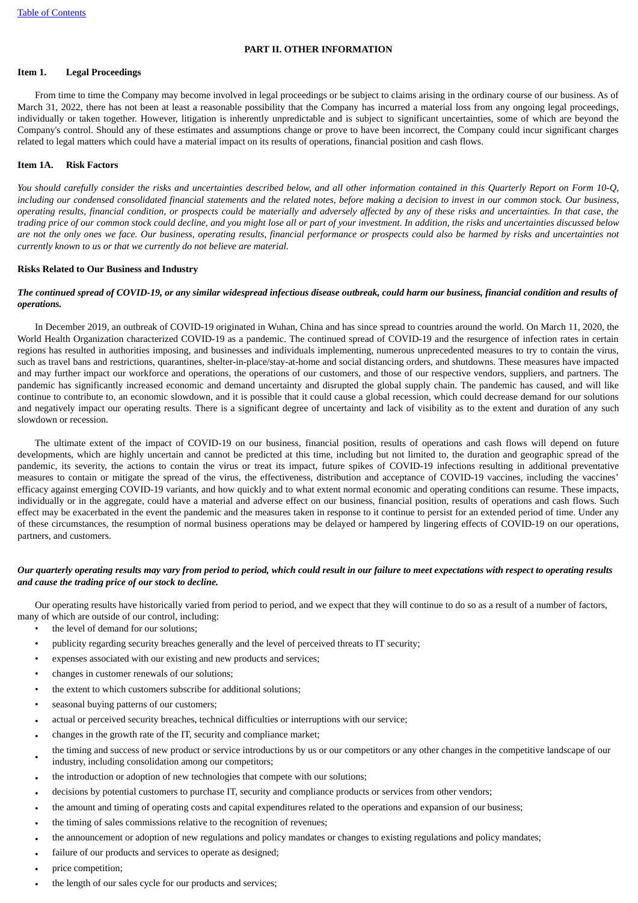## PART II. OTHER INFORMATION

### Item 1. Legal Proceedings

From time to time the Company may become involved in legal proceedings or be subject to claims arising in the ordinary course of our business. As of March 31, 2022, there has not been at least a reasonable possibility that the Company has incurred a material loss from any ongoing legal proceedings, individually or taken together. However, litigation is inherently unpredictable and is subject to significant uncertainties, some of which are beyond the Company's control. Should any of these estimates and assumptions change or prove to have been incorrect, the Company could incur significant charges related to legal matters which could have a material impact on its results of operations, financial position and cash flows.

### Item 1A. Risk Factors

*You should carefully consider the risks and uncertainties described below, and all other information contained in this Quarterly Report on Form 10-Q, including our condensed consolidated financial statements and the related notes, before making a decision to invest in our common stock. Our business, operating results, financial condition, or prospects could be materially and adversely affected by any of these risks and uncertainties. In that case, the trading price of our common stock could decline, and you might lose all or part of your investment. In addition, the risks and uncertainties discussed below are not the only ones we face. Our business, operating results, financial performance or prospects could also be harmed by risks and uncertainties not currently known to us or that we currently do not believe are material.*

**Risks Related to Our Business and Industry**

***The continued spread of COVID-19, or any similar widespread infectious disease outbreak, could harm our business, financial condition and results of operations.***

In December 2019, an outbreak of COVID-19 originated in Wuhan, China and has since spread to countries around the world. On March 11, 2020, the World Health Organization characterized COVID-19 as a pandemic. The continued spread of COVID-19 and the resurgence of infection rates in certain regions has resulted in authorities imposing, and businesses and individuals implementing, numerous unprecedented measures to try to contain the virus, such as travel bans and restrictions, quarantines, shelter-in-place/stay-at-home and social distancing orders, and shutdowns. These measures have impacted and may further impact our workforce and operations, the operations of our customers, and those of our respective vendors, suppliers, and partners. The pandemic has significantly increased economic and demand uncertainty and disrupted the global supply chain. The pandemic has caused, and will like continue to contribute to, an economic slowdown, and it is possible that it could cause a global recession, which could decrease demand for our solutions and negatively impact our operating results. There is a significant degree of uncertainty and lack of visibility as to the extent and duration of any such slowdown or recession.

The ultimate extent of the impact of COVID-19 on our business, financial position, results of operations and cash flows will depend on future developments, which are highly uncertain and cannot be predicted at this time, including but not limited to, the duration and geographic spread of the pandemic, its severity, the actions to contain the virus or treat its impact, future spikes of COVID-19 infections resulting in additional preventative measures to contain or mitigate the spread of the virus, the effectiveness, distribution and acceptance of COVID-19 vaccines, including the vaccines' efficacy against emerging COVID-19 variants, and how quickly and to what extent normal economic and operating conditions can resume. These impacts, individually or in the aggregate, could have a material and adverse effect on our business, financial position, results of operations and cash flows. Such effect may be exacerbated in the event the pandemic and the measures taken in response to it continue to persist for an extended period of time. Under any of these circumstances, the resumption of normal business operations may be delayed or hampered by lingering effects of COVID-19 on our operations, partners, and customers.

***Our quarterly operating results may vary from period to period, which could result in our failure to meet expectations with respect to operating results and cause the trading price of our stock to decline.***

Our operating results have historically varied from period to period, and we expect that they will continue to do so as a result of a number of factors, many of which are outside of our control, including:

- the level of demand for our solutions;
- publicity regarding security breaches generally and the level of perceived threats to IT security;
- expenses associated with our existing and new products and services;
- changes in customer renewals of our solutions;
- the extent to which customers subscribe for additional solutions;
- seasonal buying patterns of our customers;
- actual or perceived security breaches, technical difficulties or interruptions with our service;
- changes in the growth rate of the IT, security and compliance market;
- the timing and success of new product or service introductions by us or our competitors or any other changes in the competitive landscape of our industry, including consolidation among our competitors;
- the introduction or adoption of new technologies that compete with our solutions;
- decisions by potential customers to purchase IT, security and compliance products or services from other vendors;
- the amount and timing of operating costs and capital expenditures related to the operations and expansion of our business;
- the timing of sales commissions relative to the recognition of revenues;
- the announcement or adoption of new regulations and policy mandates or changes to existing regulations and policy mandates;
- failure of our products and services to operate as designed;
- price competition;
- the length of our sales cycle for our products and services;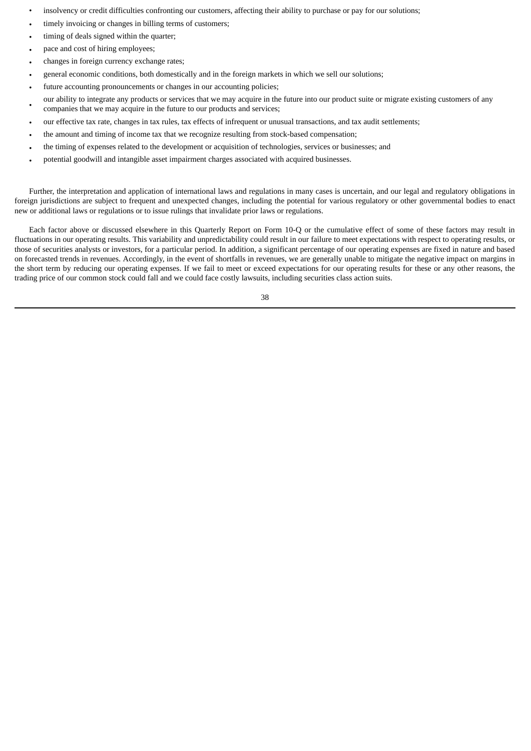- insolvency or credit difficulties confronting our customers, affecting their ability to purchase or pay for our solutions;
- timely invoicing or changes in billing terms of customers;
- timing of deals signed within the quarter;
- pace and cost of hiring employees;
- changes in foreign currency exchange rates;
- general economic conditions, both domestically and in the foreign markets in which we sell our solutions;
- future accounting pronouncements or changes in our accounting policies;
- our ability to integrate any products or services that we may acquire in the future into our product suite or migrate existing customers of any companies that we may acquire in the future to our products and services;
- our effective tax rate, changes in tax rules, tax effects of infrequent or unusual transactions, and tax audit settlements;
- the amount and timing of income tax that we recognize resulting from stock-based compensation;
- the timing of expenses related to the development or acquisition of technologies, services or businesses; and
- potential goodwill and intangible asset impairment charges associated with acquired businesses.

Further, the interpretation and application of international laws and regulations in many cases is uncertain, and our legal and regulatory obligations in foreign jurisdictions are subject to frequent and unexpected changes, including the potential for various regulatory or other governmental bodies to enact new or additional laws or regulations or to issue rulings that invalidate prior laws or regulations.

Each factor above or discussed elsewhere in this Quarterly Report on Form 10-Q or the cumulative effect of some of these factors may result in fluctuations in our operating results. This variability and unpredictability could result in our failure to meet expectations with respect to operating results, or those of securities analysts or investors, for a particular period. In addition, a significant percentage of our operating expenses are fixed in nature and based on forecasted trends in revenues. Accordingly, in the event of shortfalls in revenues, we are generally unable to mitigate the negative impact on margins in the short term by reducing our operating expenses. If we fail to meet or exceed expectations for our operating results for these or any other reasons, the trading price of our common stock could fall and we could face costly lawsuits, including securities class action suits.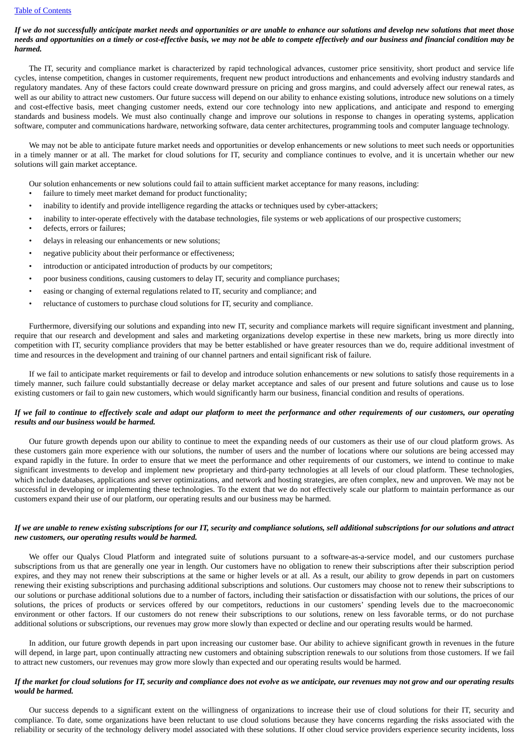*If we do not successfully anticipate market needs and opportunities or are unable to enhance our solutions and develop new solutions that meet those needs and opportunities on a timely or cost-effective basis, we may not be able to compete effectively and our business and financial condition may be harmed.*

The IT, security and compliance market is characterized by rapid technological advances, customer price sensitivity, short product and service life cycles, intense competition, changes in customer requirements, frequent new product introductions and enhancements and evolving industry standards and regulatory mandates. Any of these factors could create downward pressure on pricing and gross margins, and could adversely affect our renewal rates, as well as our ability to attract new customers. Our future success will depend on our ability to enhance existing solutions, introduce new solutions on a timely and cost-effective basis, meet changing customer needs, extend our core technology into new applications, and anticipate and respond to emerging standards and business models. We must also continually change and improve our solutions in response to changes in operating systems, application software, computer and communications hardware, networking software, data center architectures, programming tools and computer language technology.

We may not be able to anticipate future market needs and opportunities or develop enhancements or new solutions to meet such needs or opportunities in a timely manner or at all. The market for cloud solutions for IT, security and compliance continues to evolve, and it is uncertain whether our new solutions will gain market acceptance.

Our solution enhancements or new solutions could fail to attain sufficient market acceptance for many reasons, including:

- failure to timely meet market demand for product functionality;
- inability to identify and provide intelligence regarding the attacks or techniques used by cyber-attackers;
- inability to inter-operate effectively with the database technologies, file systems or web applications of our prospective customers;
- defects, errors or failures;
- delays in releasing our enhancements or new solutions;
- negative publicity about their performance or effectiveness;
- introduction or anticipated introduction of products by our competitors;
- poor business conditions, causing customers to delay IT, security and compliance purchases;
- easing or changing of external regulations related to IT, security and compliance; and
- reluctance of customers to purchase cloud solutions for IT, security and compliance.

Furthermore, diversifying our solutions and expanding into new IT, security and compliance markets will require significant investment and planning, require that our research and development and sales and marketing organizations develop expertise in these new markets, bring us more directly into competition with IT, security compliance providers that may be better established or have greater resources than we do, require additional investment of time and resources in the development and training of our channel partners and entail significant risk of failure.

If we fail to anticipate market requirements or fail to develop and introduce solution enhancements or new solutions to satisfy those requirements in a timely manner, such failure could substantially decrease or delay market acceptance and sales of our present and future solutions and cause us to lose existing customers or fail to gain new customers, which would significantly harm our business, financial condition and results of operations.

*If we fail to continue to effectively scale and adapt our platform to meet the performance and other requirements of our customers, our operating results and our business would be harmed.*

Our future growth depends upon our ability to continue to meet the expanding needs of our customers as their use of our cloud platform grows. As these customers gain more experience with our solutions, the number of users and the number of locations where our solutions are being accessed may expand rapidly in the future. In order to ensure that we meet the performance and other requirements of our customers, we intend to continue to make significant investments to develop and implement new proprietary and third-party technologies at all levels of our cloud platform. These technologies, which include databases, applications and server optimizations, and network and hosting strategies, are often complex, new and unproven. We may not be successful in developing or implementing these technologies. To the extent that we do not effectively scale our platform to maintain performance as our customers expand their use of our platform, our operating results and our business may be harmed.

*If we are unable to renew existing subscriptions for our IT, security and compliance solutions, sell additional subscriptions for our solutions and attract new customers, our operating results would be harmed.*

We offer our Qualys Cloud Platform and integrated suite of solutions pursuant to a software-as-a-service model, and our customers purchase subscriptions from us that are generally one year in length. Our customers have no obligation to renew their subscriptions after their subscription period expires, and they may not renew their subscriptions at the same or higher levels or at all. As a result, our ability to grow depends in part on customers renewing their existing subscriptions and purchasing additional subscriptions and solutions. Our customers may choose not to renew their subscriptions to our solutions or purchase additional solutions due to a number of factors, including their satisfaction or dissatisfaction with our solutions, the prices of our solutions, the prices of products or services offered by our competitors, reductions in our customers' spending levels due to the macroeconomic environment or other factors. If our customers do not renew their subscriptions to our solutions, renew on less favorable terms, or do not purchase additional solutions or subscriptions, our revenues may grow more slowly than expected or decline and our operating results would be harmed.

In addition, our future growth depends in part upon increasing our customer base. Our ability to achieve significant growth in revenues in the future will depend, in large part, upon continually attracting new customers and obtaining subscription renewals to our solutions from those customers. If we fail to attract new customers, our revenues may grow more slowly than expected and our operating results would be harmed.

*If the market for cloud solutions for IT, security and compliance does not evolve as we anticipate, our revenues may not grow and our operating results would be harmed.*

Our success depends to a significant extent on the willingness of organizations to increase their use of cloud solutions for their IT, security and compliance. To date, some organizations have been reluctant to use cloud solutions because they have concerns regarding the risks associated with the reliability or security of the technology delivery model associated with these solutions. If other cloud service providers experience security incidents, loss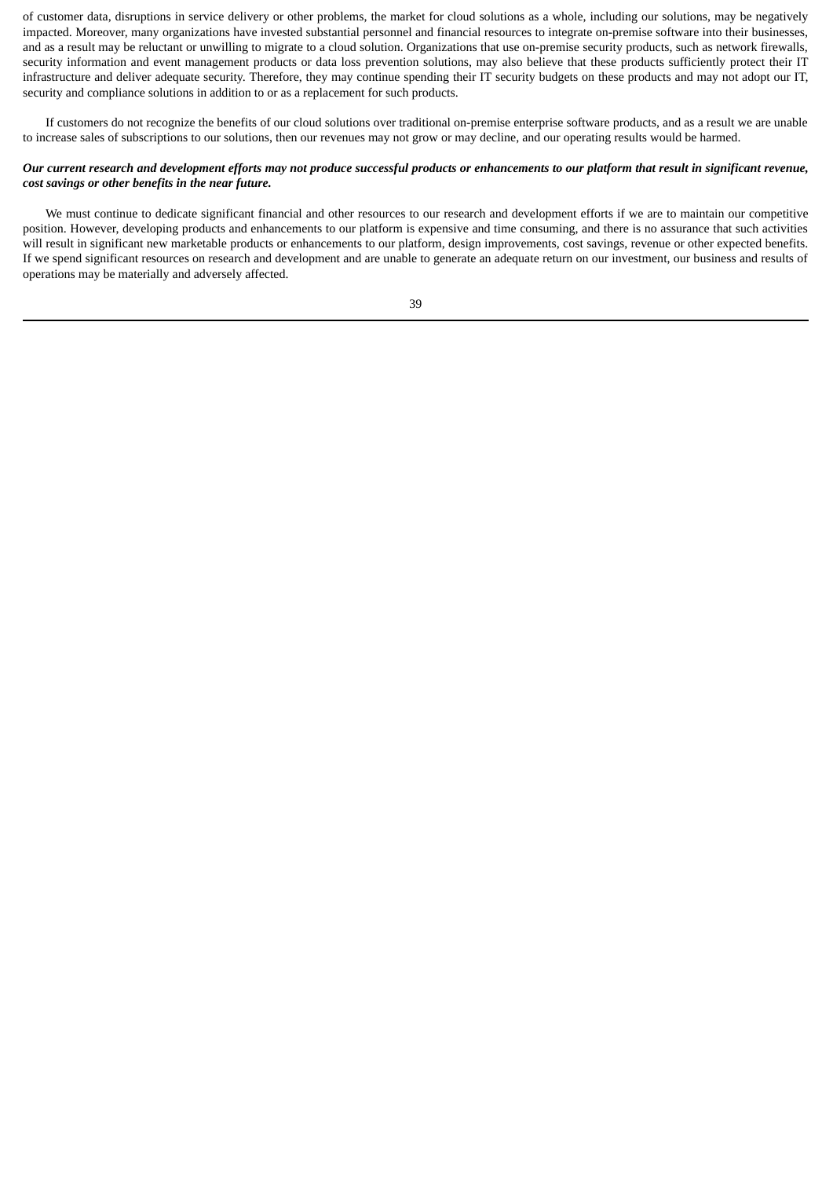of customer data, disruptions in service delivery or other problems, the market for cloud solutions as a whole, including our solutions, may be negatively impacted. Moreover, many organizations have invested substantial personnel and financial resources to integrate on-premise software into their businesses, and as a result may be reluctant or unwilling to migrate to a cloud solution. Organizations that use on-premise security products, such as network firewalls, security information and event management products or data loss prevention solutions, may also believe that these products sufficiently protect their IT infrastructure and deliver adequate security. Therefore, they may continue spending their IT security budgets on these products and may not adopt our IT, security and compliance solutions in addition to or as a replacement for such products.

If customers do not recognize the benefits of our cloud solutions over traditional on-premise enterprise software products, and as a result we are unable to increase sales of subscriptions to our solutions, then our revenues may not grow or may decline, and our operating results would be harmed.

***Our current research and development efforts may not produce successful products or enhancements to our platform that result in significant revenue, cost savings or other benefits in the near future.***

We must continue to dedicate significant financial and other resources to our research and development efforts if we are to maintain our competitive position. However, developing products and enhancements to our platform is expensive and time consuming, and there is no assurance that such activities will result in significant new marketable products or enhancements to our platform, design improvements, cost savings, revenue or other expected benefits. If we spend significant resources on research and development and are unable to generate an adequate return on our investment, our business and results of operations may be materially and adversely affected.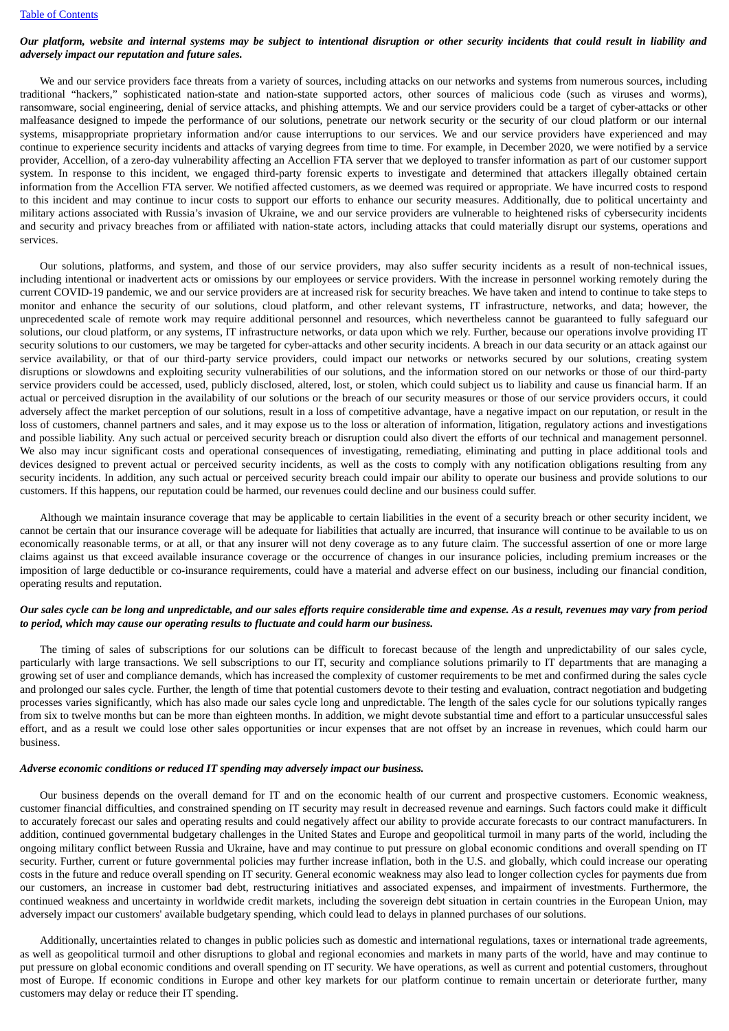***Our platform, website and internal systems may be subject to intentional disruption or other security incidents that could result in liability and adversely impact our reputation and future sales.***

We and our service providers face threats from a variety of sources, including attacks on our networks and systems from numerous sources, including traditional "hackers," sophisticated nation-state and nation-state supported actors, other sources of malicious code (such as viruses and worms), ransomware, social engineering, denial of service attacks, and phishing attempts. We and our service providers could be a target of cyber-attacks or other malfeasance designed to impede the performance of our solutions, penetrate our network security or the security of our cloud platform or our internal systems, misappropriate proprietary information and/or cause interruptions to our services. We and our service providers have experienced and may continue to experience security incidents and attacks of varying degrees from time to time. For example, in December 2020, we were notified by a service provider, Accellion, of a zero-day vulnerability affecting an Accellion FTA server that we deployed to transfer information as part of our customer support system. In response to this incident, we engaged third-party forensic experts to investigate and determined that attackers illegally obtained certain information from the Accellion FTA server. We notified affected customers, as we deemed was required or appropriate. We have incurred costs to respond to this incident and may continue to incur costs to support our efforts to enhance our security measures. Additionally, due to political uncertainty and military actions associated with Russia's invasion of Ukraine, we and our service providers are vulnerable to heightened risks of cybersecurity incidents and security and privacy breaches from or affiliated with nation-state actors, including attacks that could materially disrupt our systems, operations and services.

Our solutions, platforms, and system, and those of our service providers, may also suffer security incidents as a result of non-technical issues, including intentional or inadvertent acts or omissions by our employees or service providers. With the increase in personnel working remotely during the current COVID-19 pandemic, we and our service providers are at increased risk for security breaches. We have taken and intend to continue to take steps to monitor and enhance the security of our solutions, cloud platform, and other relevant systems, IT infrastructure, networks, and data; however, the unprecedented scale of remote work may require additional personnel and resources, which nevertheless cannot be guaranteed to fully safeguard our solutions, our cloud platform, or any systems, IT infrastructure networks, or data upon which we rely. Further, because our operations involve providing IT security solutions to our customers, we may be targeted for cyber-attacks and other security incidents. A breach in our data security or an attack against our service availability, or that of our third-party service providers, could impact our networks or networks secured by our solutions, creating system disruptions or slowdowns and exploiting security vulnerabilities of our solutions, and the information stored on our networks or those of our third-party service providers could be accessed, used, publicly disclosed, altered, lost, or stolen, which could subject us to liability and cause us financial harm. If an actual or perceived disruption in the availability of our solutions or the breach of our security measures or those of our service providers occurs, it could adversely affect the market perception of our solutions, result in a loss of competitive advantage, have a negative impact on our reputation, or result in the loss of customers, channel partners and sales, and it may expose us to the loss or alteration of information, litigation, regulatory actions and investigations and possible liability. Any such actual or perceived security breach or disruption could also divert the efforts of our technical and management personnel. We also may incur significant costs and operational consequences of investigating, remediating, eliminating and putting in place additional tools and devices designed to prevent actual or perceived security incidents, as well as the costs to comply with any notification obligations resulting from any security incidents. In addition, any such actual or perceived security breach could impair our ability to operate our business and provide solutions to our customers. If this happens, our reputation could be harmed, our revenues could decline and our business could suffer.

Although we maintain insurance coverage that may be applicable to certain liabilities in the event of a security breach or other security incident, we cannot be certain that our insurance coverage will be adequate for liabilities that actually are incurred, that insurance will continue to be available to us on economically reasonable terms, or at all, or that any insurer will not deny coverage as to any future claim. The successful assertion of one or more large claims against us that exceed available insurance coverage or the occurrence of changes in our insurance policies, including premium increases or the imposition of large deductible or co-insurance requirements, could have a material and adverse effect on our business, including our financial condition, operating results and reputation.

***Our sales cycle can be long and unpredictable, and our sales efforts require considerable time and expense. As a result, revenues may vary from period to period, which may cause our operating results to fluctuate and could harm our business.***

The timing of sales of subscriptions for our solutions can be difficult to forecast because of the length and unpredictability of our sales cycle, particularly with large transactions. We sell subscriptions to our IT, security and compliance solutions primarily to IT departments that are managing a growing set of user and compliance demands, which has increased the complexity of customer requirements to be met and confirmed during the sales cycle and prolonged our sales cycle. Further, the length of time that potential customers devote to their testing and evaluation, contract negotiation and budgeting processes varies significantly, which has also made our sales cycle long and unpredictable. The length of the sales cycle for our solutions typically ranges from six to twelve months but can be more than eighteen months. In addition, we might devote substantial time and effort to a particular unsuccessful sales effort, and as a result we could lose other sales opportunities or incur expenses that are not offset by an increase in revenues, which could harm our business.

***Adverse economic conditions or reduced IT spending may adversely impact our business.***

Our business depends on the overall demand for IT and on the economic health of our current and prospective customers. Economic weakness, customer financial difficulties, and constrained spending on IT security may result in decreased revenue and earnings. Such factors could make it difficult to accurately forecast our sales and operating results and could negatively affect our ability to provide accurate forecasts to our contract manufacturers. In addition, continued governmental budgetary challenges in the United States and Europe and geopolitical turmoil in many parts of the world, including the ongoing military conflict between Russia and Ukraine, have and may continue to put pressure on global economic conditions and overall spending on IT security. Further, current or future governmental policies may further increase inflation, both in the U.S. and globally, which could increase our operating costs in the future and reduce overall spending on IT security. General economic weakness may also lead to longer collection cycles for payments due from our customers, an increase in customer bad debt, restructuring initiatives and associated expenses, and impairment of investments. Furthermore, the continued weakness and uncertainty in worldwide credit markets, including the sovereign debt situation in certain countries in the European Union, may adversely impact our customers' available budgetary spending, which could lead to delays in planned purchases of our solutions.

Additionally, uncertainties related to changes in public policies such as domestic and international regulations, taxes or international trade agreements, as well as geopolitical turmoil and other disruptions to global and regional economies and markets in many parts of the world, have and may continue to put pressure on global economic conditions and overall spending on IT security. We have operations, as well as current and potential customers, throughout most of Europe. If economic conditions in Europe and other key markets for our platform continue to remain uncertain or deteriorate further, many customers may delay or reduce their IT spending.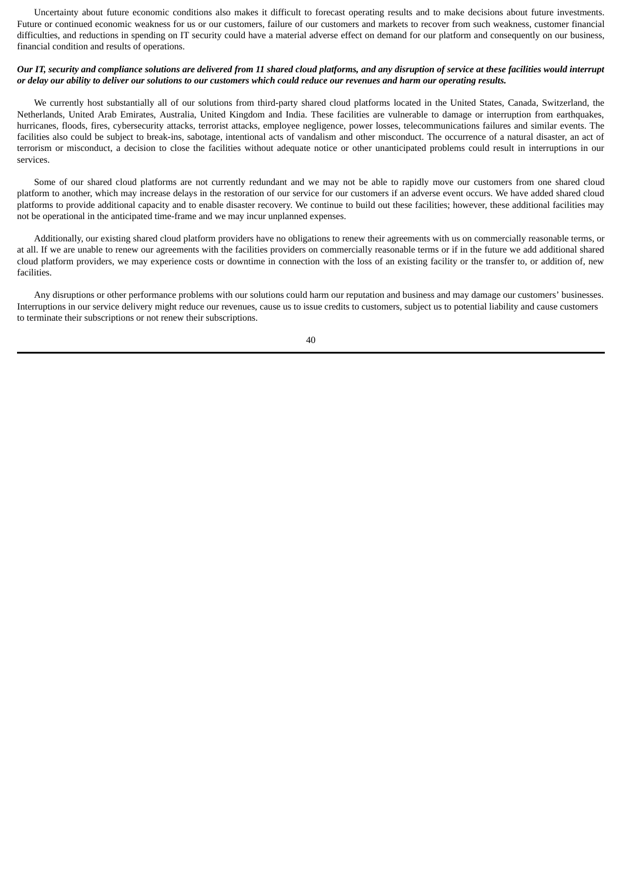Uncertainty about future economic conditions also makes it difficult to forecast operating results and to make decisions about future investments. Future or continued economic weakness for us or our customers, failure of our customers and markets to recover from such weakness, customer financial difficulties, and reductions in spending on IT security could have a material adverse effect on demand for our platform and consequently on our business, financial condition and results of operations.

***Our IT, security and compliance solutions are delivered from 11 shared cloud platforms, and any disruption of service at these facilities would interrupt or delay our ability to deliver our solutions to our customers which could reduce our revenues and harm our operating results.***

We currently host substantially all of our solutions from third-party shared cloud platforms located in the United States, Canada, Switzerland, the Netherlands, United Arab Emirates, Australia, United Kingdom and India. These facilities are vulnerable to damage or interruption from earthquakes, hurricanes, floods, fires, cybersecurity attacks, terrorist attacks, employee negligence, power losses, telecommunications failures and similar events. The facilities also could be subject to break-ins, sabotage, intentional acts of vandalism and other misconduct. The occurrence of a natural disaster, an act of terrorism or misconduct, a decision to close the facilities without adequate notice or other unanticipated problems could result in interruptions in our services.

Some of our shared cloud platforms are not currently redundant and we may not be able to rapidly move our customers from one shared cloud platform to another, which may increase delays in the restoration of our service for our customers if an adverse event occurs. We have added shared cloud platforms to provide additional capacity and to enable disaster recovery. We continue to build out these facilities; however, these additional facilities may not be operational in the anticipated time-frame and we may incur unplanned expenses.

Additionally, our existing shared cloud platform providers have no obligations to renew their agreements with us on commercially reasonable terms, or at all. If we are unable to renew our agreements with the facilities providers on commercially reasonable terms or if in the future we add additional shared cloud platform providers, we may experience costs or downtime in connection with the loss of an existing facility or the transfer to, or addition of, new facilities.

Any disruptions or other performance problems with our solutions could harm our reputation and business and may damage our customers' businesses. Interruptions in our service delivery might reduce our revenues, cause us to issue credits to customers, subject us to potential liability and cause customers to terminate their subscriptions or not renew their subscriptions.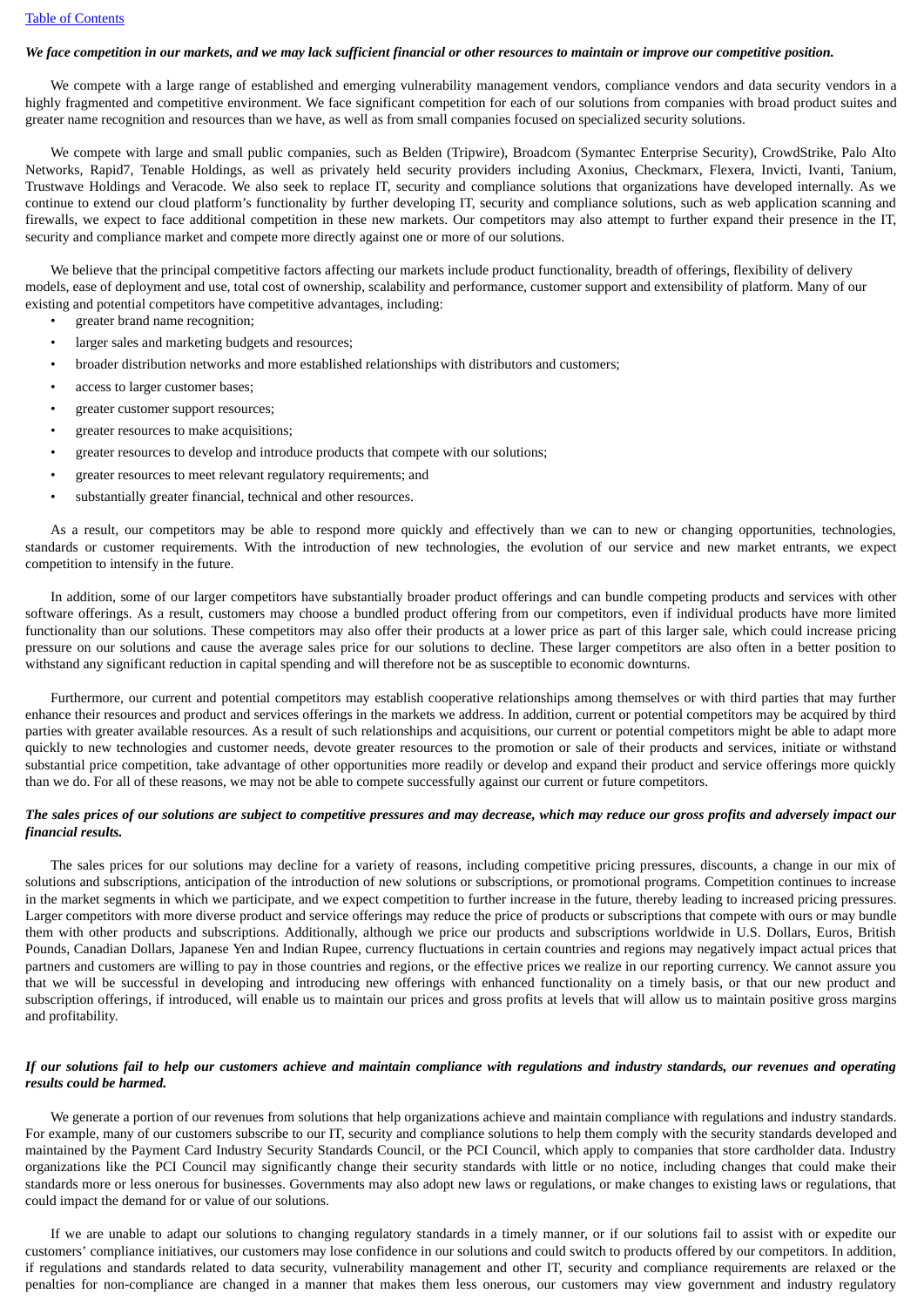***We face competition in our markets, and we may lack sufficient financial or other resources to maintain or improve our competitive position.***

We compete with a large range of established and emerging vulnerability management vendors, compliance vendors and data security vendors in a highly fragmented and competitive environment. We face significant competition for each of our solutions from companies with broad product suites and greater name recognition and resources than we have, as well as from small companies focused on specialized security solutions.

We compete with large and small public companies, such as Belden (Tripwire), Broadcom (Symantec Enterprise Security), CrowdStrike, Palo Alto Networks, Rapid7, Tenable Holdings, as well as privately held security providers including Axonius, Checkmarx, Flexera, Invicti, Ivanti, Tanium, Trustwave Holdings and Veracode. We also seek to replace IT, security and compliance solutions that organizations have developed internally. As we continue to extend our cloud platform's functionality by further developing IT, security and compliance solutions, such as web application scanning and firewalls, we expect to face additional competition in these new markets. Our competitors may also attempt to further expand their presence in the IT, security and compliance market and compete more directly against one or more of our solutions.

We believe that the principal competitive factors affecting our markets include product functionality, breadth of offerings, flexibility of delivery models, ease of deployment and use, total cost of ownership, scalability and performance, customer support and extensibility of platform. Many of our existing and potential competitors have competitive advantages, including:

- greater brand name recognition;
- larger sales and marketing budgets and resources;
- broader distribution networks and more established relationships with distributors and customers;
- access to larger customer bases;
- greater customer support resources;
- greater resources to make acquisitions;
- greater resources to develop and introduce products that compete with our solutions;
- greater resources to meet relevant regulatory requirements; and
- substantially greater financial, technical and other resources.

As a result, our competitors may be able to respond more quickly and effectively than we can to new or changing opportunities, technologies, standards or customer requirements. With the introduction of new technologies, the evolution of our service and new market entrants, we expect competition to intensify in the future.

In addition, some of our larger competitors have substantially broader product offerings and can bundle competing products and services with other software offerings. As a result, customers may choose a bundled product offering from our competitors, even if individual products have more limited functionality than our solutions. These competitors may also offer their products at a lower price as part of this larger sale, which could increase pricing pressure on our solutions and cause the average sales price for our solutions to decline. These larger competitors are also often in a better position to withstand any significant reduction in capital spending and will therefore not be as susceptible to economic downturns.

Furthermore, our current and potential competitors may establish cooperative relationships among themselves or with third parties that may further enhance their resources and product and services offerings in the markets we address. In addition, current or potential competitors may be acquired by third parties with greater available resources. As a result of such relationships and acquisitions, our current or potential competitors might be able to adapt more quickly to new technologies and customer needs, devote greater resources to the promotion or sale of their products and services, initiate or withstand substantial price competition, take advantage of other opportunities more readily or develop and expand their product and service offerings more quickly than we do. For all of these reasons, we may not be able to compete successfully against our current or future competitors.

***The sales prices of our solutions are subject to competitive pressures and may decrease, which may reduce our gross profits and adversely impact our financial results.***

The sales prices for our solutions may decline for a variety of reasons, including competitive pricing pressures, discounts, a change in our mix of solutions and subscriptions, anticipation of the introduction of new solutions or subscriptions, or promotional programs. Competition continues to increase in the market segments in which we participate, and we expect competition to further increase in the future, thereby leading to increased pricing pressures. Larger competitors with more diverse product and service offerings may reduce the price of products or subscriptions that compete with ours or may bundle them with other products and subscriptions. Additionally, although we price our products and subscriptions worldwide in U.S. Dollars, Euros, British Pounds, Canadian Dollars, Japanese Yen and Indian Rupee, currency fluctuations in certain countries and regions may negatively impact actual prices that partners and customers are willing to pay in those countries and regions, or the effective prices we realize in our reporting currency. We cannot assure you that we will be successful in developing and introducing new offerings with enhanced functionality on a timely basis, or that our new product and subscription offerings, if introduced, will enable us to maintain our prices and gross profits at levels that will allow us to maintain positive gross margins and profitability.

***If our solutions fail to help our customers achieve and maintain compliance with regulations and industry standards, our revenues and operating results could be harmed.***

We generate a portion of our revenues from solutions that help organizations achieve and maintain compliance with regulations and industry standards. For example, many of our customers subscribe to our IT, security and compliance solutions to help them comply with the security standards developed and maintained by the Payment Card Industry Security Standards Council, or the PCI Council, which apply to companies that store cardholder data. Industry organizations like the PCI Council may significantly change their security standards with little or no notice, including changes that could make their standards more or less onerous for businesses. Governments may also adopt new laws or regulations, or make changes to existing laws or regulations, that could impact the demand for or value of our solutions.

If we are unable to adapt our solutions to changing regulatory standards in a timely manner, or if our solutions fail to assist with or expedite our customers' compliance initiatives, our customers may lose confidence in our solutions and could switch to products offered by our competitors. In addition, if regulations and standards related to data security, vulnerability management and other IT, security and compliance requirements are relaxed or the penalties for non-compliance are changed in a manner that makes them less onerous, our customers may view government and industry regulatory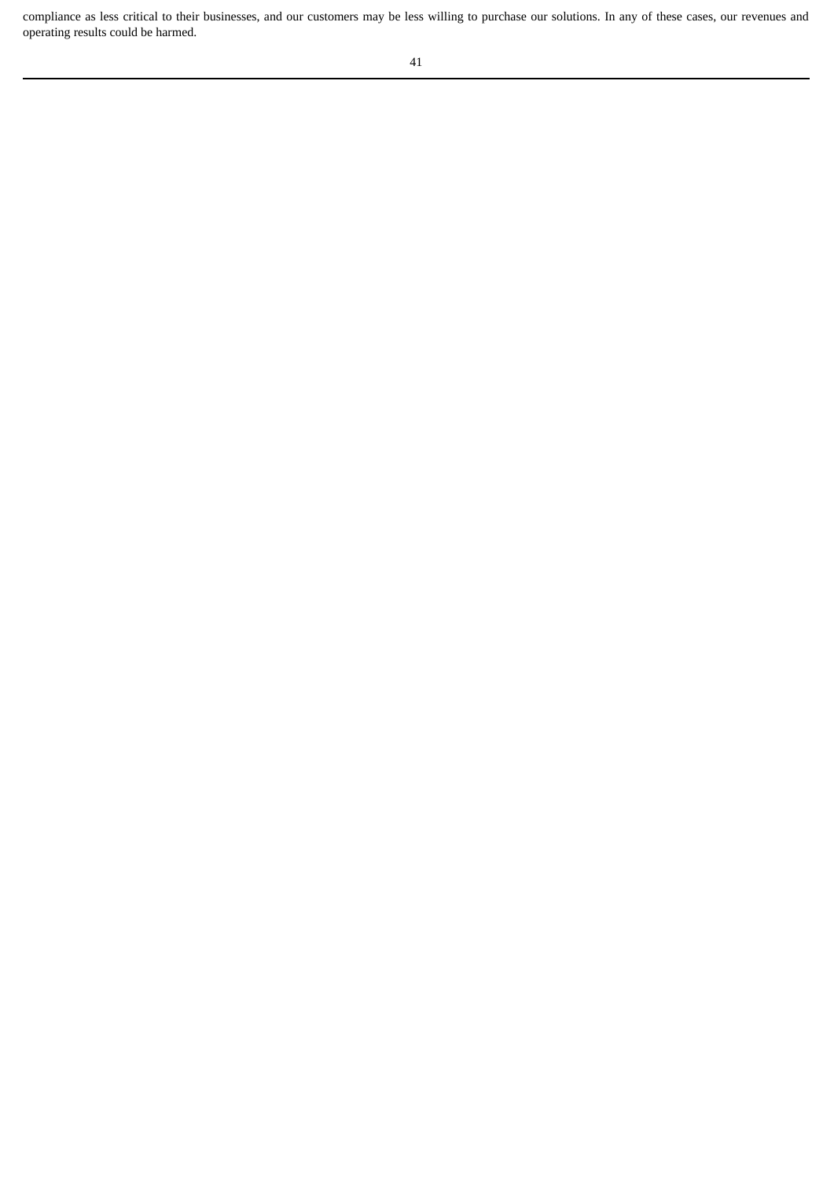compliance as less critical to their businesses, and our customers may be less willing to purchase our solutions. In any of these cases, our revenues and operating results could be harmed.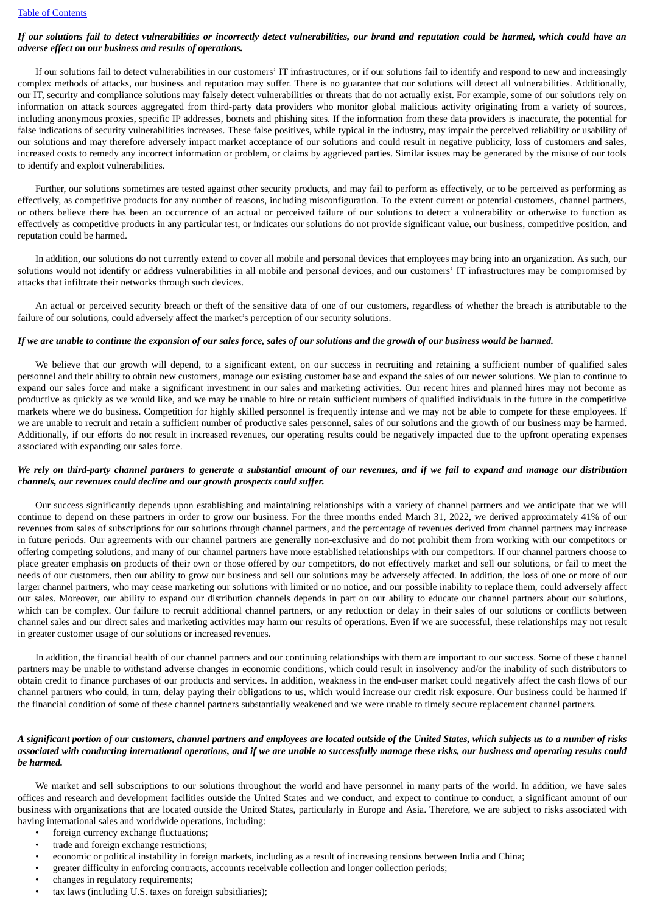*If our solutions fail to detect vulnerabilities or incorrectly detect vulnerabilities, our brand and reputation could be harmed, which could have an adverse effect on our business and results of operations.*

If our solutions fail to detect vulnerabilities in our customers' IT infrastructures, or if our solutions fail to identify and respond to new and increasingly complex methods of attacks, our business and reputation may suffer. There is no guarantee that our solutions will detect all vulnerabilities. Additionally, our IT, security and compliance solutions may falsely detect vulnerabilities or threats that do not actually exist. For example, some of our solutions rely on information on attack sources aggregated from third-party data providers who monitor global malicious activity originating from a variety of sources, including anonymous proxies, specific IP addresses, botnets and phishing sites. If the information from these data providers is inaccurate, the potential for false indications of security vulnerabilities increases. These false positives, while typical in the industry, may impair the perceived reliability or usability of our solutions and may therefore adversely impact market acceptance of our solutions and could result in negative publicity, loss of customers and sales, increased costs to remedy any incorrect information or problem, or claims by aggrieved parties. Similar issues may be generated by the misuse of our tools to identify and exploit vulnerabilities.

Further, our solutions sometimes are tested against other security products, and may fail to perform as effectively, or to be perceived as performing as effectively, as competitive products for any number of reasons, including misconfiguration. To the extent current or potential customers, channel partners, or others believe there has been an occurrence of an actual or perceived failure of our solutions to detect a vulnerability or otherwise to function as effectively as competitive products in any particular test, or indicates our solutions do not provide significant value, our business, competitive position, and reputation could be harmed.

In addition, our solutions do not currently extend to cover all mobile and personal devices that employees may bring into an organization. As such, our solutions would not identify or address vulnerabilities in all mobile and personal devices, and our customers' IT infrastructures may be compromised by attacks that infiltrate their networks through such devices.

An actual or perceived security breach or theft of the sensitive data of one of our customers, regardless of whether the breach is attributable to the failure of our solutions, could adversely affect the market's perception of our security solutions.

*If we are unable to continue the expansion of our sales force, sales of our solutions and the growth of our business would be harmed.*

We believe that our growth will depend, to a significant extent, on our success in recruiting and retaining a sufficient number of qualified sales personnel and their ability to obtain new customers, manage our existing customer base and expand the sales of our newer solutions. We plan to continue to expand our sales force and make a significant investment in our sales and marketing activities. Our recent hires and planned hires may not become as productive as quickly as we would like, and we may be unable to hire or retain sufficient numbers of qualified individuals in the future in the competitive markets where we do business. Competition for highly skilled personnel is frequently intense and we may not be able to compete for these employees. If we are unable to recruit and retain a sufficient number of productive sales personnel, sales of our solutions and the growth of our business may be harmed. Additionally, if our efforts do not result in increased revenues, our operating results could be negatively impacted due to the upfront operating expenses associated with expanding our sales force.

*We rely on third-party channel partners to generate a substantial amount of our revenues, and if we fail to expand and manage our distribution channels, our revenues could decline and our growth prospects could suffer.*

Our success significantly depends upon establishing and maintaining relationships with a variety of channel partners and we anticipate that we will continue to depend on these partners in order to grow our business. For the three months ended March 31, 2022, we derived approximately 41% of our revenues from sales of subscriptions for our solutions through channel partners, and the percentage of revenues derived from channel partners may increase in future periods. Our agreements with our channel partners are generally non-exclusive and do not prohibit them from working with our competitors or offering competing solutions, and many of our channel partners have more established relationships with our competitors. If our channel partners choose to place greater emphasis on products of their own or those offered by our competitors, do not effectively market and sell our solutions, or fail to meet the needs of our customers, then our ability to grow our business and sell our solutions may be adversely affected. In addition, the loss of one or more of our larger channel partners, who may cease marketing our solutions with limited or no notice, and our possible inability to replace them, could adversely affect our sales. Moreover, our ability to expand our distribution channels depends in part on our ability to educate our channel partners about our solutions, which can be complex. Our failure to recruit additional channel partners, or any reduction or delay in their sales of our solutions or conflicts between channel sales and our direct sales and marketing activities may harm our results of operations. Even if we are successful, these relationships may not result in greater customer usage of our solutions or increased revenues.

In addition, the financial health of our channel partners and our continuing relationships with them are important to our success. Some of these channel partners may be unable to withstand adverse changes in economic conditions, which could result in insolvency and/or the inability of such distributors to obtain credit to finance purchases of our products and services. In addition, weakness in the end-user market could negatively affect the cash flows of our channel partners who could, in turn, delay paying their obligations to us, which would increase our credit risk exposure. Our business could be harmed if the financial condition of some of these channel partners substantially weakened and we were unable to timely secure replacement channel partners.

*A significant portion of our customers, channel partners and employees are located outside of the United States, which subjects us to a number of risks associated with conducting international operations, and if we are unable to successfully manage these risks, our business and operating results could be harmed.*

We market and sell subscriptions to our solutions throughout the world and have personnel in many parts of the world. In addition, we have sales offices and research and development facilities outside the United States and we conduct, and expect to continue to conduct, a significant amount of our business with organizations that are located outside the United States, particularly in Europe and Asia. Therefore, we are subject to risks associated with having international sales and worldwide operations, including:

- foreign currency exchange fluctuations;
- trade and foreign exchange restrictions;
- economic or political instability in foreign markets, including as a result of increasing tensions between India and China;
- greater difficulty in enforcing contracts, accounts receivable collection and longer collection periods;
- changes in regulatory requirements;
- tax laws (including U.S. taxes on foreign subsidiaries);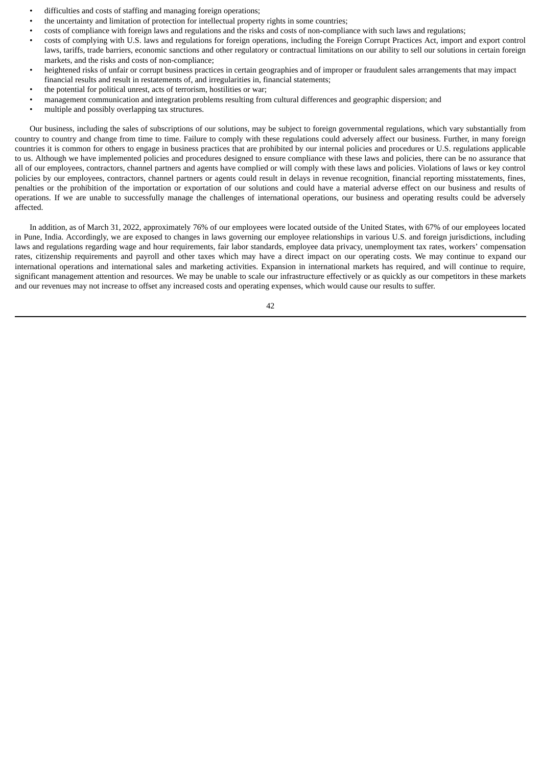- difficulties and costs of staffing and managing foreign operations;
- the uncertainty and limitation of protection for intellectual property rights in some countries;
- costs of compliance with foreign laws and regulations and the risks and costs of non-compliance with such laws and regulations;
- costs of complying with U.S. laws and regulations for foreign operations, including the Foreign Corrupt Practices Act, import and export control laws, tariffs, trade barriers, economic sanctions and other regulatory or contractual limitations on our ability to sell our solutions in certain foreign markets, and the risks and costs of non-compliance;
- heightened risks of unfair or corrupt business practices in certain geographies and of improper or fraudulent sales arrangements that may impact financial results and result in restatements of, and irregularities in, financial statements;
- the potential for political unrest, acts of terrorism, hostilities or war;
- management communication and integration problems resulting from cultural differences and geographic dispersion; and
- multiple and possibly overlapping tax structures.

Our business, including the sales of subscriptions of our solutions, may be subject to foreign governmental regulations, which vary substantially from country to country and change from time to time. Failure to comply with these regulations could adversely affect our business. Further, in many foreign countries it is common for others to engage in business practices that are prohibited by our internal policies and procedures or U.S. regulations applicable to us. Although we have implemented policies and procedures designed to ensure compliance with these laws and policies, there can be no assurance that all of our employees, contractors, channel partners and agents have complied or will comply with these laws and policies. Violations of laws or key control policies by our employees, contractors, channel partners or agents could result in delays in revenue recognition, financial reporting misstatements, fines, penalties or the prohibition of the importation or exportation of our solutions and could have a material adverse effect on our business and results of operations. If we are unable to successfully manage the challenges of international operations, our business and operating results could be adversely affected.

In addition, as of March 31, 2022, approximately 76% of our employees were located outside of the United States, with 67% of our employees located in Pune, India. Accordingly, we are exposed to changes in laws governing our employee relationships in various U.S. and foreign jurisdictions, including laws and regulations regarding wage and hour requirements, fair labor standards, employee data privacy, unemployment tax rates, workers' compensation rates, citizenship requirements and payroll and other taxes which may have a direct impact on our operating costs. We may continue to expand our international operations and international sales and marketing activities. Expansion in international markets has required, and will continue to require, significant management attention and resources. We may be unable to scale our infrastructure effectively or as quickly as our competitors in these markets and our revenues may not increase to offset any increased costs and operating expenses, which would cause our results to suffer.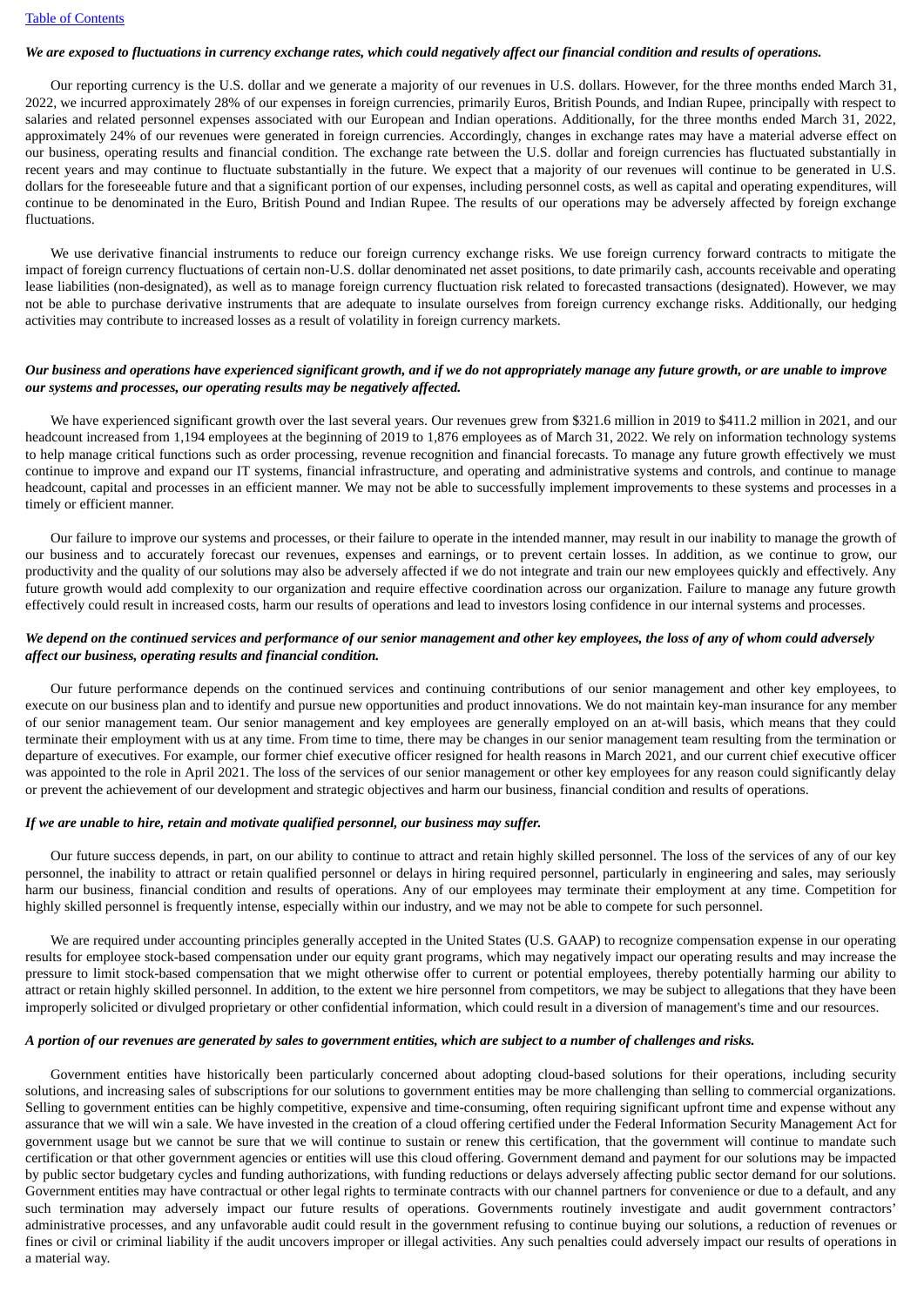***We are exposed to fluctuations in currency exchange rates, which could negatively affect our financial condition and results of operations.***

Our reporting currency is the U.S. dollar and we generate a majority of our revenues in U.S. dollars. However, for the three months ended March 31, 2022, we incurred approximately 28% of our expenses in foreign currencies, primarily Euros, British Pounds, and Indian Rupee, principally with respect to salaries and related personnel expenses associated with our European and Indian operations. Additionally, for the three months ended March 31, 2022, approximately 24% of our revenues were generated in foreign currencies. Accordingly, changes in exchange rates may have a material adverse effect on our business, operating results and financial condition. The exchange rate between the U.S. dollar and foreign currencies has fluctuated substantially in recent years and may continue to fluctuate substantially in the future. We expect that a majority of our revenues will continue to be generated in U.S. dollars for the foreseeable future and that a significant portion of our expenses, including personnel costs, as well as capital and operating expenditures, will continue to be denominated in the Euro, British Pound and Indian Rupee. The results of our operations may be adversely affected by foreign exchange fluctuations.

We use derivative financial instruments to reduce our foreign currency exchange risks. We use foreign currency forward contracts to mitigate the impact of foreign currency fluctuations of certain non-U.S. dollar denominated net asset positions, to date primarily cash, accounts receivable and operating lease liabilities (non-designated), as well as to manage foreign currency fluctuation risk related to forecasted transactions (designated). However, we may not be able to purchase derivative instruments that are adequate to insulate ourselves from foreign currency exchange risks. Additionally, our hedging activities may contribute to increased losses as a result of volatility in foreign currency markets.

***Our business and operations have experienced significant growth, and if we do not appropriately manage any future growth, or are unable to improve our systems and processes, our operating results may be negatively affected.***

We have experienced significant growth over the last several years. Our revenues grew from $321.6 million in 2019 to $411.2 million in 2021, and our headcount increased from 1,194 employees at the beginning of 2019 to 1,876 employees as of March 31, 2022. We rely on information technology systems to help manage critical functions such as order processing, revenue recognition and financial forecasts. To manage any future growth effectively we must continue to improve and expand our IT systems, financial infrastructure, and operating and administrative systems and controls, and continue to manage headcount, capital and processes in an efficient manner. We may not be able to successfully implement improvements to these systems and processes in a timely or efficient manner.

Our failure to improve our systems and processes, or their failure to operate in the intended manner, may result in our inability to manage the growth of our business and to accurately forecast our revenues, expenses and earnings, or to prevent certain losses. In addition, as we continue to grow, our productivity and the quality of our solutions may also be adversely affected if we do not integrate and train our new employees quickly and effectively. Any future growth would add complexity to our organization and require effective coordination across our organization. Failure to manage any future growth effectively could result in increased costs, harm our results of operations and lead to investors losing confidence in our internal systems and processes.

***We depend on the continued services and performance of our senior management and other key employees, the loss of any of whom could adversely affect our business, operating results and financial condition.***

Our future performance depends on the continued services and continuing contributions of our senior management and other key employees, to execute on our business plan and to identify and pursue new opportunities and product innovations. We do not maintain key-man insurance for any member of our senior management team. Our senior management and key employees are generally employed on an at-will basis, which means that they could terminate their employment with us at any time. From time to time, there may be changes in our senior management team resulting from the termination or departure of executives. For example, our former chief executive officer resigned for health reasons in March 2021, and our current chief executive officer was appointed to the role in April 2021. The loss of the services of our senior management or other key employees for any reason could significantly delay or prevent the achievement of our development and strategic objectives and harm our business, financial condition and results of operations.

***If we are unable to hire, retain and motivate qualified personnel, our business may suffer.***

Our future success depends, in part, on our ability to continue to attract and retain highly skilled personnel. The loss of the services of any of our key personnel, the inability to attract or retain qualified personnel or delays in hiring required personnel, particularly in engineering and sales, may seriously harm our business, financial condition and results of operations. Any of our employees may terminate their employment at any time. Competition for highly skilled personnel is frequently intense, especially within our industry, and we may not be able to compete for such personnel.

We are required under accounting principles generally accepted in the United States (U.S. GAAP) to recognize compensation expense in our operating results for employee stock-based compensation under our equity grant programs, which may negatively impact our operating results and may increase the pressure to limit stock-based compensation that we might otherwise offer to current or potential employees, thereby potentially harming our ability to attract or retain highly skilled personnel. In addition, to the extent we hire personnel from competitors, we may be subject to allegations that they have been improperly solicited or divulged proprietary or other confidential information, which could result in a diversion of management's time and our resources.

***A portion of our revenues are generated by sales to government entities, which are subject to a number of challenges and risks.***

Government entities have historically been particularly concerned about adopting cloud-based solutions for their operations, including security solutions, and increasing sales of subscriptions for our solutions to government entities may be more challenging than selling to commercial organizations. Selling to government entities can be highly competitive, expensive and time-consuming, often requiring significant upfront time and expense without any assurance that we will win a sale. We have invested in the creation of a cloud offering certified under the Federal Information Security Management Act for government usage but we cannot be sure that we will continue to sustain or renew this certification, that the government will continue to mandate such certification or that other government agencies or entities will use this cloud offering. Government demand and payment for our solutions may be impacted by public sector budgetary cycles and funding authorizations, with funding reductions or delays adversely affecting public sector demand for our solutions. Government entities may have contractual or other legal rights to terminate contracts with our channel partners for convenience or due to a default, and any such termination may adversely impact our future results of operations. Governments routinely investigate and audit government contractors' administrative processes, and any unfavorable audit could result in the government refusing to continue buying our solutions, a reduction of revenues or fines or civil or criminal liability if the audit uncovers improper or illegal activities. Any such penalties could adversely impact our results of operations in a material way.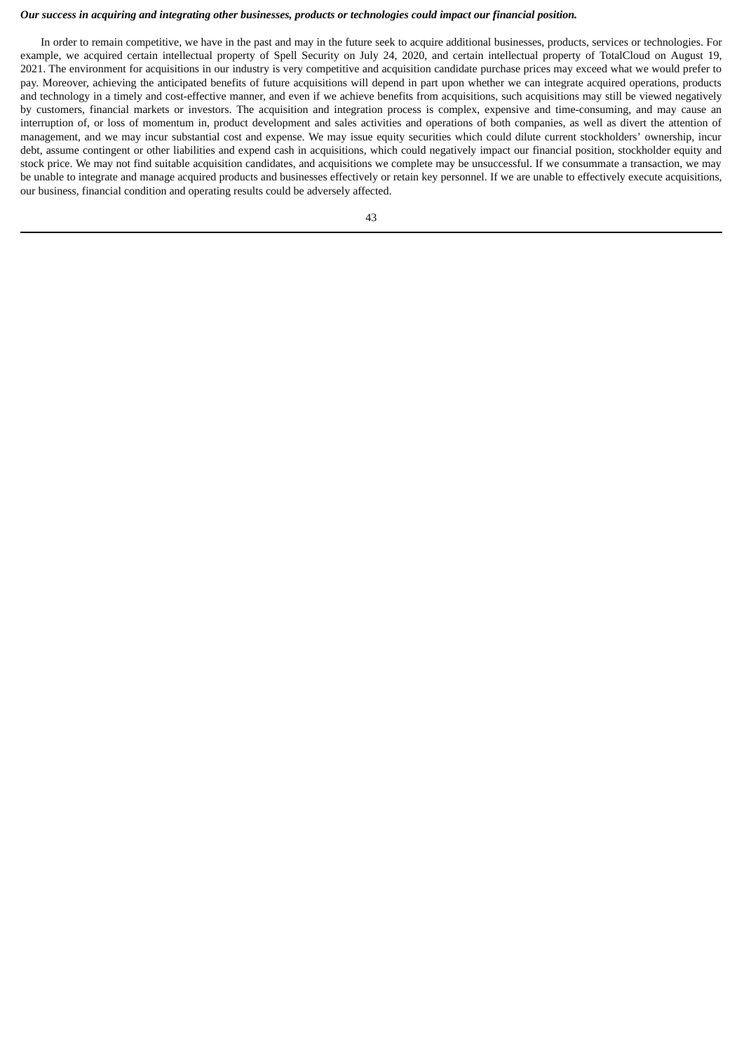***Our success in acquiring and integrating other businesses, products or technologies could impact our financial position.***

In order to remain competitive, we have in the past and may in the future seek to acquire additional businesses, products, services or technologies. For example, we acquired certain intellectual property of Spell Security on July 24, 2020, and certain intellectual property of TotalCloud on August 19, 2021. The environment for acquisitions in our industry is very competitive and acquisition candidate purchase prices may exceed what we would prefer to pay. Moreover, achieving the anticipated benefits of future acquisitions will depend in part upon whether we can integrate acquired operations, products and technology in a timely and cost-effective manner, and even if we achieve benefits from acquisitions, such acquisitions may still be viewed negatively by customers, financial markets or investors. The acquisition and integration process is complex, expensive and time-consuming, and may cause an interruption of, or loss of momentum in, product development and sales activities and operations of both companies, as well as divert the attention of management, and we may incur substantial cost and expense. We may issue equity securities which could dilute current stockholders' ownership, incur debt, assume contingent or other liabilities and expend cash in acquisitions, which could negatively impact our financial position, stockholder equity and stock price. We may not find suitable acquisition candidates, and acquisitions we complete may be unsuccessful. If we consummate a transaction, we may be unable to integrate and manage acquired products and businesses effectively or retain key personnel. If we are unable to effectively execute acquisitions, our business, financial condition and operating results could be adversely affected.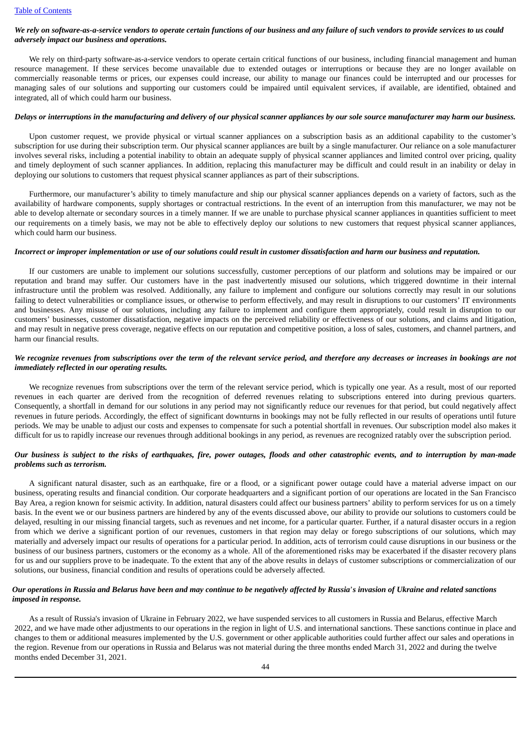***We rely on software-as-a-service vendors to operate certain functions of our business and any failure of such vendors to provide services to us could adversely impact our business and operations.***

We rely on third-party software-as-a-service vendors to operate certain critical functions of our business, including financial management and human resource management. If these services become unavailable due to extended outages or interruptions or because they are no longer available on commercially reasonable terms or prices, our expenses could increase, our ability to manage our finances could be interrupted and our processes for managing sales of our solutions and supporting our customers could be impaired until equivalent services, if available, are identified, obtained and integrated, all of which could harm our business.

***Delays or interruptions in the manufacturing and delivery of our physical scanner appliances by our sole source manufacturer may harm our business.***

Upon customer request, we provide physical or virtual scanner appliances on a subscription basis as an additional capability to the customer's subscription for use during their subscription term. Our physical scanner appliances are built by a single manufacturer. Our reliance on a sole manufacturer involves several risks, including a potential inability to obtain an adequate supply of physical scanner appliances and limited control over pricing, quality and timely deployment of such scanner appliances. In addition, replacing this manufacturer may be difficult and could result in an inability or delay in deploying our solutions to customers that request physical scanner appliances as part of their subscriptions.

Furthermore, our manufacturer's ability to timely manufacture and ship our physical scanner appliances depends on a variety of factors, such as the availability of hardware components, supply shortages or contractual restrictions. In the event of an interruption from this manufacturer, we may not be able to develop alternate or secondary sources in a timely manner. If we are unable to purchase physical scanner appliances in quantities sufficient to meet our requirements on a timely basis, we may not be able to effectively deploy our solutions to new customers that request physical scanner appliances, which could harm our business.

***Incorrect or improper implementation or use of our solutions could result in customer dissatisfaction and harm our business and reputation.***

If our customers are unable to implement our solutions successfully, customer perceptions of our platform and solutions may be impaired or our reputation and brand may suffer. Our customers have in the past inadvertently misused our solutions, which triggered downtime in their internal infrastructure until the problem was resolved. Additionally, any failure to implement and configure our solutions correctly may result in our solutions failing to detect vulnerabilities or compliance issues, or otherwise to perform effectively, and may result in disruptions to our customers' IT environments and businesses. Any misuse of our solutions, including any failure to implement and configure them appropriately, could result in disruption to our customers' businesses, customer dissatisfaction, negative impacts on the perceived reliability or effectiveness of our solutions, and claims and litigation, and may result in negative press coverage, negative effects on our reputation and competitive position, a loss of sales, customers, and channel partners, and harm our financial results.

***We recognize revenues from subscriptions over the term of the relevant service period, and therefore any decreases or increases in bookings are not immediately reflected in our operating results.***

We recognize revenues from subscriptions over the term of the relevant service period, which is typically one year. As a result, most of our reported revenues in each quarter are derived from the recognition of deferred revenues relating to subscriptions entered into during previous quarters. Consequently, a shortfall in demand for our solutions in any period may not significantly reduce our revenues for that period, but could negatively affect revenues in future periods. Accordingly, the effect of significant downturns in bookings may not be fully reflected in our results of operations until future periods. We may be unable to adjust our costs and expenses to compensate for such a potential shortfall in revenues. Our subscription model also makes it difficult for us to rapidly increase our revenues through additional bookings in any period, as revenues are recognized ratably over the subscription period.

***Our business is subject to the risks of earthquakes, fire, power outages, floods and other catastrophic events, and to interruption by man-made problems such as terrorism.***

A significant natural disaster, such as an earthquake, fire or a flood, or a significant power outage could have a material adverse impact on our business, operating results and financial condition. Our corporate headquarters and a significant portion of our operations are located in the San Francisco Bay Area, a region known for seismic activity. In addition, natural disasters could affect our business partners' ability to perform services for us on a timely basis. In the event we or our business partners are hindered by any of the events discussed above, our ability to provide our solutions to customers could be delayed, resulting in our missing financial targets, such as revenues and net income, for a particular quarter. Further, if a natural disaster occurs in a region from which we derive a significant portion of our revenues, customers in that region may delay or forego subscriptions of our solutions, which may materially and adversely impact our results of operations for a particular period. In addition, acts of terrorism could cause disruptions in our business or the business of our business partners, customers or the economy as a whole. All of the aforementioned risks may be exacerbated if the disaster recovery plans for us and our suppliers prove to be inadequate. To the extent that any of the above results in delays of customer subscriptions or commercialization of our solutions, our business, financial condition and results of operations could be adversely affected.

***Our operations in Russia and Belarus have been and may continue to be negatively affected by Russia's invasion of Ukraine and related sanctions imposed in response.***

As a result of Russia's invasion of Ukraine in February 2022, we have suspended services to all customers in Russia and Belarus, effective March 2022, and we have made other adjustments to our operations in the region in light of U.S. and international sanctions. These sanctions continue in place and changes to them or additional measures implemented by the U.S. government or other applicable authorities could further affect our sales and operations in the region. Revenue from our operations in Russia and Belarus was not material during the three months ended March 31, 2022 and during the twelve months ended December 31, 2021.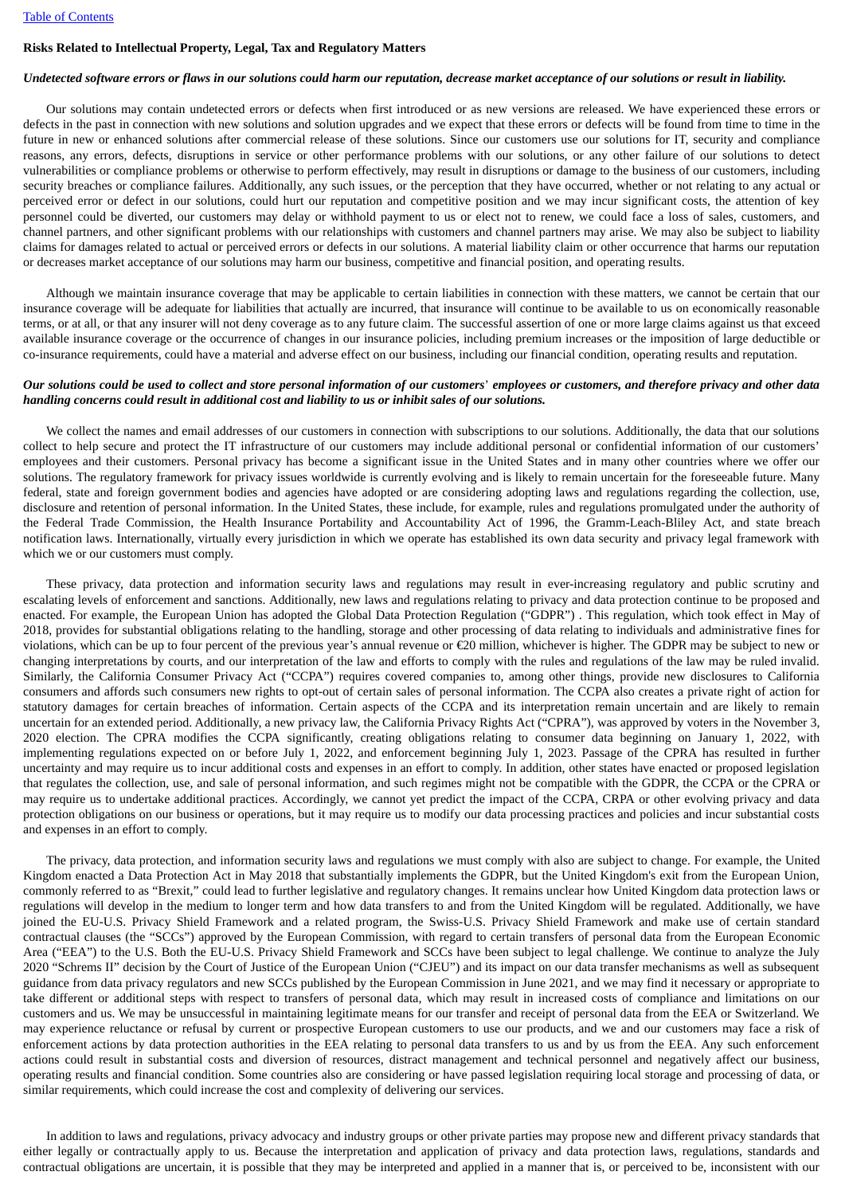## Risks Related to Intellectual Property, Legal, Tax and Regulatory Matters

***Undetected software errors or flaws in our solutions could harm our reputation, decrease market acceptance of our solutions or result in liability.***

Our solutions may contain undetected errors or defects when first introduced or as new versions are released. We have experienced these errors or defects in the past in connection with new solutions and solution upgrades and we expect that these errors or defects will be found from time to time in the future in new or enhanced solutions after commercial release of these solutions. Since our customers use our solutions for IT, security and compliance reasons, any errors, defects, disruptions in service or other performance problems with our solutions, or any other failure of our solutions to detect vulnerabilities or compliance problems or otherwise to perform effectively, may result in disruptions or damage to the business of our customers, including security breaches or compliance failures. Additionally, any such issues, or the perception that they have occurred, whether or not relating to any actual or perceived error or defect in our solutions, could hurt our reputation and competitive position and we may incur significant costs, the attention of key personnel could be diverted, our customers may delay or withhold payment to us or elect not to renew, we could face a loss of sales, customers, and channel partners, and other significant problems with our relationships with customers and channel partners may arise. We may also be subject to liability claims for damages related to actual or perceived errors or defects in our solutions. A material liability claim or other occurrence that harms our reputation or decreases market acceptance of our solutions may harm our business, competitive and financial position, and operating results.

Although we maintain insurance coverage that may be applicable to certain liabilities in connection with these matters, we cannot be certain that our insurance coverage will be adequate for liabilities that actually are incurred, that insurance will continue to be available to us on economically reasonable terms, or at all, or that any insurer will not deny coverage as to any future claim. The successful assertion of one or more large claims against us that exceed available insurance coverage or the occurrence of changes in our insurance policies, including premium increases or the imposition of large deductible or co-insurance requirements, could have a material and adverse effect on our business, including our financial condition, operating results and reputation.

***Our solutions could be used to collect and store personal information of our customers' employees or customers, and therefore privacy and other data handling concerns could result in additional cost and liability to us or inhibit sales of our solutions.***

We collect the names and email addresses of our customers in connection with subscriptions to our solutions. Additionally, the data that our solutions collect to help secure and protect the IT infrastructure of our customers may include additional personal or confidential information of our customers' employees and their customers. Personal privacy has become a significant issue in the United States and in many other countries where we offer our solutions. The regulatory framework for privacy issues worldwide is currently evolving and is likely to remain uncertain for the foreseeable future. Many federal, state and foreign government bodies and agencies have adopted or are considering adopting laws and regulations regarding the collection, use, disclosure and retention of personal information. In the United States, these include, for example, rules and regulations promulgated under the authority of the Federal Trade Commission, the Health Insurance Portability and Accountability Act of 1996, the Gramm-Leach-Bliley Act, and state breach notification laws. Internationally, virtually every jurisdiction in which we operate has established its own data security and privacy legal framework with which we or our customers must comply.

These privacy, data protection and information security laws and regulations may result in ever-increasing regulatory and public scrutiny and escalating levels of enforcement and sanctions. Additionally, new laws and regulations relating to privacy and data protection continue to be proposed and enacted. For example, the European Union has adopted the Global Data Protection Regulation ("GDPR") . This regulation, which took effect in May of 2018, provides for substantial obligations relating to the handling, storage and other processing of data relating to individuals and administrative fines for violations, which can be up to four percent of the previous year's annual revenue or €20 million, whichever is higher. The GDPR may be subject to new or changing interpretations by courts, and our interpretation of the law and efforts to comply with the rules and regulations of the law may be ruled invalid. Similarly, the California Consumer Privacy Act ("CCPA") requires covered companies to, among other things, provide new disclosures to California consumers and affords such consumers new rights to opt-out of certain sales of personal information. The CCPA also creates a private right of action for statutory damages for certain breaches of information. Certain aspects of the CCPA and its interpretation remain uncertain and are likely to remain uncertain for an extended period. Additionally, a new privacy law, the California Privacy Rights Act ("CPRA"), was approved by voters in the November 3, 2020 election. The CPRA modifies the CCPA significantly, creating obligations relating to consumer data beginning on January 1, 2022, with implementing regulations expected on or before July 1, 2022, and enforcement beginning July 1, 2023. Passage of the CPRA has resulted in further uncertainty and may require us to incur additional costs and expenses in an effort to comply. In addition, other states have enacted or proposed legislation that regulates the collection, use, and sale of personal information, and such regimes might not be compatible with the GDPR, the CCPA or the CPRA or may require us to undertake additional practices. Accordingly, we cannot yet predict the impact of the CCPA, CRPA or other evolving privacy and data protection obligations on our business or operations, but it may require us to modify our data processing practices and policies and incur substantial costs and expenses in an effort to comply.

The privacy, data protection, and information security laws and regulations we must comply with also are subject to change. For example, the United Kingdom enacted a Data Protection Act in May 2018 that substantially implements the GDPR, but the United Kingdom's exit from the European Union, commonly referred to as "Brexit," could lead to further legislative and regulatory changes. It remains unclear how United Kingdom data protection laws or regulations will develop in the medium to longer term and how data transfers to and from the United Kingdom will be regulated. Additionally, we have joined the EU-U.S. Privacy Shield Framework and a related program, the Swiss-U.S. Privacy Shield Framework and make use of certain standard contractual clauses (the "SCCs") approved by the European Commission, with regard to certain transfers of personal data from the European Economic Area ("EEA") to the U.S. Both the EU-U.S. Privacy Shield Framework and SCCs have been subject to legal challenge. We continue to analyze the July 2020 "Schrems II" decision by the Court of Justice of the European Union ("CJEU") and its impact on our data transfer mechanisms as well as subsequent guidance from data privacy regulators and new SCCs published by the European Commission in June 2021, and we may find it necessary or appropriate to take different or additional steps with respect to transfers of personal data, which may result in increased costs of compliance and limitations on our customers and us. We may be unsuccessful in maintaining legitimate means for our transfer and receipt of personal data from the EEA or Switzerland. We may experience reluctance or refusal by current or prospective European customers to use our products, and we and our customers may face a risk of enforcement actions by data protection authorities in the EEA relating to personal data transfers to us and by us from the EEA. Any such enforcement actions could result in substantial costs and diversion of resources, distract management and technical personnel and negatively affect our business, operating results and financial condition. Some countries also are considering or have passed legislation requiring local storage and processing of data, or similar requirements, which could increase the cost and complexity of delivering our services.

In addition to laws and regulations, privacy advocacy and industry groups or other private parties may propose new and different privacy standards that either legally or contractually apply to us. Because the interpretation and application of privacy and data protection laws, regulations, standards and contractual obligations are uncertain, it is possible that they may be interpreted and applied in a manner that is, or perceived to be, inconsistent with our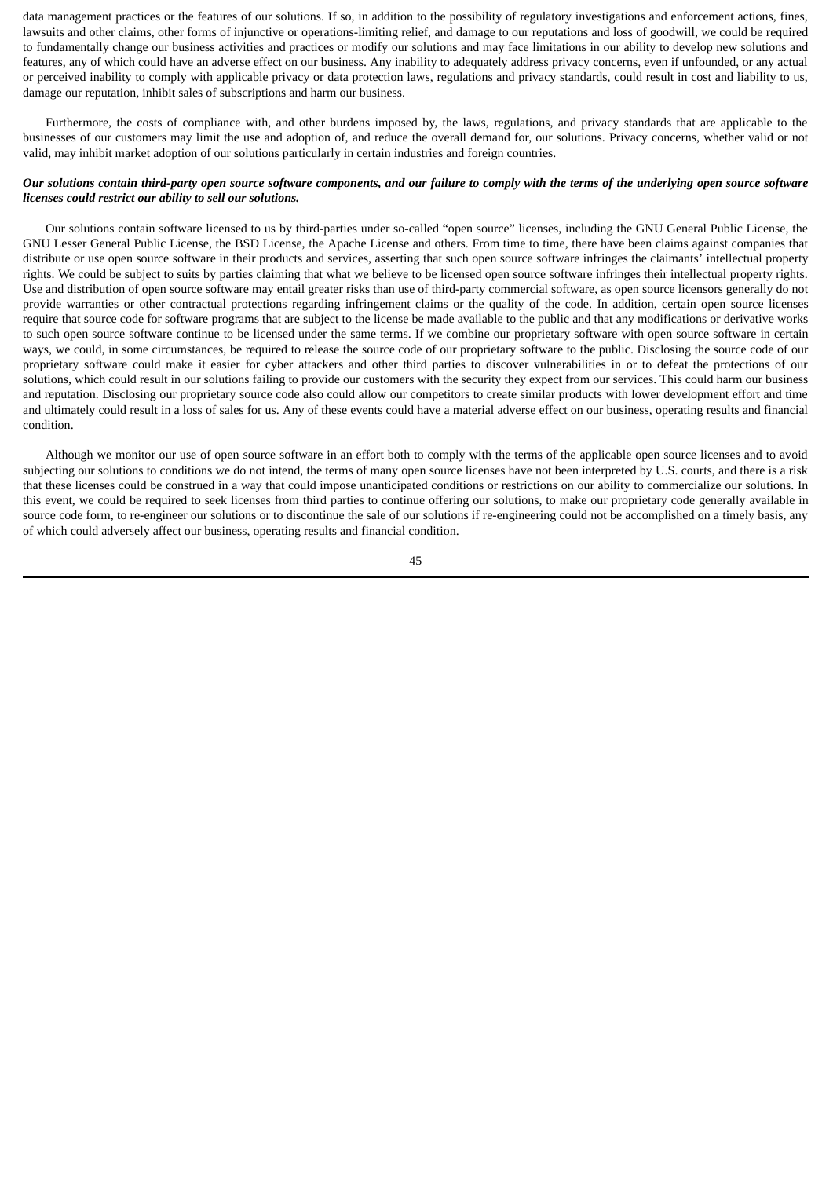data management practices or the features of our solutions. If so, in addition to the possibility of regulatory investigations and enforcement actions, fines, lawsuits and other claims, other forms of injunctive or operations-limiting relief, and damage to our reputations and loss of goodwill, we could be required to fundamentally change our business activities and practices or modify our solutions and may face limitations in our ability to develop new solutions and features, any of which could have an adverse effect on our business. Any inability to adequately address privacy concerns, even if unfounded, or any actual or perceived inability to comply with applicable privacy or data protection laws, regulations and privacy standards, could result in cost and liability to us, damage our reputation, inhibit sales of subscriptions and harm our business.

Furthermore, the costs of compliance with, and other burdens imposed by, the laws, regulations, and privacy standards that are applicable to the businesses of our customers may limit the use and adoption of, and reduce the overall demand for, our solutions. Privacy concerns, whether valid or not valid, may inhibit market adoption of our solutions particularly in certain industries and foreign countries.

***Our solutions contain third-party open source software components, and our failure to comply with the terms of the underlying open source software licenses could restrict our ability to sell our solutions.***

Our solutions contain software licensed to us by third-parties under so-called "open source" licenses, including the GNU General Public License, the GNU Lesser General Public License, the BSD License, the Apache License and others. From time to time, there have been claims against companies that distribute or use open source software in their products and services, asserting that such open source software infringes the claimants' intellectual property rights. We could be subject to suits by parties claiming that what we believe to be licensed open source software infringes their intellectual property rights. Use and distribution of open source software may entail greater risks than use of third-party commercial software, as open source licensors generally do not provide warranties or other contractual protections regarding infringement claims or the quality of the code. In addition, certain open source licenses require that source code for software programs that are subject to the license be made available to the public and that any modifications or derivative works to such open source software continue to be licensed under the same terms. If we combine our proprietary software with open source software in certain ways, we could, in some circumstances, be required to release the source code of our proprietary software to the public. Disclosing the source code of our proprietary software could make it easier for cyber attackers and other third parties to discover vulnerabilities in or to defeat the protections of our solutions, which could result in our solutions failing to provide our customers with the security they expect from our services. This could harm our business and reputation. Disclosing our proprietary source code also could allow our competitors to create similar products with lower development effort and time and ultimately could result in a loss of sales for us. Any of these events could have a material adverse effect on our business, operating results and financial condition.

Although we monitor our use of open source software in an effort both to comply with the terms of the applicable open source licenses and to avoid subjecting our solutions to conditions we do not intend, the terms of many open source licenses have not been interpreted by U.S. courts, and there is a risk that these licenses could be construed in a way that could impose unanticipated conditions or restrictions on our ability to commercialize our solutions. In this event, we could be required to seek licenses from third parties to continue offering our solutions, to make our proprietary code generally available in source code form, to re-engineer our solutions or to discontinue the sale of our solutions if re-engineering could not be accomplished on a timely basis, any of which could adversely affect our business, operating results and financial condition.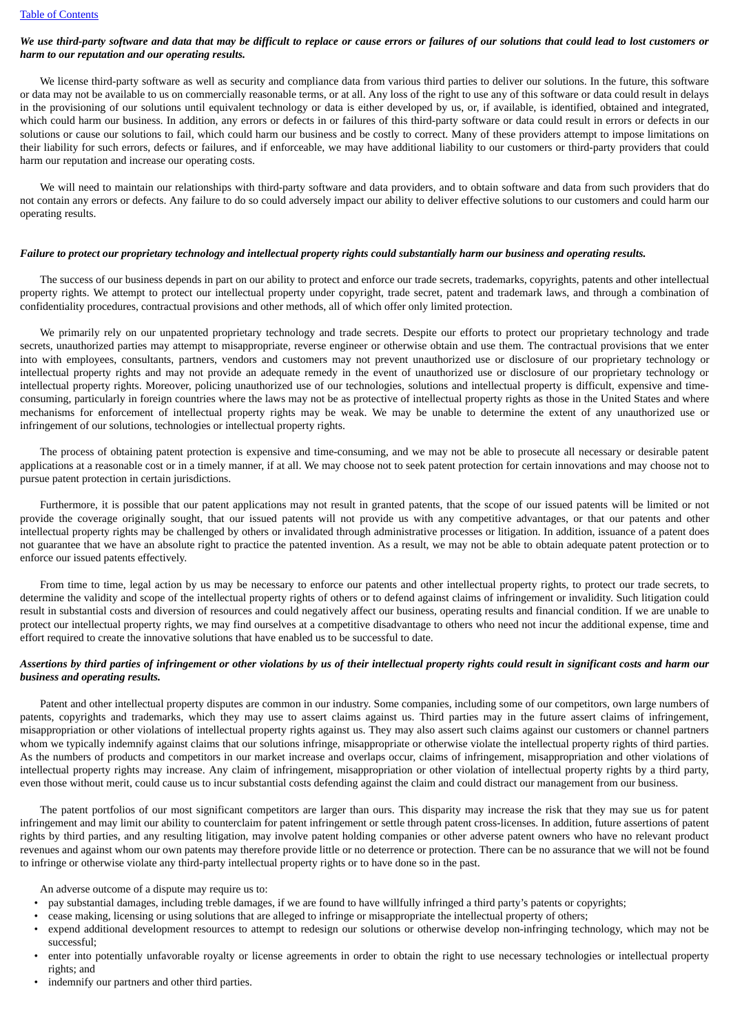***We use third-party software and data that may be difficult to replace or cause errors or failures of our solutions that could lead to lost customers or harm to our reputation and our operating results.***

We license third-party software as well as security and compliance data from various third parties to deliver our solutions. In the future, this software or data may not be available to us on commercially reasonable terms, or at all. Any loss of the right to use any of this software or data could result in delays in the provisioning of our solutions until equivalent technology or data is either developed by us, or, if available, is identified, obtained and integrated, which could harm our business. In addition, any errors or defects in or failures of this third-party software or data could result in errors or defects in our solutions or cause our solutions to fail, which could harm our business and be costly to correct. Many of these providers attempt to impose limitations on their liability for such errors, defects or failures, and if enforceable, we may have additional liability to our customers or third-party providers that could harm our reputation and increase our operating costs.

We will need to maintain our relationships with third-party software and data providers, and to obtain software and data from such providers that do not contain any errors or defects. Any failure to do so could adversely impact our ability to deliver effective solutions to our customers and could harm our operating results.

***Failure to protect our proprietary technology and intellectual property rights could substantially harm our business and operating results.***

The success of our business depends in part on our ability to protect and enforce our trade secrets, trademarks, copyrights, patents and other intellectual property rights. We attempt to protect our intellectual property under copyright, trade secret, patent and trademark laws, and through a combination of confidentiality procedures, contractual provisions and other methods, all of which offer only limited protection.

We primarily rely on our unpatented proprietary technology and trade secrets. Despite our efforts to protect our proprietary technology and trade secrets, unauthorized parties may attempt to misappropriate, reverse engineer or otherwise obtain and use them. The contractual provisions that we enter into with employees, consultants, partners, vendors and customers may not prevent unauthorized use or disclosure of our proprietary technology or intellectual property rights and may not provide an adequate remedy in the event of unauthorized use or disclosure of our proprietary technology or intellectual property rights. Moreover, policing unauthorized use of our technologies, solutions and intellectual property is difficult, expensive and time-consuming, particularly in foreign countries where the laws may not be as protective of intellectual property rights as those in the United States and where mechanisms for enforcement of intellectual property rights may be weak. We may be unable to determine the extent of any unauthorized use or infringement of our solutions, technologies or intellectual property rights.

The process of obtaining patent protection is expensive and time-consuming, and we may not be able to prosecute all necessary or desirable patent applications at a reasonable cost or in a timely manner, if at all. We may choose not to seek patent protection for certain innovations and may choose not to pursue patent protection in certain jurisdictions.

Furthermore, it is possible that our patent applications may not result in granted patents, that the scope of our issued patents will be limited or not provide the coverage originally sought, that our issued patents will not provide us with any competitive advantages, or that our patents and other intellectual property rights may be challenged by others or invalidated through administrative processes or litigation. In addition, issuance of a patent does not guarantee that we have an absolute right to practice the patented invention. As a result, we may not be able to obtain adequate patent protection or to enforce our issued patents effectively.

From time to time, legal action by us may be necessary to enforce our patents and other intellectual property rights, to protect our trade secrets, to determine the validity and scope of the intellectual property rights of others or to defend against claims of infringement or invalidity. Such litigation could result in substantial costs and diversion of resources and could negatively affect our business, operating results and financial condition. If we are unable to protect our intellectual property rights, we may find ourselves at a competitive disadvantage to others who need not incur the additional expense, time and effort required to create the innovative solutions that have enabled us to be successful to date.

***Assertions by third parties of infringement or other violations by us of their intellectual property rights could result in significant costs and harm our business and operating results.***

Patent and other intellectual property disputes are common in our industry. Some companies, including some of our competitors, own large numbers of patents, copyrights and trademarks, which they may use to assert claims against us. Third parties may in the future assert claims of infringement, misappropriation or other violations of intellectual property rights against us. They may also assert such claims against our customers or channel partners whom we typically indemnify against claims that our solutions infringe, misappropriate or otherwise violate the intellectual property rights of third parties. As the numbers of products and competitors in our market increase and overlaps occur, claims of infringement, misappropriation and other violations of intellectual property rights may increase. Any claim of infringement, misappropriation or other violation of intellectual property rights by a third party, even those without merit, could cause us to incur substantial costs defending against the claim and could distract our management from our business.

The patent portfolios of our most significant competitors are larger than ours. This disparity may increase the risk that they may sue us for patent infringement and may limit our ability to counterclaim for patent infringement or settle through patent cross-licenses. In addition, future assertions of patent rights by third parties, and any resulting litigation, may involve patent holding companies or other adverse patent owners who have no relevant product revenues and against whom our own patents may therefore provide little or no deterrence or protection. There can be no assurance that we will not be found to infringe or otherwise violate any third-party intellectual property rights or to have done so in the past.

An adverse outcome of a dispute may require us to:

- pay substantial damages, including treble damages, if we are found to have willfully infringed a third party's patents or copyrights;
- cease making, licensing or using solutions that are alleged to infringe or misappropriate the intellectual property of others;
- expend additional development resources to attempt to redesign our solutions or otherwise develop non-infringing technology, which may not be successful;
- enter into potentially unfavorable royalty or license agreements in order to obtain the right to use necessary technologies or intellectual property rights; and
- indemnify our partners and other third parties.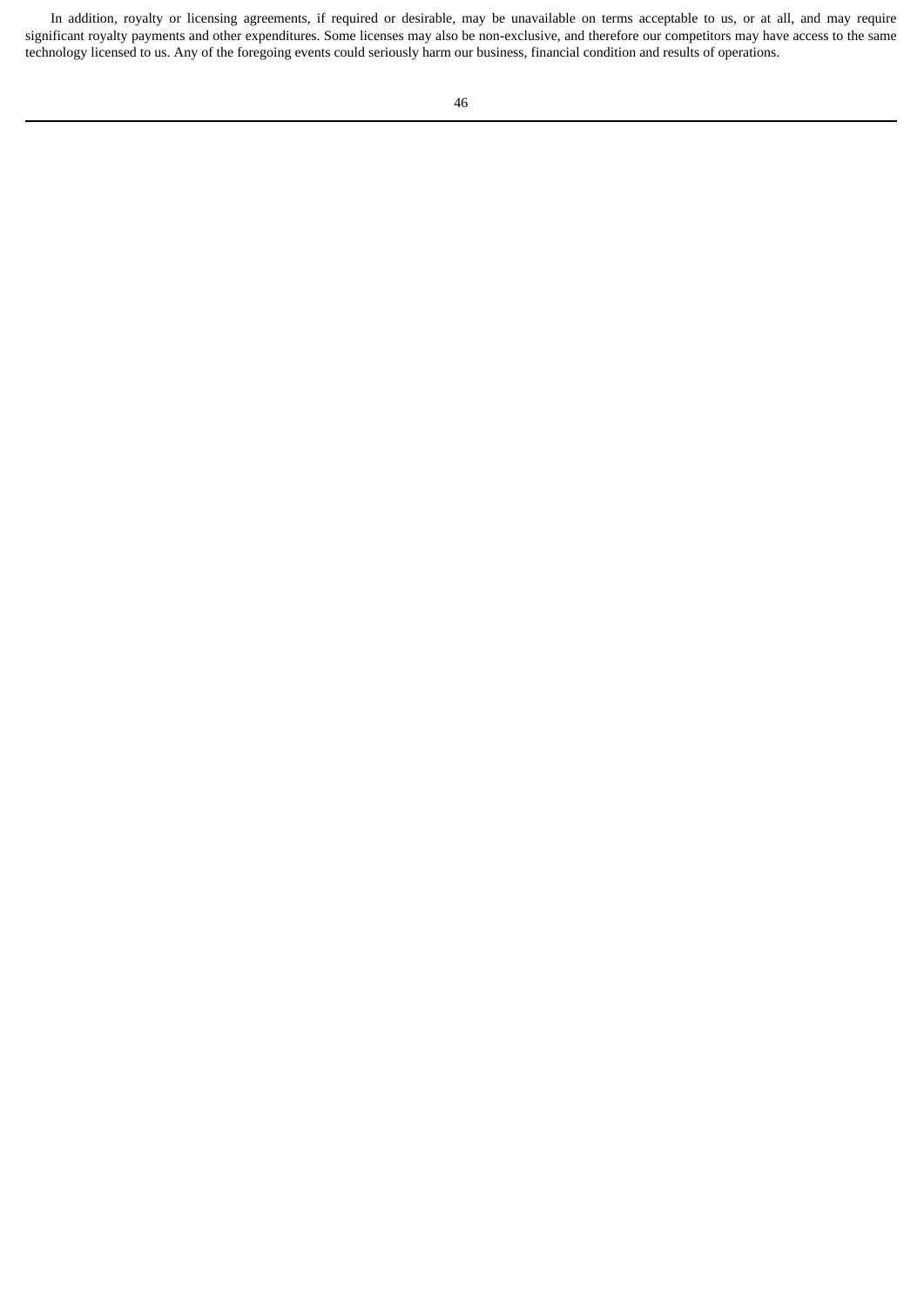In addition, royalty or licensing agreements, if required or desirable, may be unavailable on terms acceptable to us, or at all, and may require significant royalty payments and other expenditures. Some licenses may also be non-exclusive, and therefore our competitors may have access to the same technology licensed to us. Any of the foregoing events could seriously harm our business, financial condition and results of operations.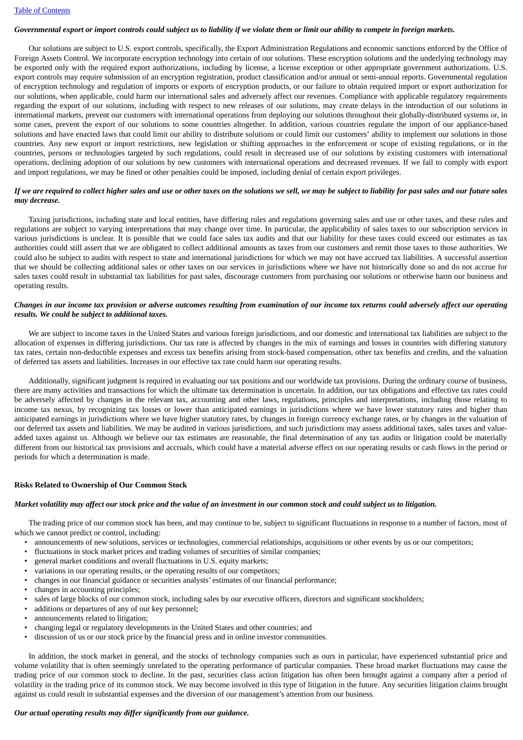*Governmental export or import controls could subject us to liability if we violate them or limit our ability to compete in foreign markets.*

Our solutions are subject to U.S. export controls, specifically, the Export Administration Regulations and economic sanctions enforced by the Office of Foreign Assets Control. We incorporate encryption technology into certain of our solutions. These encryption solutions and the underlying technology may be exported only with the required export authorizations, including by license, a license exception or other appropriate government authorizations. U.S. export controls may require submission of an encryption registration, product classification and/or annual or semi-annual reports. Governmental regulation of encryption technology and regulation of imports or exports of encryption products, or our failure to obtain required import or export authorization for our solutions, when applicable, could harm our international sales and adversely affect our revenues. Compliance with applicable regulatory requirements regarding the export of our solutions, including with respect to new releases of our solutions, may create delays in the introduction of our solutions in international markets, prevent our customers with international operations from deploying our solutions throughout their globally-distributed systems or, in some cases, prevent the export of our solutions to some countries altogether. In addition, various countries regulate the import of our appliance-based solutions and have enacted laws that could limit our ability to distribute solutions or could limit our customers' ability to implement our solutions in those countries. Any new export or import restrictions, new legislation or shifting approaches in the enforcement or scope of existing regulations, or in the countries, persons or technologies targeted by such regulations, could result in decreased use of our solutions by existing customers with international operations, declining adoption of our solutions by new customers with international operations and decreased revenues. If we fail to comply with export and import regulations, we may be fined or other penalties could be imposed, including denial of certain export privileges.

*If we are required to collect higher sales and use or other taxes on the solutions we sell, we may be subject to liability for past sales and our future sales may decrease.*

Taxing jurisdictions, including state and local entities, have differing rules and regulations governing sales and use or other taxes, and these rules and regulations are subject to varying interpretations that may change over time. In particular, the applicability of sales taxes to our subscription services in various jurisdictions is unclear. It is possible that we could face sales tax audits and that our liability for these taxes could exceed our estimates as tax authorities could still assert that we are obligated to collect additional amounts as taxes from our customers and remit those taxes to those authorities. We could also be subject to audits with respect to state and international jurisdictions for which we may not have accrued tax liabilities. A successful assertion that we should be collecting additional sales or other taxes on our services in jurisdictions where we have not historically done so and do not accrue for sales taxes could result in substantial tax liabilities for past sales, discourage customers from purchasing our solutions or otherwise harm our business and operating results.

*Changes in our income tax provision or adverse outcomes resulting from examination of our income tax returns could adversely affect our operating results. We could be subject to additional taxes.*

We are subject to income taxes in the United States and various foreign jurisdictions, and our domestic and international tax liabilities are subject to the allocation of expenses in differing jurisdictions. Our tax rate is affected by changes in the mix of earnings and losses in countries with differing statutory tax rates, certain non-deductible expenses and excess tax benefits arising from stock-based compensation, other tax benefits and credits, and the valuation of deferred tax assets and liabilities. Increases in our effective tax rate could harm our operating results.

Additionally, significant judgment is required in evaluating our tax positions and our worldwide tax provisions. During the ordinary course of business, there are many activities and transactions for which the ultimate tax determination is uncertain. In addition, our tax obligations and effective tax rates could be adversely affected by changes in the relevant tax, accounting and other laws, regulations, principles and interpretations, including those relating to income tax nexus, by recognizing tax losses or lower than anticipated earnings in jurisdictions where we have lower statutory rates and higher than anticipated earnings in jurisdictions where we have higher statutory rates, by changes in foreign currency exchange rates, or by changes in the valuation of our deferred tax assets and liabilities. We may be audited in various jurisdictions, and such jurisdictions may assess additional taxes, sales taxes and value-added taxes against us. Although we believe our tax estimates are reasonable, the final determination of any tax audits or litigation could be materially different from our historical tax provisions and accruals, which could have a material adverse effect on our operating results or cash flows in the period or periods for which a determination is made.

**Risks Related to Ownership of Our Common Stock**

*Market volatility may affect our stock price and the value of an investment in our common stock and could subject us to litigation.*

The trading price of our common stock has been, and may continue to be, subject to significant fluctuations in response to a number of factors, most of which we cannot predict or control, including:

- announcements of new solutions, services or technologies, commercial relationships, acquisitions or other events by us or our competitors;
- fluctuations in stock market prices and trading volumes of securities of similar companies;
- general market conditions and overall fluctuations in U.S. equity markets;
- variations in our operating results, or the operating results of our competitors;
- changes in our financial guidance or securities analysts' estimates of our financial performance;
- changes in accounting principles;
- sales of large blocks of our common stock, including sales by our executive officers, directors and significant stockholders;
- additions or departures of any of our key personnel;
- announcements related to litigation;
- changing legal or regulatory developments in the United States and other countries; and
- discussion of us or our stock price by the financial press and in online investor communities.

In addition, the stock market in general, and the stocks of technology companies such as ours in particular, have experienced substantial price and volume volatility that is often seemingly unrelated to the operating performance of particular companies. These broad market fluctuations may cause the trading price of our common stock to decline. In the past, securities class action litigation has often been brought against a company after a period of volatility in the trading price of its common stock. We may become involved in this type of litigation in the future. Any securities litigation claims brought against us could result in substantial expenses and the diversion of our management's attention from our business.

*Our actual operating results may differ significantly from our guidance.*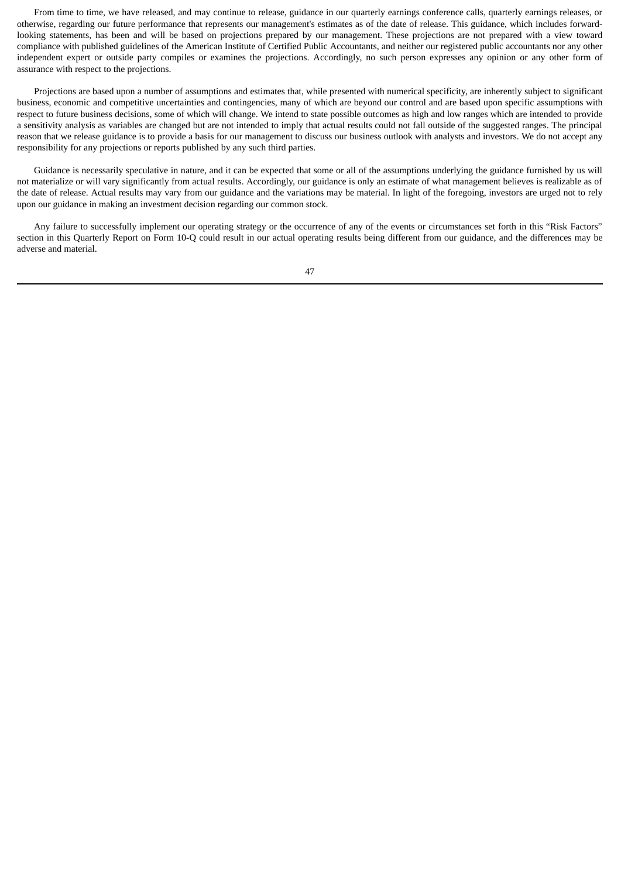From time to time, we have released, and may continue to release, guidance in our quarterly earnings conference calls, quarterly earnings releases, or otherwise, regarding our future performance that represents our management's estimates as of the date of release. This guidance, which includes forward-looking statements, has been and will be based on projections prepared by our management. These projections are not prepared with a view toward compliance with published guidelines of the American Institute of Certified Public Accountants, and neither our registered public accountants nor any other independent expert or outside party compiles or examines the projections. Accordingly, no such person expresses any opinion or any other form of assurance with respect to the projections.

Projections are based upon a number of assumptions and estimates that, while presented with numerical specificity, are inherently subject to significant business, economic and competitive uncertainties and contingencies, many of which are beyond our control and are based upon specific assumptions with respect to future business decisions, some of which will change. We intend to state possible outcomes as high and low ranges which are intended to provide a sensitivity analysis as variables are changed but are not intended to imply that actual results could not fall outside of the suggested ranges. The principal reason that we release guidance is to provide a basis for our management to discuss our business outlook with analysts and investors. We do not accept any responsibility for any projections or reports published by any such third parties.

Guidance is necessarily speculative in nature, and it can be expected that some or all of the assumptions underlying the guidance furnished by us will not materialize or will vary significantly from actual results. Accordingly, our guidance is only an estimate of what management believes is realizable as of the date of release. Actual results may vary from our guidance and the variations may be material. In light of the foregoing, investors are urged not to rely upon our guidance in making an investment decision regarding our common stock.

Any failure to successfully implement our operating strategy or the occurrence of any of the events or circumstances set forth in this "Risk Factors" section in this Quarterly Report on Form 10-Q could result in our actual operating results being different from our guidance, and the differences may be adverse and material.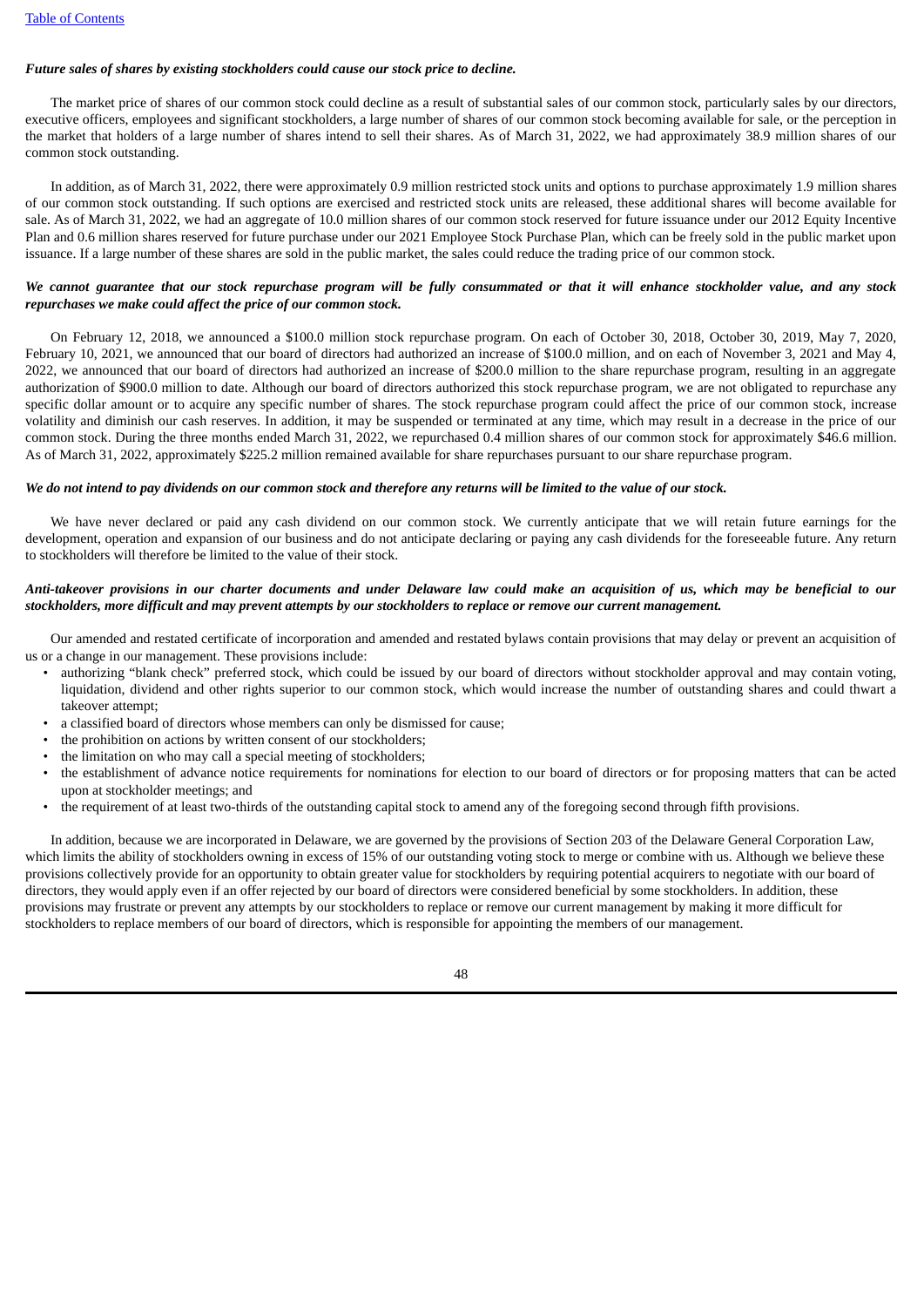***Future sales of shares by existing stockholders could cause our stock price to decline.***

The market price of shares of our common stock could decline as a result of substantial sales of our common stock, particularly sales by our directors, executive officers, employees and significant stockholders, a large number of shares of our common stock becoming available for sale, or the perception in the market that holders of a large number of shares intend to sell their shares. As of March 31, 2022, we had approximately 38.9 million shares of our common stock outstanding.

In addition, as of March 31, 2022, there were approximately 0.9 million restricted stock units and options to purchase approximately 1.9 million shares of our common stock outstanding. If such options are exercised and restricted stock units are released, these additional shares will become available for sale. As of March 31, 2022, we had an aggregate of 10.0 million shares of our common stock reserved for future issuance under our 2012 Equity Incentive Plan and 0.6 million shares reserved for future purchase under our 2021 Employee Stock Purchase Plan, which can be freely sold in the public market upon issuance. If a large number of these shares are sold in the public market, the sales could reduce the trading price of our common stock.

***We cannot guarantee that our stock repurchase program will be fully consummated or that it will enhance stockholder value, and any stock repurchases we make could affect the price of our common stock.***

On February 12, 2018, we announced a $100.0 million stock repurchase program. On each of October 30, 2018, October 30, 2019, May 7, 2020, February 10, 2021, we announced that our board of directors had authorized an increase of $100.0 million, and on each of November 3, 2021 and May 4, 2022, we announced that our board of directors had authorized an increase of $200.0 million to the share repurchase program, resulting in an aggregate authorization of $900.0 million to date. Although our board of directors authorized this stock repurchase program, we are not obligated to repurchase any specific dollar amount or to acquire any specific number of shares. The stock repurchase program could affect the price of our common stock, increase volatility and diminish our cash reserves. In addition, it may be suspended or terminated at any time, which may result in a decrease in the price of our common stock. During the three months ended March 31, 2022, we repurchased 0.4 million shares of our common stock for approximately $46.6 million. As of March 31, 2022, approximately $225.2 million remained available for share repurchases pursuant to our share repurchase program.

***We do not intend to pay dividends on our common stock and therefore any returns will be limited to the value of our stock.***

We have never declared or paid any cash dividend on our common stock. We currently anticipate that we will retain future earnings for the development, operation and expansion of our business and do not anticipate declaring or paying any cash dividends for the foreseeable future. Any return to stockholders will therefore be limited to the value of their stock.

***Anti-takeover provisions in our charter documents and under Delaware law could make an acquisition of us, which may be beneficial to our stockholders, more difficult and may prevent attempts by our stockholders to replace or remove our current management.***

Our amended and restated certificate of incorporation and amended and restated bylaws contain provisions that may delay or prevent an acquisition of us or a change in our management. These provisions include:

- authorizing "blank check" preferred stock, which could be issued by our board of directors without stockholder approval and may contain voting, liquidation, dividend and other rights superior to our common stock, which would increase the number of outstanding shares and could thwart a takeover attempt;
- a classified board of directors whose members can only be dismissed for cause;
- the prohibition on actions by written consent of our stockholders;
- the limitation on who may call a special meeting of stockholders;
- the establishment of advance notice requirements for nominations for election to our board of directors or for proposing matters that can be acted upon at stockholder meetings; and
- the requirement of at least two-thirds of the outstanding capital stock to amend any of the foregoing second through fifth provisions.

In addition, because we are incorporated in Delaware, we are governed by the provisions of Section 203 of the Delaware General Corporation Law, which limits the ability of stockholders owning in excess of 15% of our outstanding voting stock to merge or combine with us. Although we believe these provisions collectively provide for an opportunity to obtain greater value for stockholders by requiring potential acquirers to negotiate with our board of directors, they would apply even if an offer rejected by our board of directors were considered beneficial by some stockholders. In addition, these provisions may frustrate or prevent any attempts by our stockholders to replace or remove our current management by making it more difficult for stockholders to replace members of our board of directors, which is responsible for appointing the members of our management.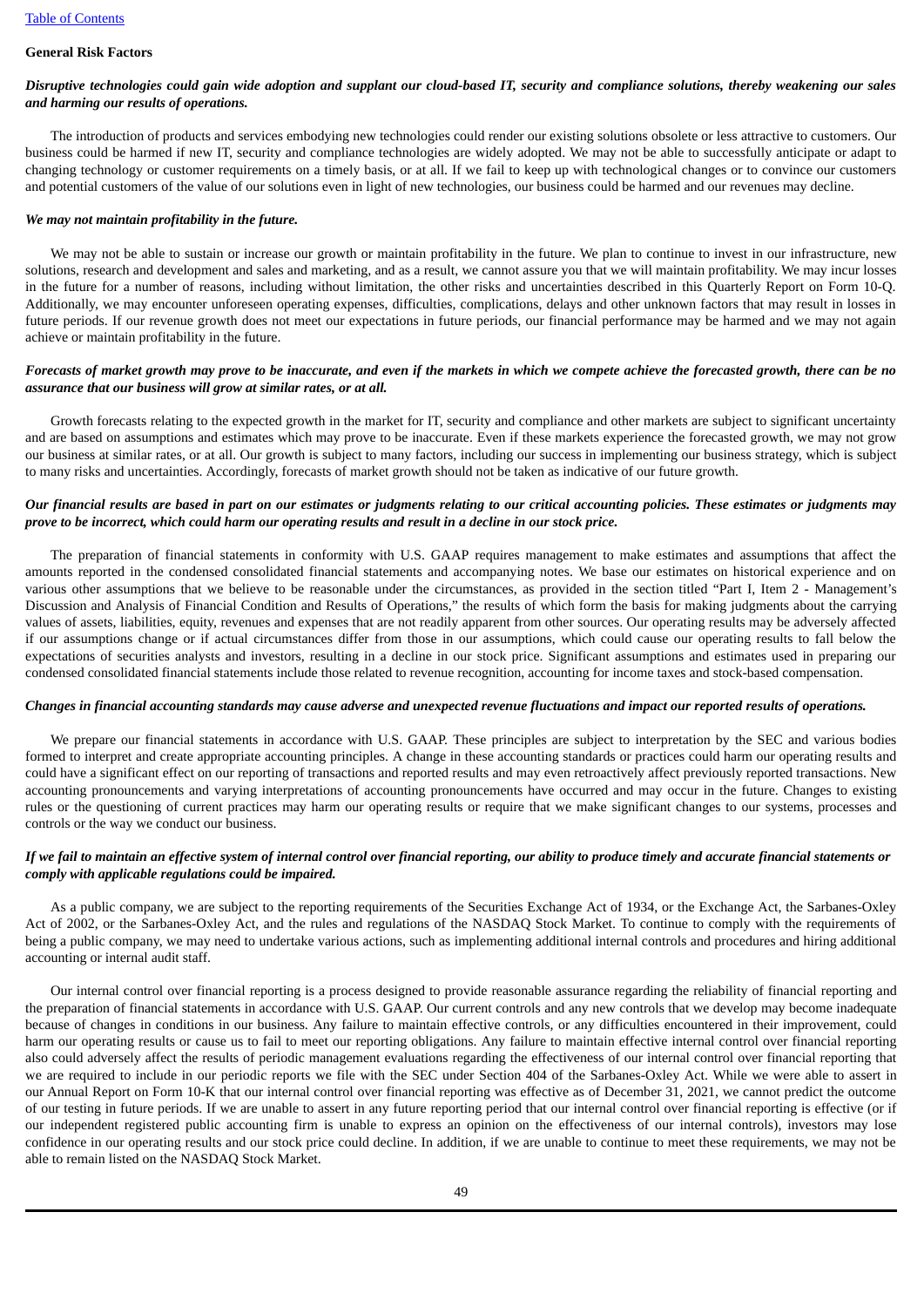**General Risk Factors**

***Disruptive technologies could gain wide adoption and supplant our cloud-based IT, security and compliance solutions, thereby weakening our sales and harming our results of operations.***

The introduction of products and services embodying new technologies could render our existing solutions obsolete or less attractive to customers. Our business could be harmed if new IT, security and compliance technologies are widely adopted. We may not be able to successfully anticipate or adapt to changing technology or customer requirements on a timely basis, or at all. If we fail to keep up with technological changes or to convince our customers and potential customers of the value of our solutions even in light of new technologies, our business could be harmed and our revenues may decline.

***We may not maintain profitability in the future.***

We may not be able to sustain or increase our growth or maintain profitability in the future. We plan to continue to invest in our infrastructure, new solutions, research and development and sales and marketing, and as a result, we cannot assure you that we will maintain profitability. We may incur losses in the future for a number of reasons, including without limitation, the other risks and uncertainties described in this Quarterly Report on Form 10-Q. Additionally, we may encounter unforeseen operating expenses, difficulties, complications, delays and other unknown factors that may result in losses in future periods. If our revenue growth does not meet our expectations in future periods, our financial performance may be harmed and we may not again achieve or maintain profitability in the future.

***Forecasts of market growth may prove to be inaccurate, and even if the markets in which we compete achieve the forecasted growth, there can be no assurance that our business will grow at similar rates, or at all.***

Growth forecasts relating to the expected growth in the market for IT, security and compliance and other markets are subject to significant uncertainty and are based on assumptions and estimates which may prove to be inaccurate. Even if these markets experience the forecasted growth, we may not grow our business at similar rates, or at all. Our growth is subject to many factors, including our success in implementing our business strategy, which is subject to many risks and uncertainties. Accordingly, forecasts of market growth should not be taken as indicative of our future growth.

***Our financial results are based in part on our estimates or judgments relating to our critical accounting policies. These estimates or judgments may prove to be incorrect, which could harm our operating results and result in a decline in our stock price.***

The preparation of financial statements in conformity with U.S. GAAP requires management to make estimates and assumptions that affect the amounts reported in the condensed consolidated financial statements and accompanying notes. We base our estimates on historical experience and on various other assumptions that we believe to be reasonable under the circumstances, as provided in the section titled "Part I, Item 2 - Management's Discussion and Analysis of Financial Condition and Results of Operations," the results of which form the basis for making judgments about the carrying values of assets, liabilities, equity, revenues and expenses that are not readily apparent from other sources. Our operating results may be adversely affected if our assumptions change or if actual circumstances differ from those in our assumptions, which could cause our operating results to fall below the expectations of securities analysts and investors, resulting in a decline in our stock price. Significant assumptions and estimates used in preparing our condensed consolidated financial statements include those related to revenue recognition, accounting for income taxes and stock-based compensation.

***Changes in financial accounting standards may cause adverse and unexpected revenue fluctuations and impact our reported results of operations.***

We prepare our financial statements in accordance with U.S. GAAP. These principles are subject to interpretation by the SEC and various bodies formed to interpret and create appropriate accounting principles. A change in these accounting standards or practices could harm our operating results and could have a significant effect on our reporting of transactions and reported results and may even retroactively affect previously reported transactions. New accounting pronouncements and varying interpretations of accounting pronouncements have occurred and may occur in the future. Changes to existing rules or the questioning of current practices may harm our operating results or require that we make significant changes to our systems, processes and controls or the way we conduct our business.

***If we fail to maintain an effective system of internal control over financial reporting, our ability to produce timely and accurate financial statements or comply with applicable regulations could be impaired.***

As a public company, we are subject to the reporting requirements of the Securities Exchange Act of 1934, or the Exchange Act, the Sarbanes-Oxley Act of 2002, or the Sarbanes-Oxley Act, and the rules and regulations of the NASDAQ Stock Market. To continue to comply with the requirements of being a public company, we may need to undertake various actions, such as implementing additional internal controls and procedures and hiring additional accounting or internal audit staff.

Our internal control over financial reporting is a process designed to provide reasonable assurance regarding the reliability of financial reporting and the preparation of financial statements in accordance with U.S. GAAP. Our current controls and any new controls that we develop may become inadequate because of changes in conditions in our business. Any failure to maintain effective controls, or any difficulties encountered in their improvement, could harm our operating results or cause us to fail to meet our reporting obligations. Any failure to maintain effective internal control over financial reporting also could adversely affect the results of periodic management evaluations regarding the effectiveness of our internal control over financial reporting that we are required to include in our periodic reports we file with the SEC under Section 404 of the Sarbanes-Oxley Act. While we were able to assert in our Annual Report on Form 10-K that our internal control over financial reporting was effective as of December 31, 2021, we cannot predict the outcome of our testing in future periods. If we are unable to assert in any future reporting period that our internal control over financial reporting is effective (or if our independent registered public accounting firm is unable to express an opinion on the effectiveness of our internal controls), investors may lose confidence in our operating results and our stock price could decline. In addition, if we are unable to continue to meet these requirements, we may not be able to remain listed on the NASDAQ Stock Market.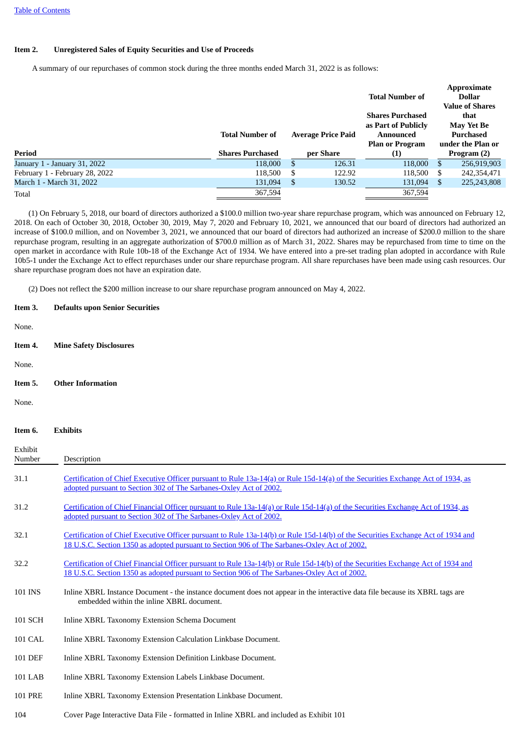## Item 2. Unregistered Sales of Equity Securities and Use of Proceeds

A summary of our repurchases of common stock during the three months ended March 31, 2022 is as follows:

| Period | Total Number of Shares Purchased | Average Price Paid per Share | Total Number of Shares Purchased as Part of Publicly Announced Plan or Program (1) | Approximate Dollar Value of Shares that May Yet Be Purchased under the Plan or Program (2) |
|---|---|---|---|---|
| January 1 - January 31, 2022 | 118,000 | $ 126.31 | 118,000 | $ 256,919,903 |
| February 1 - February 28, 2022 | 118,500 | $ 122.92 | 118,500 | $ 242,354,471 |
| March 1 - March 31, 2022 | 131,094 | $ 130.52 | 131,094 | $ 225,243,808 |
| Total | 367,594 | | 367,594 | |

(1) On February 5, 2018, our board of directors authorized a $100.0 million two-year share repurchase program, which was announced on February 12, 2018. On each of October 30, 2018, October 30, 2019, May 7, 2020 and February 10, 2021, we announced that our board of directors had authorized an increase of $100.0 million, and on November 3, 2021, we announced that our board of directors had authorized an increase of $200.0 million to the share repurchase program, resulting in an aggregate authorization of $700.0 million as of March 31, 2022. Shares may be repurchased from time to time on the open market in accordance with Rule 10b-18 of the Exchange Act of 1934. We have entered into a pre-set trading plan adopted in accordance with Rule 10b5-1 under the Exchange Act to effect repurchases under our share repurchase program. All share repurchases have been made using cash resources. Our share repurchase program does not have an expiration date.

(2) Does not reflect the $200 million increase to our share repurchase program announced on May 4, 2022.

## Item 3. Defaults upon Senior Securities

None.

## Item 4. Mine Safety Disclosures

None.

## Item 5. Other Information

None.

## Item 6. Exhibits

| Exhibit Number | Description |
|---|---|
| 31.1 | Certification of Chief Executive Officer pursuant to Rule 13a-14(a) or Rule 15d-14(a) of the Securities Exchange Act of 1934, as adopted pursuant to Section 302 of The Sarbanes-Oxley Act of 2002. |
| 31.2 | Certification of Chief Financial Officer pursuant to Rule 13a-14(a) or Rule 15d-14(a) of the Securities Exchange Act of 1934, as adopted pursuant to Section 302 of The Sarbanes-Oxley Act of 2002. |
| 32.1 | Certification of Chief Executive Officer pursuant to Rule 13a-14(b) or Rule 15d-14(b) of the Securities Exchange Act of 1934 and 18 U.S.C. Section 1350 as adopted pursuant to Section 906 of The Sarbanes-Oxley Act of 2002. |
| 32.2 | Certification of Chief Financial Officer pursuant to Rule 13a-14(b) or Rule 15d-14(b) of the Securities Exchange Act of 1934 and 18 U.S.C. Section 1350 as adopted pursuant to Section 906 of The Sarbanes-Oxley Act of 2002. |
| 101 INS | Inline XBRL Instance Document - the instance document does not appear in the interactive data file because its XBRL tags are embedded within the inline XBRL document. |
| 101 SCH | Inline XBRL Taxonomy Extension Schema Document |
| 101 CAL | Inline XBRL Taxonomy Extension Calculation Linkbase Document. |
| 101 DEF | Inline XBRL Taxonomy Extension Definition Linkbase Document. |
| 101 LAB | Inline XBRL Taxonomy Extension Labels Linkbase Document. |
| 101 PRE | Inline XBRL Taxonomy Extension Presentation Linkbase Document. |
| 104 | Cover Page Interactive Data File - formatted in Inline XBRL and included as Exhibit 101 |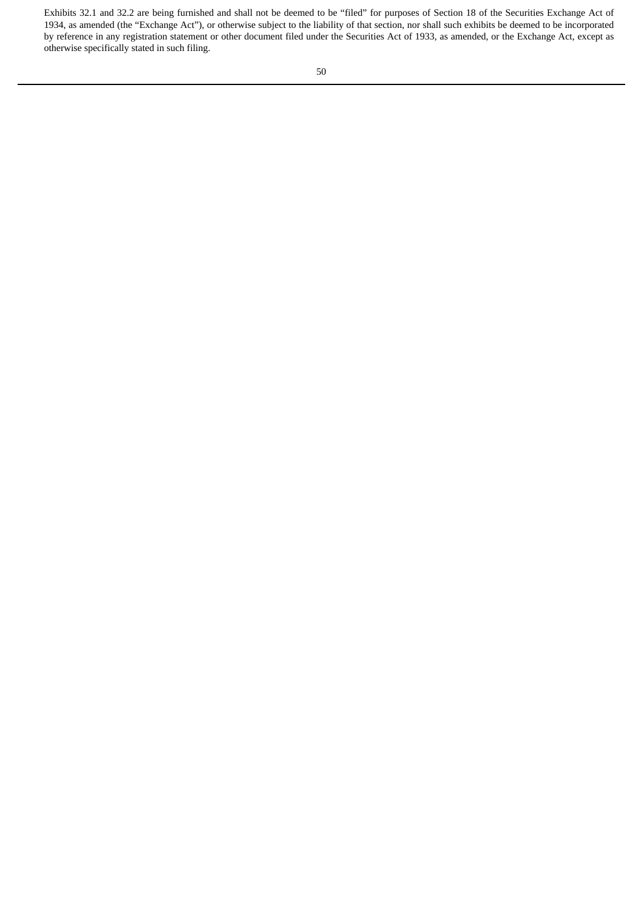Exhibits 32.1 and 32.2 are being furnished and shall not be deemed to be "filed" for purposes of Section 18 of the Securities Exchange Act of 1934, as amended (the "Exchange Act"), or otherwise subject to the liability of that section, nor shall such exhibits be deemed to be incorporated by reference in any registration statement or other document filed under the Securities Act of 1933, as amended, or the Exchange Act, except as otherwise specifically stated in such filing.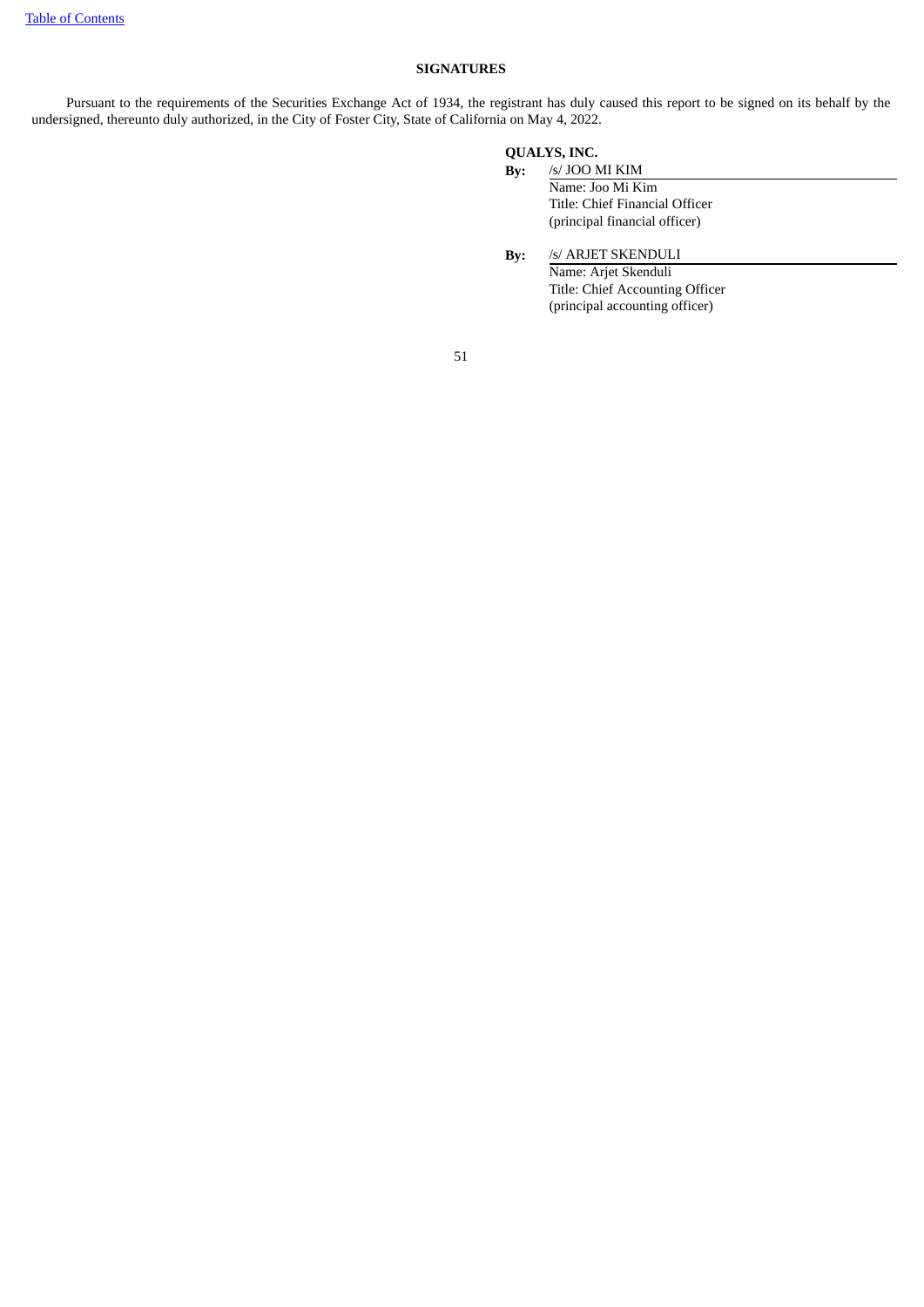## SIGNATURES

Pursuant to the requirements of the Securities Exchange Act of 1934, the registrant has duly caused this report to be signed on its behalf by the undersigned, thereunto duly authorized, in the City of Foster City, State of California on May 4, 2022.

**QUALYS, INC.**

**By:** /s/ JOO MI KIM
Name: Joo Mi Kim
Title: Chief Financial Officer
(principal financial officer)

**By:** /s/ ARJET SKENDULI
Name: Arjet Skenduli
Title: Chief Accounting Officer
(principal accounting officer)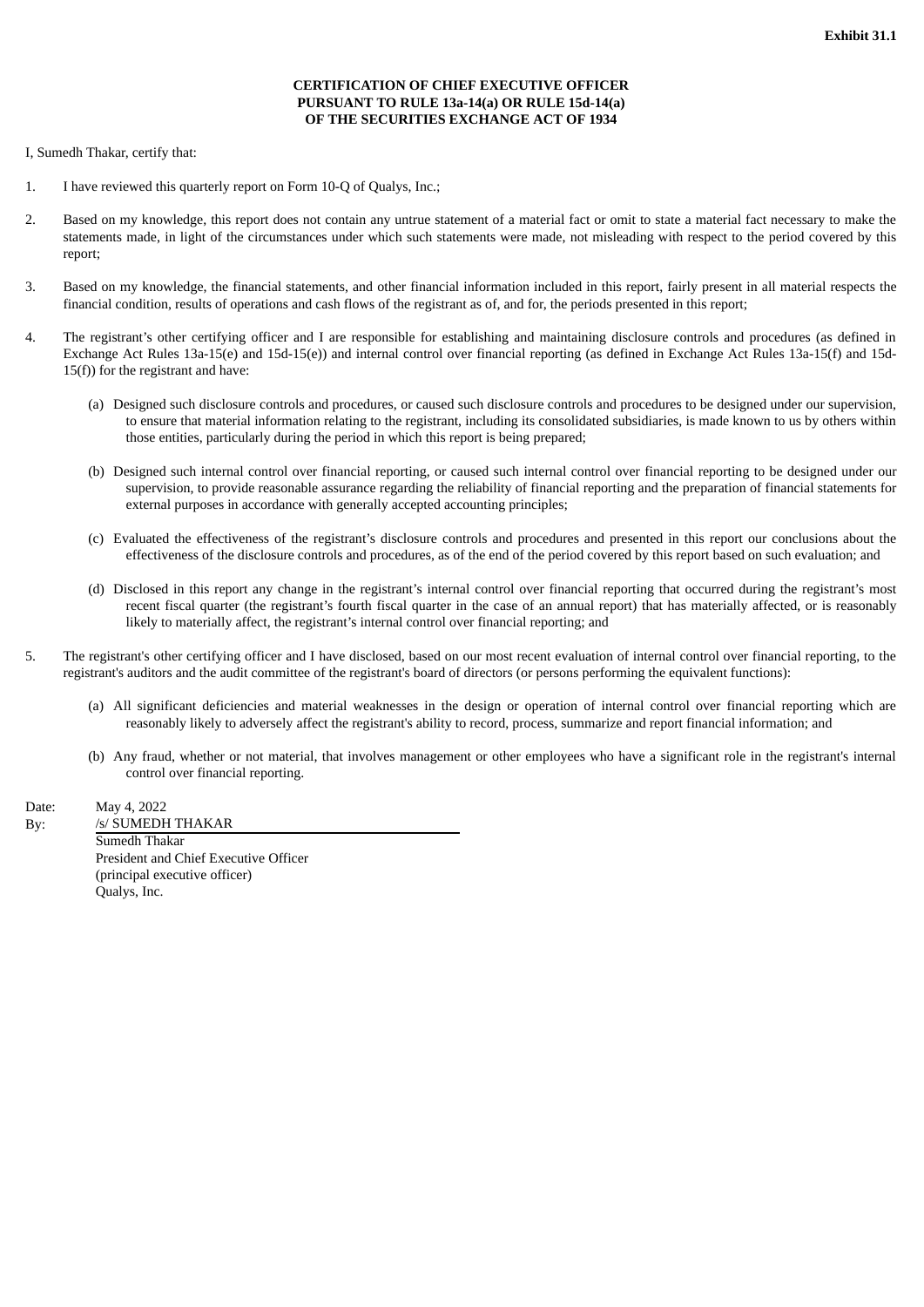**Exhibit 31.1**

**CERTIFICATION OF CHIEF EXECUTIVE OFFICER PURSUANT TO RULE 13a-14(a) OR RULE 15d-14(a) OF THE SECURITIES EXCHANGE ACT OF 1934**

I, Sumedh Thakar, certify that:

1. I have reviewed this quarterly report on Form 10-Q of Qualys, Inc.;

2. Based on my knowledge, this report does not contain any untrue statement of a material fact or omit to state a material fact necessary to make the statements made, in light of the circumstances under which such statements were made, not misleading with respect to the period covered by this report;

3. Based on my knowledge, the financial statements, and other financial information included in this report, fairly present in all material respects the financial condition, results of operations and cash flows of the registrant as of, and for, the periods presented in this report;

4. The registrant's other certifying officer and I are responsible for establishing and maintaining disclosure controls and procedures (as defined in Exchange Act Rules 13a-15(e) and 15d-15(e)) and internal control over financial reporting (as defined in Exchange Act Rules 13a-15(f) and 15d-15(f)) for the registrant and have:

   (a) Designed such disclosure controls and procedures, or caused such disclosure controls and procedures to be designed under our supervision, to ensure that material information relating to the registrant, including its consolidated subsidiaries, is made known to us by others within those entities, particularly during the period in which this report is being prepared;

   (b) Designed such internal control over financial reporting, or caused such internal control over financial reporting to be designed under our supervision, to provide reasonable assurance regarding the reliability of financial reporting and the preparation of financial statements for external purposes in accordance with generally accepted accounting principles;

   (c) Evaluated the effectiveness of the registrant's disclosure controls and procedures and presented in this report our conclusions about the effectiveness of the disclosure controls and procedures, as of the end of the period covered by this report based on such evaluation; and

   (d) Disclosed in this report any change in the registrant's internal control over financial reporting that occurred during the registrant's most recent fiscal quarter (the registrant's fourth fiscal quarter in the case of an annual report) that has materially affected, or is reasonably likely to materially affect, the registrant's internal control over financial reporting; and

5. The registrant's other certifying officer and I have disclosed, based on our most recent evaluation of internal control over financial reporting, to the registrant's auditors and the audit committee of the registrant's board of directors (or persons performing the equivalent functions):

   (a) All significant deficiencies and material weaknesses in the design or operation of internal control over financial reporting which are reasonably likely to adversely affect the registrant's ability to record, process, summarize and report financial information; and

   (b) Any fraud, whether or not material, that involves management or other employees who have a significant role in the registrant's internal control over financial reporting.

Date: May 4, 2022

By: /s/ SUMEDH THAKAR

Sumedh Thakar
President and Chief Executive Officer
(principal executive officer)
Qualys, Inc.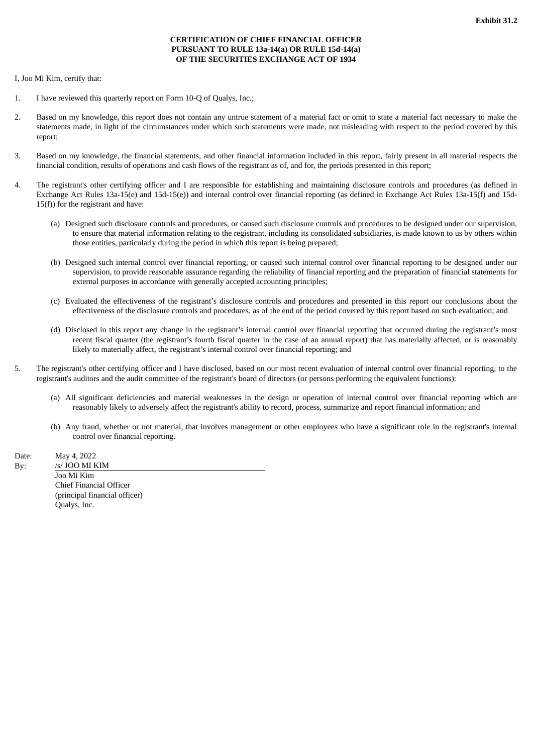**Exhibit 31.2**

**CERTIFICATION OF CHIEF FINANCIAL OFFICER**
**PURSUANT TO RULE 13a-14(a) OR RULE 15d-14(a)**
**OF THE SECURITIES EXCHANGE ACT OF 1934**

I, Joo Mi Kim, certify that:

1. I have reviewed this quarterly report on Form 10-Q of Qualys, Inc.;

2. Based on my knowledge, this report does not contain any untrue statement of a material fact or omit to state a material fact necessary to make the statements made, in light of the circumstances under which such statements were made, not misleading with respect to the period covered by this report;

3. Based on my knowledge, the financial statements, and other financial information included in this report, fairly present in all material respects the financial condition, results of operations and cash flows of the registrant as of, and for, the periods presented in this report;

4. The registrant's other certifying officer and I are responsible for establishing and maintaining disclosure controls and procedures (as defined in Exchange Act Rules 13a-15(e) and 15d-15(e)) and internal control over financial reporting (as defined in Exchange Act Rules 13a-15(f) and 15d-15(f)) for the registrant and have:

   (a) Designed such disclosure controls and procedures, or caused such disclosure controls and procedures to be designed under our supervision, to ensure that material information relating to the registrant, including its consolidated subsidiaries, is made known to us by others within those entities, particularly during the period in which this report is being prepared;

   (b) Designed such internal control over financial reporting, or caused such internal control over financial reporting to be designed under our supervision, to provide reasonable assurance regarding the reliability of financial reporting and the preparation of financial statements for external purposes in accordance with generally accepted accounting principles;

   (c) Evaluated the effectiveness of the registrant’s disclosure controls and procedures and presented in this report our conclusions about the effectiveness of the disclosure controls and procedures, as of the end of the period covered by this report based on such evaluation; and

   (d) Disclosed in this report any change in the registrant’s internal control over financial reporting that occurred during the registrant’s most recent fiscal quarter (the registrant’s fourth fiscal quarter in the case of an annual report) that has materially affected, or is reasonably likely to materially affect, the registrant’s internal control over financial reporting; and

5. The registrant's other certifying officer and I have disclosed, based on our most recent evaluation of internal control over financial reporting, to the registrant's auditors and the audit committee of the registrant's board of directors (or persons performing the equivalent functions):

   (a) All significant deficiencies and material weaknesses in the design or operation of internal control over financial reporting which are reasonably likely to adversely affect the registrant's ability to record, process, summarize and report financial information; and

   (b) Any fraud, whether or not material, that involves management or other employees who have a significant role in the registrant's internal control over financial reporting.

Date: May 4, 2022

By: /s/ JOO MI KIM

Joo Mi Kim
Chief Financial Officer
(principal financial officer)
Qualys, Inc.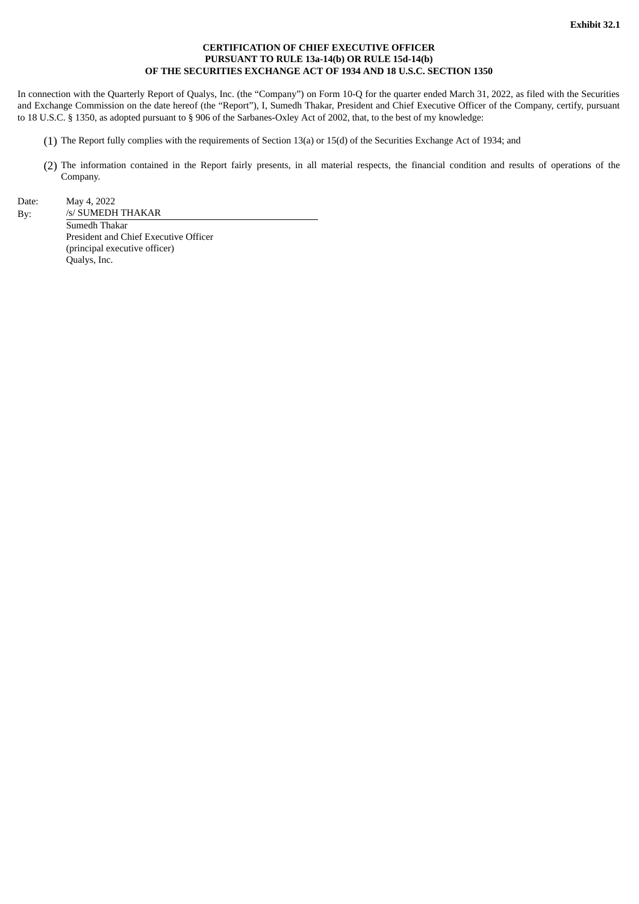**Exhibit 32.1**

**CERTIFICATION OF CHIEF EXECUTIVE OFFICER
PURSUANT TO RULE 13a-14(b) OR RULE 15d-14(b)
OF THE SECURITIES EXCHANGE ACT OF 1934 AND 18 U.S.C. SECTION 1350**

In connection with the Quarterly Report of Qualys, Inc. (the "Company") on Form 10-Q for the quarter ended March 31, 2022, as filed with the Securities and Exchange Commission on the date hereof (the "Report"), I, Sumedh Thakar, President and Chief Executive Officer of the Company, certify, pursuant to 18 U.S.C. § 1350, as adopted pursuant to § 906 of the Sarbanes-Oxley Act of 2002, that, to the best of my knowledge:

(1) The Report fully complies with the requirements of Section 13(a) or 15(d) of the Securities Exchange Act of 1934; and

(2) The information contained in the Report fairly presents, in all material respects, the financial condition and results of operations of the Company.

Date: May 4, 2022

By: /s/ SUMEDH THAKAR

Sumedh Thakar
President and Chief Executive Officer
(principal executive officer)
Qualys, Inc.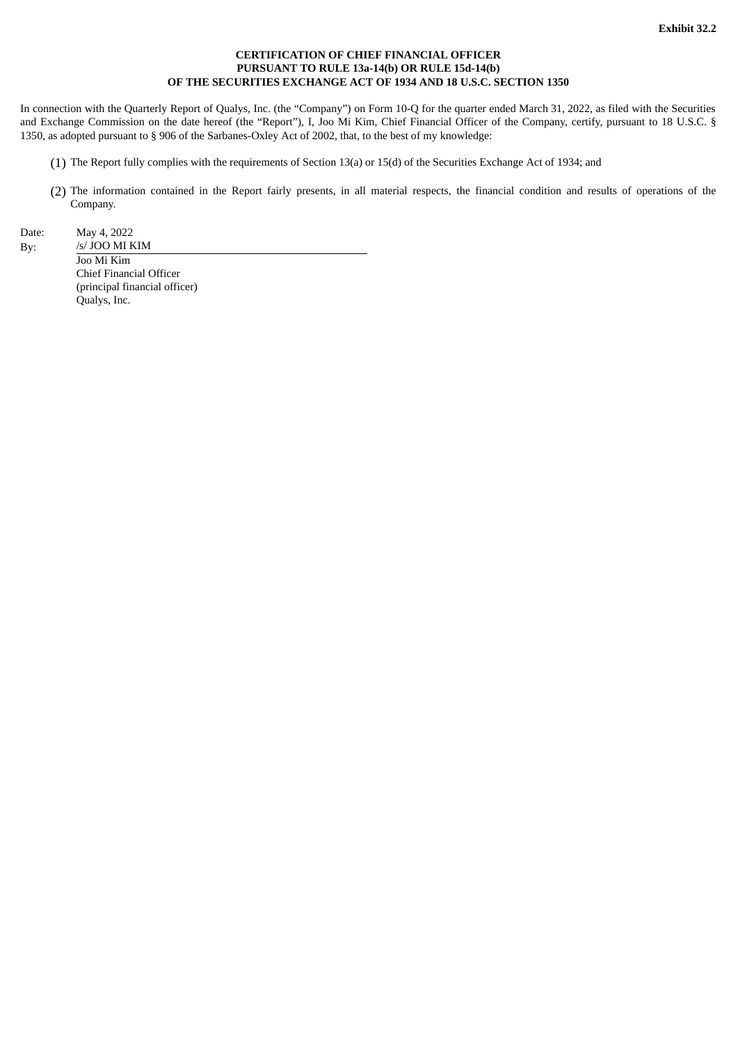Exhibit 32.2

**CERTIFICATION OF CHIEF FINANCIAL OFFICER**
**PURSUANT TO RULE 13a-14(b) OR RULE 15d-14(b)**
**OF THE SECURITIES EXCHANGE ACT OF 1934 AND 18 U.S.C. SECTION 1350**

In connection with the Quarterly Report of Qualys, Inc. (the "Company") on Form 10-Q for the quarter ended March 31, 2022, as filed with the Securities and Exchange Commission on the date hereof (the "Report"), I, Joo Mi Kim, Chief Financial Officer of the Company, certify, pursuant to 18 U.S.C. § 1350, as adopted pursuant to § 906 of the Sarbanes-Oxley Act of 2002, that, to the best of my knowledge:

(1) The Report fully complies with the requirements of Section 13(a) or 15(d) of the Securities Exchange Act of 1934; and

(2) The information contained in the Report fairly presents, in all material respects, the financial condition and results of operations of the Company.

Date: May 4, 2022

By: /s/ JOO MI KIM

Joo Mi Kim
Chief Financial Officer
(principal financial officer)
Qualys, Inc.